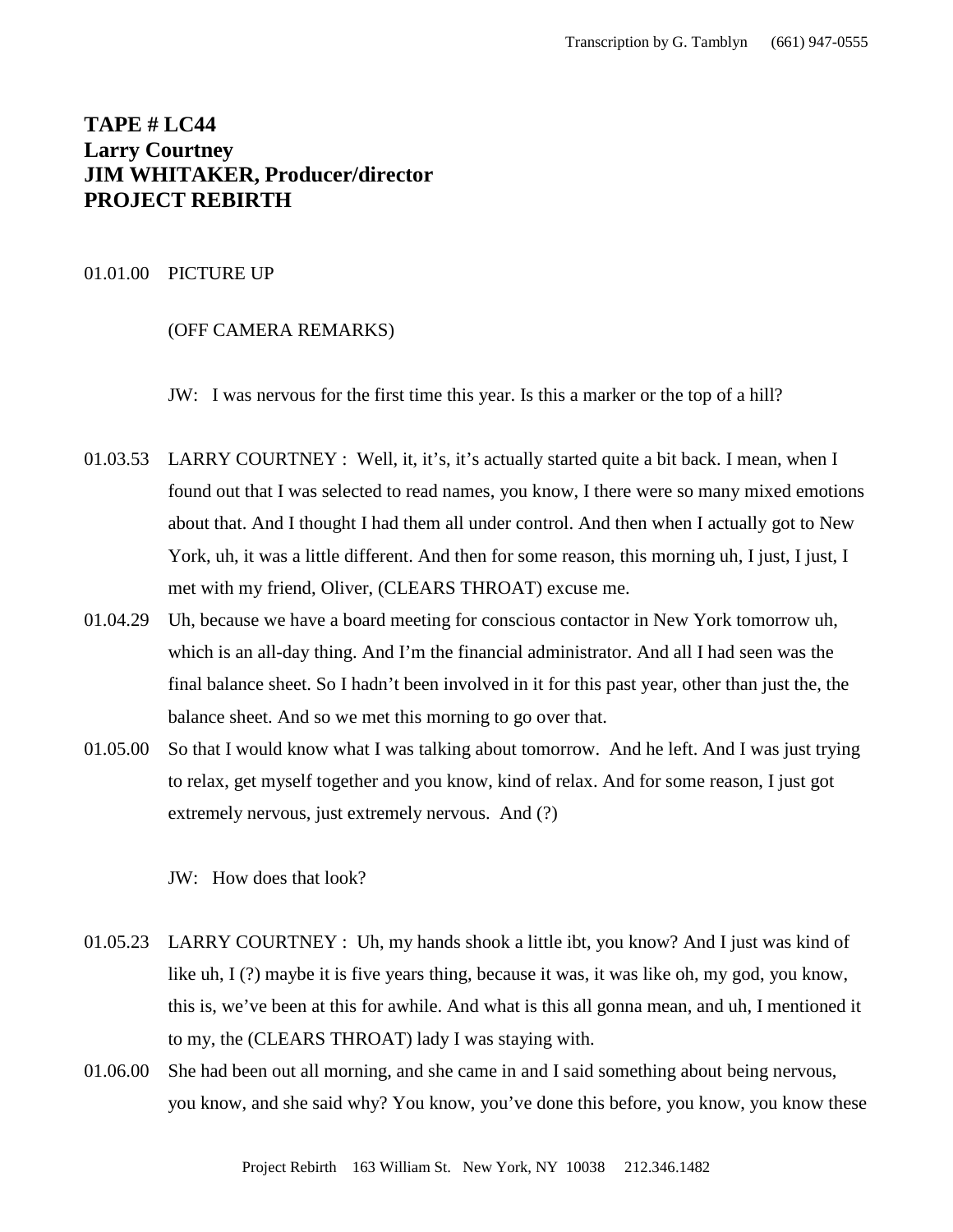# TAPE # LC44
# Larry Courtney
# JIM WHITAKER, Producer/director
# PROJECT REBIRTH

01.01.00 PICTURE UP

(OFF CAMERA REMARKS)

JW: I was nervous for the first time this year. Is this a marker or the top of a hill?

01.03.53 LARRY COURTNEY : Well, it, it's, it's actually started quite a bit back. I mean, when I found out that I was selected to read names, you know, I there were so many mixed emotions about that. And I thought I had them all under control. And then when I actually got to New York, uh, it was a little different. And then for some reason, this morning uh, I just, I just, I met with my friend, Oliver, (CLEARS THROAT) excuse me.

01.04.29 Uh, because we have a board meeting for conscious contactor in New York tomorrow uh, which is an all-day thing. And I'm the financial administrator. And all I had seen was the final balance sheet. So I hadn't been involved in it for this past year, other than just the, the balance sheet. And so we met this morning to go over that.

01.05.00 So that I would know what I was talking about tomorrow. And he left. And I was just trying to relax, get myself together and you know, kind of relax. And for some reason, I just got extremely nervous, just extremely nervous. And (?)

JW: How does that look?

01.05.23 LARRY COURTNEY : Uh, my hands shook a little ibt, you know? And I just was kind of like uh, I (?) maybe it is five years thing, because it was, it was like oh, my god, you know, this is, we've been at this for awhile. And what is this all gonna mean, and uh, I mentioned it to my, the (CLEARS THROAT) lady I was staying with.

01.06.00 She had been out all morning, and she came in and I said something about being nervous, you know, and she said why? You know, you've done this before, you know, you know these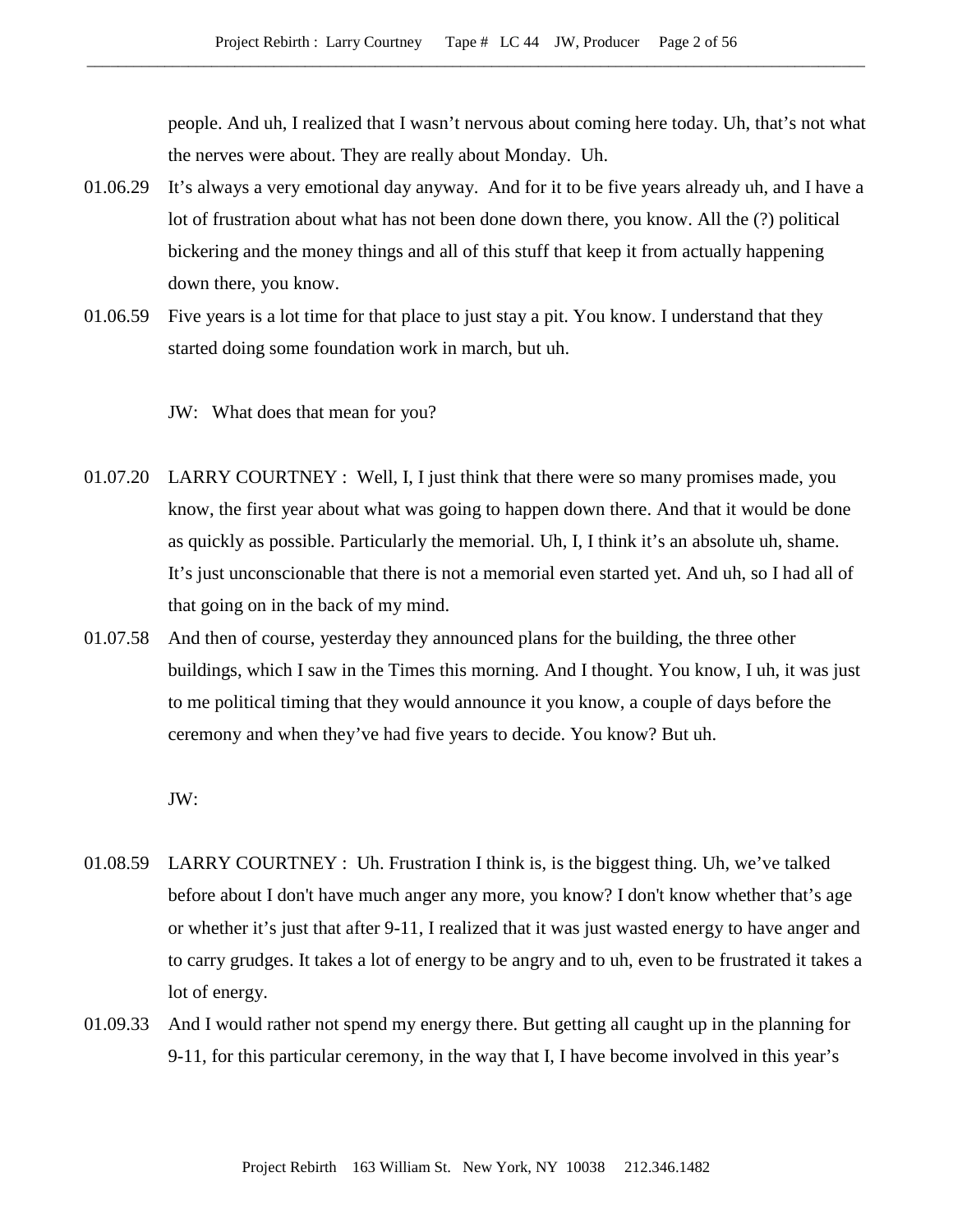people. And uh, I realized that I wasn't nervous about coming here today. Uh, that's not what the nerves were about. They are really about Monday. Uh.

01.06.29 It's always a very emotional day anyway. And for it to be five years already uh, and I have a lot of frustration about what has not been done down there, you know. All the (?) political bickering and the money things and all of this stuff that keep it from actually happening down there, you know.

01.06.59 Five years is a lot time for that place to just stay a pit. You know. I understand that they started doing some foundation work in march, but uh.

JW: What does that mean for you?

01.07.20 LARRY COURTNEY : Well, I, I just think that there were so many promises made, you know, the first year about what was going to happen down there. And that it would be done as quickly as possible. Particularly the memorial. Uh, I, I think it's an absolute uh, shame. It's just unconscionable that there is not a memorial even started yet. And uh, so I had all of that going on in the back of my mind.

01.07.58 And then of course, yesterday they announced plans for the building, the three other buildings, which I saw in the Times this morning. And I thought. You know, I uh, it was just to me political timing that they would announce it you know, a couple of days before the ceremony and when they've had five years to decide. You know? But uh.

JW:

01.08.59 LARRY COURTNEY : Uh. Frustration I think is, is the biggest thing. Uh, we've talked before about I don't have much anger any more, you know? I don't know whether that's age or whether it's just that after 9-11, I realized that it was just wasted energy to have anger and to carry grudges. It takes a lot of energy to be angry and to uh, even to be frustrated it takes a lot of energy.

01.09.33 And I would rather not spend my energy there. But getting all caught up in the planning for 9-11, for this particular ceremony, in the way that I, I have become involved in this year's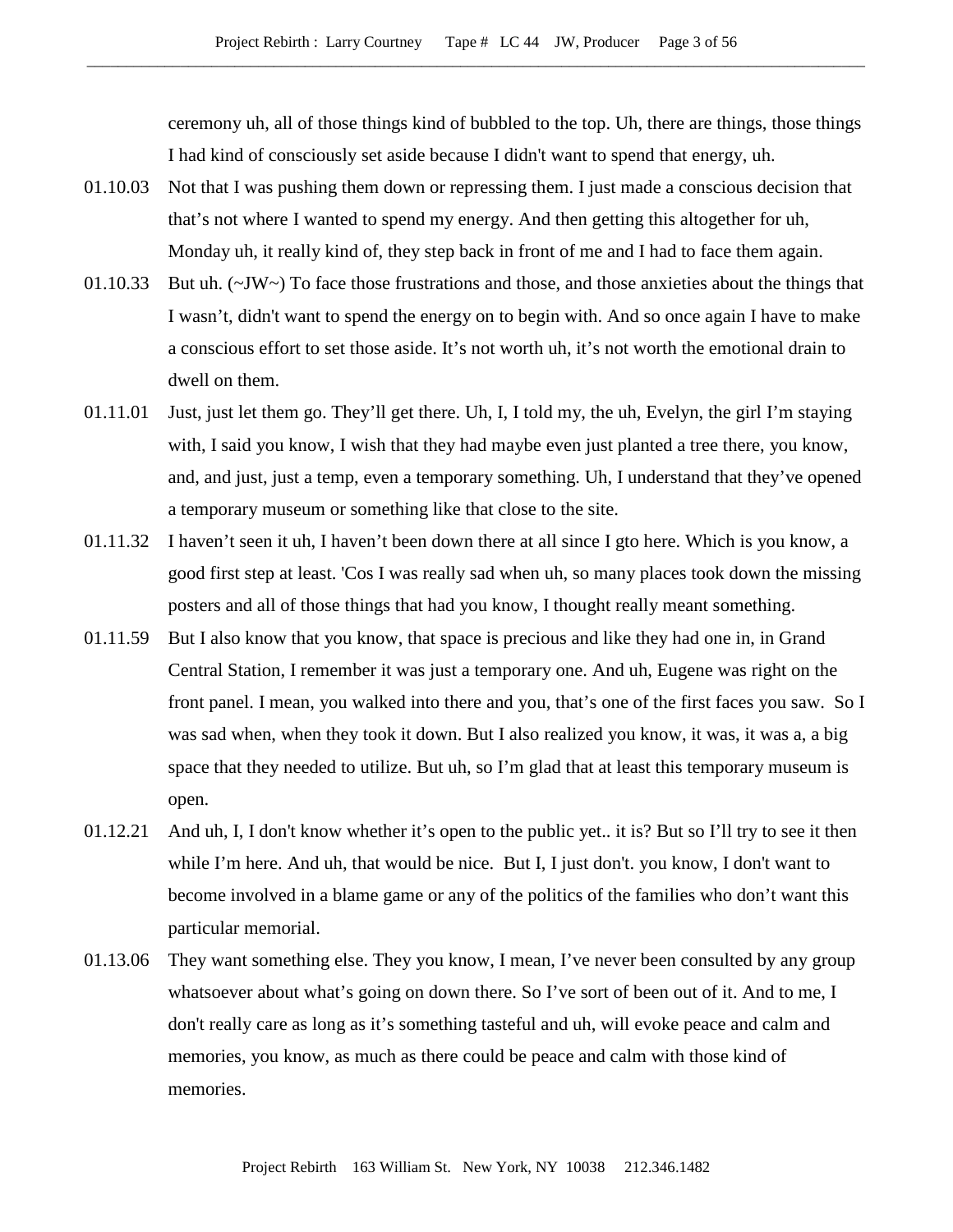ceremony uh, all of those things kind of bubbled to the top. Uh, there are things, those things I had kind of consciously set aside because I didn't want to spend that energy, uh.

01.10.03 Not that I was pushing them down or repressing them. I just made a conscious decision that that's not where I wanted to spend my energy. And then getting this altogether for uh, Monday uh, it really kind of, they step back in front of me and I had to face them again.

01.10.33 But uh. (~JW~) To face those frustrations and those, and those anxieties about the things that I wasn't, didn't want to spend the energy on to begin with. And so once again I have to make a conscious effort to set those aside. It's not worth uh, it's not worth the emotional drain to dwell on them.

01.11.01 Just, just let them go. They'll get there. Uh, I, I told my, the uh, Evelyn, the girl I'm staying with, I said you know, I wish that they had maybe even just planted a tree there, you know, and, and just, just a temp, even a temporary something. Uh, I understand that they've opened a temporary museum or something like that close to the site.

01.11.32 I haven't seen it uh, I haven't been down there at all since I gto here. Which is you know, a good first step at least. 'Cos I was really sad when uh, so many places took down the missing posters and all of those things that had you know, I thought really meant something.

01.11.59 But I also know that you know, that space is precious and like they had one in, in Grand Central Station, I remember it was just a temporary one. And uh, Eugene was right on the front panel. I mean, you walked into there and you, that's one of the first faces you saw. So I was sad when, when they took it down. But I also realized you know, it was, it was a, a big space that they needed to utilize. But uh, so I'm glad that at least this temporary museum is open.

01.12.21 And uh, I, I don't know whether it's open to the public yet.. it is? But so I'll try to see it then while I'm here. And uh, that would be nice. But I, I just don't. you know, I don't want to become involved in a blame game or any of the politics of the families who don't want this particular memorial.

01.13.06 They want something else. They you know, I mean, I've never been consulted by any group whatsoever about what's going on down there. So I've sort of been out of it. And to me, I don't really care as long as it's something tasteful and uh, will evoke peace and calm and memories, you know, as much as there could be peace and calm with those kind of memories.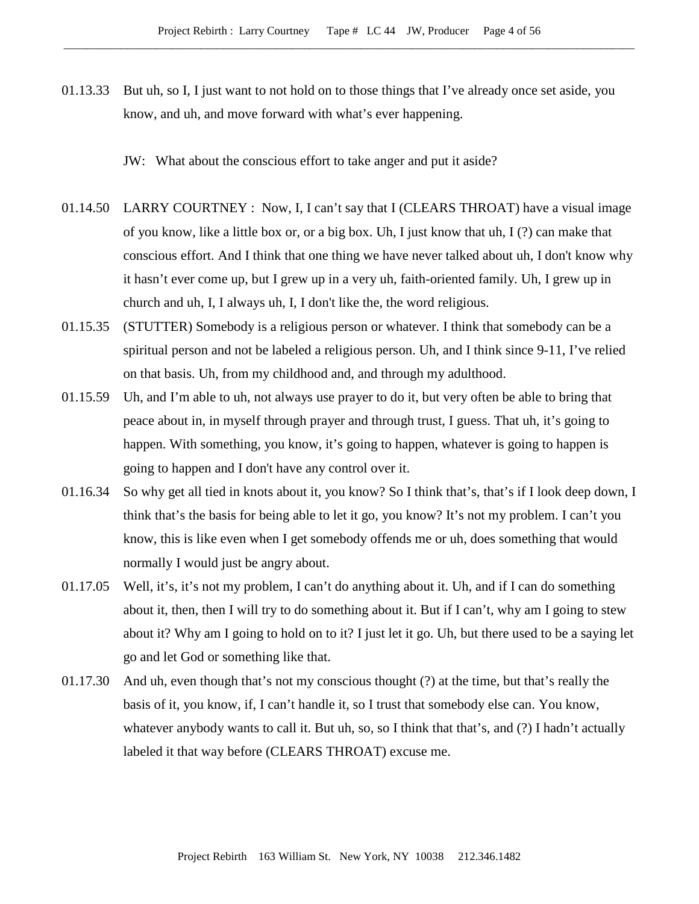01.13.33 But uh, so I, I just want to not hold on to those things that I've already once set aside, you know, and uh, and move forward with what's ever happening.

JW: What about the conscious effort to take anger and put it aside?

01.14.50 LARRY COURTNEY : Now, I, I can't say that I (CLEARS THROAT) have a visual image of you know, like a little box or, or a big box. Uh, I just know that uh, I (?) can make that conscious effort. And I think that one thing we have never talked about uh, I don't know why it hasn't ever come up, but I grew up in a very uh, faith-oriented family. Uh, I grew up in church and uh, I, I always uh, I, I don't like the, the word religious.

01.15.35 (STUTTER) Somebody is a religious person or whatever. I think that somebody can be a spiritual person and not be labeled a religious person. Uh, and I think since 9-11, I've relied on that basis. Uh, from my childhood and, and through my adulthood.

01.15.59 Uh, and I'm able to uh, not always use prayer to do it, but very often be able to bring that peace about in, in myself through prayer and through trust, I guess. That uh, it's going to happen. With something, you know, it's going to happen, whatever is going to happen is going to happen and I don't have any control over it.

01.16.34 So why get all tied in knots about it, you know? So I think that's, that's if I look deep down, I think that's the basis for being able to let it go, you know? It's not my problem. I can't you know, this is like even when I get somebody offends me or uh, does something that would normally I would just be angry about.

01.17.05 Well, it's, it's not my problem, I can't do anything about it. Uh, and if I can do something about it, then, then I will try to do something about it. But if I can't, why am I going to stew about it? Why am I going to hold on to it? I just let it go. Uh, but there used to be a saying let go and let God or something like that.

01.17.30 And uh, even though that's not my conscious thought (?) at the time, but that's really the basis of it, you know, if, I can't handle it, so I trust that somebody else can. You know, whatever anybody wants to call it. But uh, so, so I think that that's, and (?) I hadn't actually labeled it that way before (CLEARS THROAT) excuse me.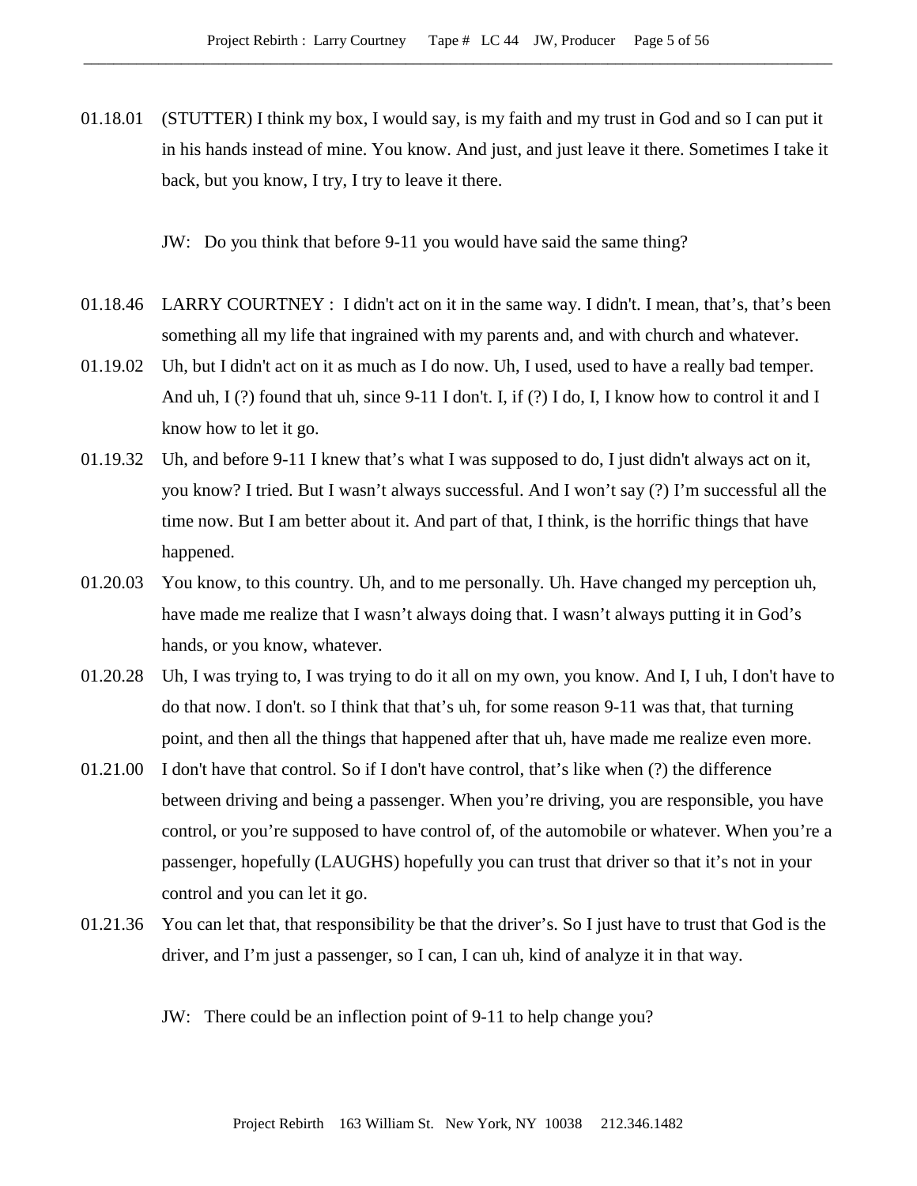01.18.01 (STUTTER) I think my box, I would say, is my faith and my trust in God and so I can put it in his hands instead of mine. You know. And just, and just leave it there. Sometimes I take it back, but you know, I try, I try to leave it there.

JW: Do you think that before 9-11 you would have said the same thing?

01.18.46 LARRY COURTNEY : I didn't act on it in the same way. I didn't. I mean, that's, that's been something all my life that ingrained with my parents and, and with church and whatever.

01.19.02 Uh, but I didn't act on it as much as I do now. Uh, I used, used to have a really bad temper. And uh, I (?) found that uh, since 9-11 I don't. I, if (?) I do, I, I know how to control it and I know how to let it go.

01.19.32 Uh, and before 9-11 I knew that's what I was supposed to do, I just didn't always act on it, you know? I tried. But I wasn't always successful. And I won't say (?) I'm successful all the time now. But I am better about it. And part of that, I think, is the horrific things that have happened.

01.20.03 You know, to this country. Uh, and to me personally. Uh. Have changed my perception uh, have made me realize that I wasn't always doing that. I wasn't always putting it in God's hands, or you know, whatever.

01.20.28 Uh, I was trying to, I was trying to do it all on my own, you know. And I, I uh, I don't have to do that now. I don't. so I think that that's uh, for some reason 9-11 was that, that turning point, and then all the things that happened after that uh, have made me realize even more.

01.21.00 I don't have that control. So if I don't have control, that's like when (?) the difference between driving and being a passenger. When you're driving, you are responsible, you have control, or you're supposed to have control of, of the automobile or whatever. When you're a passenger, hopefully (LAUGHS) hopefully you can trust that driver so that it's not in your control and you can let it go.

01.21.36 You can let that, that responsibility be that the driver's. So I just have to trust that God is the driver, and I'm just a passenger, so I can, I can uh, kind of analyze it in that way.

JW: There could be an inflection point of 9-11 to help change you?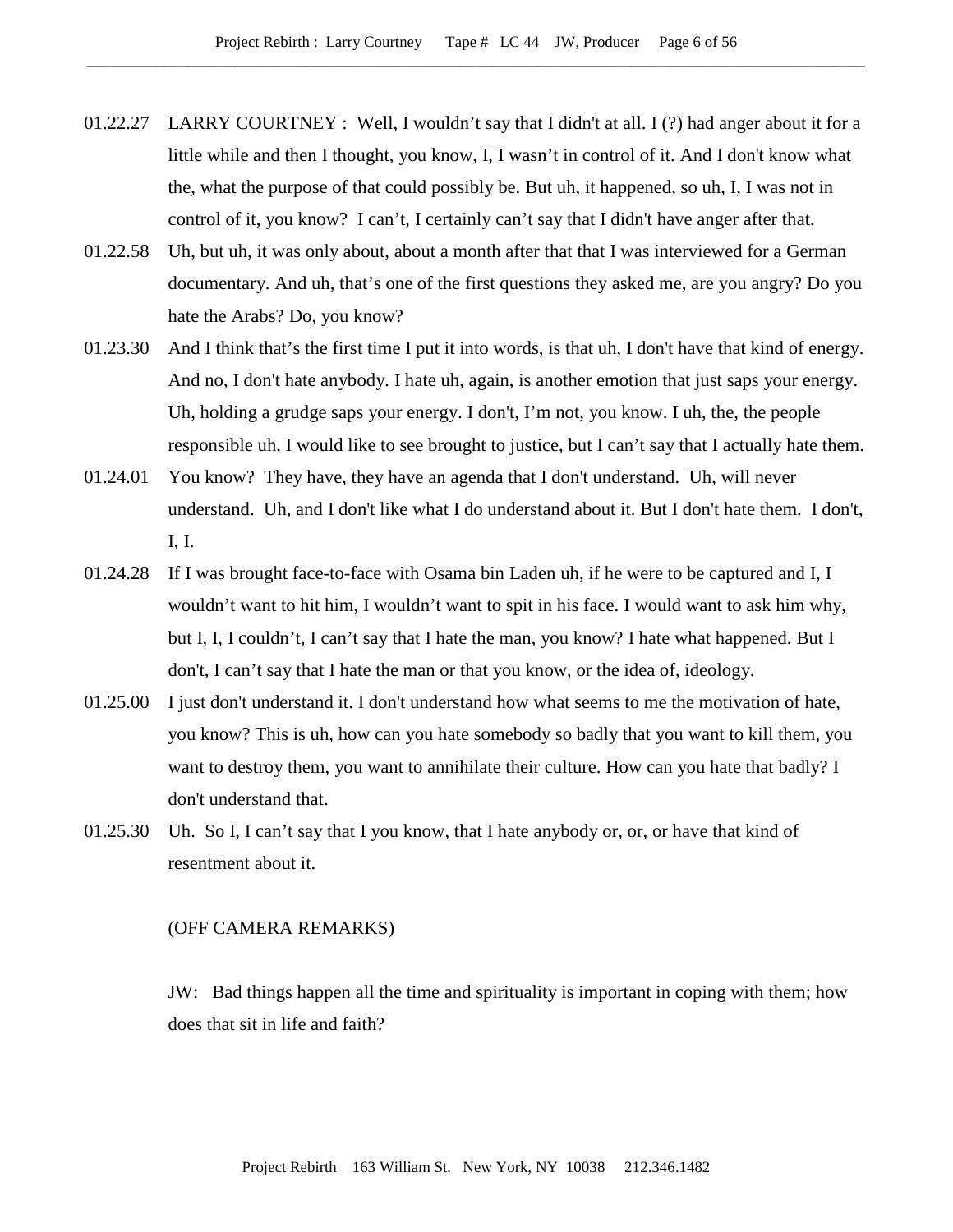01.22.27 LARRY COURTNEY : Well, I wouldn't say that I didn't at all. I (?) had anger about it for a little while and then I thought, you know, I, I wasn't in control of it. And I don't know what the, what the purpose of that could possibly be. But uh, it happened, so uh, I, I was not in control of it, you know? I can't, I certainly can't say that I didn't have anger after that.

01.22.58 Uh, but uh, it was only about, about a month after that that I was interviewed for a German documentary. And uh, that's one of the first questions they asked me, are you angry? Do you hate the Arabs? Do, you know?

01.23.30 And I think that's the first time I put it into words, is that uh, I don't have that kind of energy. And no, I don't hate anybody. I hate uh, again, is another emotion that just saps your energy. Uh, holding a grudge saps your energy. I don't, I'm not, you know. I uh, the, the people responsible uh, I would like to see brought to justice, but I can't say that I actually hate them.

01.24.01 You know? They have, they have an agenda that I don't understand. Uh, will never understand. Uh, and I don't like what I do understand about it. But I don't hate them. I don't, I, I.

01.24.28 If I was brought face-to-face with Osama bin Laden uh, if he were to be captured and I, I wouldn't want to hit him, I wouldn't want to spit in his face. I would want to ask him why, but I, I, I couldn't, I can't say that I hate the man, you know? I hate what happened. But I don't, I can't say that I hate the man or that you know, or the idea of, ideology.

01.25.00 I just don't understand it. I don't understand how what seems to me the motivation of hate, you know? This is uh, how can you hate somebody so badly that you want to kill them, you want to destroy them, you want to annihilate their culture. How can you hate that badly? I don't understand that.

01.25.30 Uh. So I, I can't say that I you know, that I hate anybody or, or, or have that kind of resentment about it.

(OFF CAMERA REMARKS)

JW: Bad things happen all the time and spirituality is important in coping with them; how does that sit in life and faith?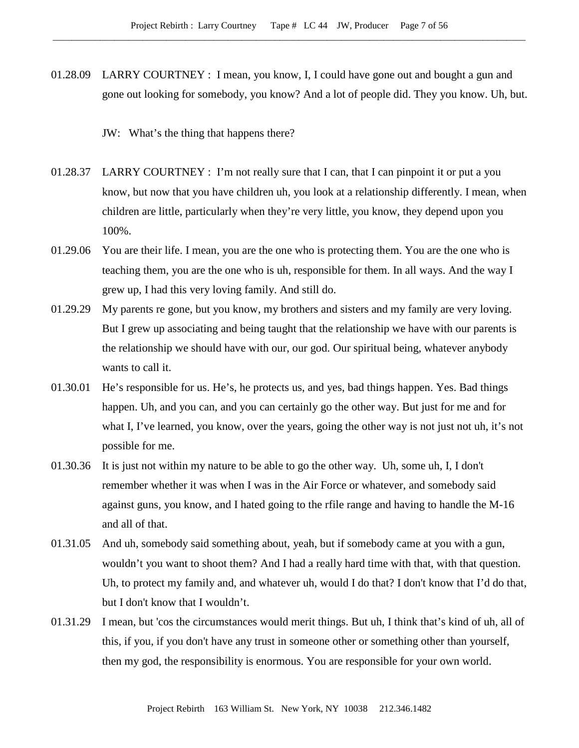01.28.09 LARRY COURTNEY : I mean, you know, I, I could have gone out and bought a gun and gone out looking for somebody, you know? And a lot of people did. They you know. Uh, but.

JW: What's the thing that happens there?

01.28.37 LARRY COURTNEY : I'm not really sure that I can, that I can pinpoint it or put a you know, but now that you have children uh, you look at a relationship differently. I mean, when children are little, particularly when they're very little, you know, they depend upon you 100%.

01.29.06 You are their life. I mean, you are the one who is protecting them. You are the one who is teaching them, you are the one who is uh, responsible for them. In all ways. And the way I grew up, I had this very loving family. And still do.

01.29.29 My parents re gone, but you know, my brothers and sisters and my family are very loving. But I grew up associating and being taught that the relationship we have with our parents is the relationship we should have with our, our god. Our spiritual being, whatever anybody wants to call it.

01.30.01 He's responsible for us. He's, he protects us, and yes, bad things happen. Yes. Bad things happen. Uh, and you can, and you can certainly go the other way. But just for me and for what I, I've learned, you know, over the years, going the other way is not just not uh, it's not possible for me.

01.30.36 It is just not within my nature to be able to go the other way. Uh, some uh, I, I don't remember whether it was when I was in the Air Force or whatever, and somebody said against guns, you know, and I hated going to the rfile range and having to handle the M-16 and all of that.

01.31.05 And uh, somebody said something about, yeah, but if somebody came at you with a gun, wouldn't you want to shoot them? And I had a really hard time with that, with that question. Uh, to protect my family and, and whatever uh, would I do that? I don't know that I'd do that, but I don't know that I wouldn't.

01.31.29 I mean, but 'cos the circumstances would merit things. But uh, I think that's kind of uh, all of this, if you, if you don't have any trust in someone other or something other than yourself, then my god, the responsibility is enormous. You are responsible for your own world.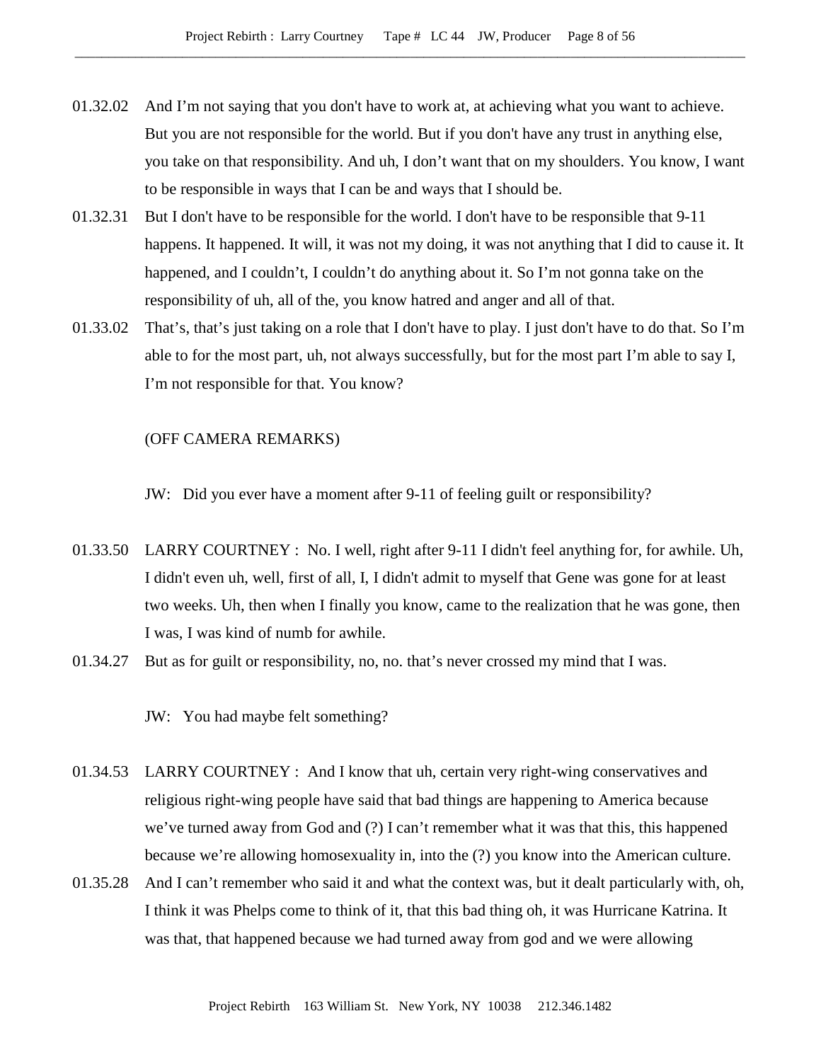01.32.02 And I'm not saying that you don't have to work at, at achieving what you want to achieve. But you are not responsible for the world. But if you don't have any trust in anything else, you take on that responsibility. And uh, I don't want that on my shoulders. You know, I want to be responsible in ways that I can be and ways that I should be.

01.32.31 But I don't have to be responsible for the world. I don't have to be responsible that 9-11 happens. It happened. It will, it was not my doing, it was not anything that I did to cause it. It happened, and I couldn't, I couldn't do anything about it. So I'm not gonna take on the responsibility of uh, all of the, you know hatred and anger and all of that.

01.33.02 That's, that's just taking on a role that I don't have to play. I just don't have to do that. So I'm able to for the most part, uh, not always successfully, but for the most part I'm able to say I, I'm not responsible for that. You know?

(OFF CAMERA REMARKS)

JW: Did you ever have a moment after 9-11 of feeling guilt or responsibility?

01.33.50 LARRY COURTNEY : No. I well, right after 9-11 I didn't feel anything for, for awhile. Uh, I didn't even uh, well, first of all, I, I didn't admit to myself that Gene was gone for at least two weeks. Uh, then when I finally you know, came to the realization that he was gone, then I was, I was kind of numb for awhile.

01.34.27 But as for guilt or responsibility, no, no. that's never crossed my mind that I was.

JW: You had maybe felt something?

01.34.53 LARRY COURTNEY : And I know that uh, certain very right-wing conservatives and religious right-wing people have said that bad things are happening to America because we've turned away from God and (?) I can't remember what it was that this, this happened because we're allowing homosexuality in, into the (?) you know into the American culture.

01.35.28 And I can't remember who said it and what the context was, but it dealt particularly with, oh, I think it was Phelps come to think of it, that this bad thing oh, it was Hurricane Katrina. It was that, that happened because we had turned away from god and we were allowing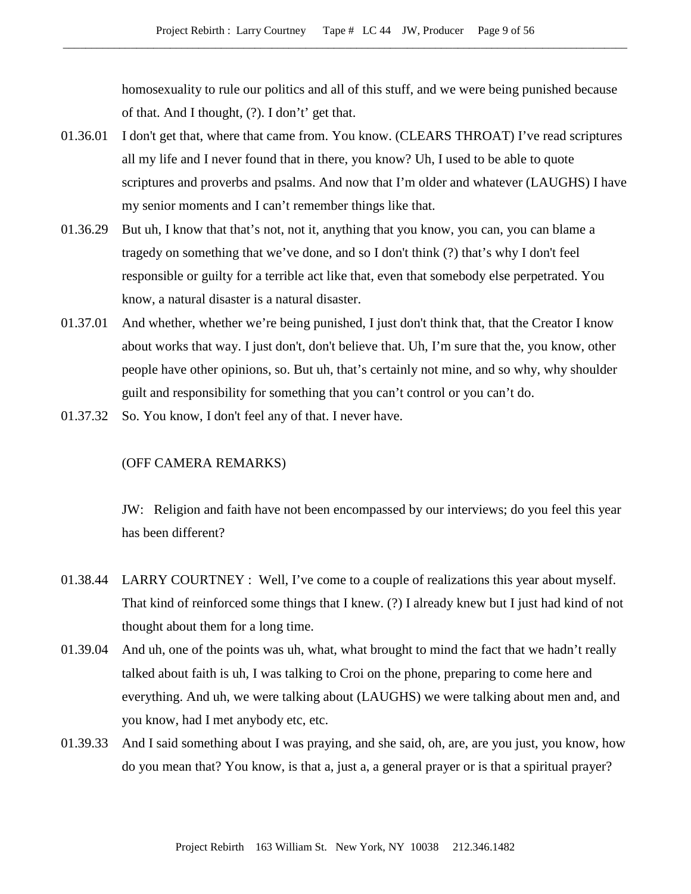homosexuality to rule our politics and all of this stuff, and we were being punished because of that. And I thought, (?). I don't't' get that.

01.36.01 I don't get that, where that came from. You know. (CLEARS THROAT) I've read scriptures all my life and I never found that in there, you know? Uh, I used to be able to quote scriptures and proverbs and psalms. And now that I'm older and whatever (LAUGHS) I have my senior moments and I can't remember things like that.

01.36.29 But uh, I know that that's not, not it, anything that you know, you can, you can blame a tragedy on something that we've done, and so I don't think (?) that's why I don't feel responsible or guilty for a terrible act like that, even that somebody else perpetrated. You know, a natural disaster is a natural disaster.

01.37.01 And whether, whether we're being punished, I just don't think that, that the Creator I know about works that way. I just don't, don't believe that. Uh, I'm sure that the, you know, other people have other opinions, so. But uh, that's certainly not mine, and so why, why shoulder guilt and responsibility for something that you can't control or you can't do.

01.37.32 So. You know, I don't feel any of that. I never have.

(OFF CAMERA REMARKS)

JW: Religion and faith have not been encompassed by our interviews; do you feel this year has been different?

01.38.44 LARRY COURTNEY : Well, I've come to a couple of realizations this year about myself. That kind of reinforced some things that I knew. (?) I already knew but I just had kind of not thought about them for a long time.

01.39.04 And uh, one of the points was uh, what, what brought to mind the fact that we hadn't really talked about faith is uh, I was talking to Croi on the phone, preparing to come here and everything. And uh, we were talking about (LAUGHS) we were talking about men and, and you know, had I met anybody etc, etc.

01.39.33 And I said something about I was praying, and she said, oh, are, are you just, you know, how do you mean that? You know, is that a, just a, a general prayer or is that a spiritual prayer?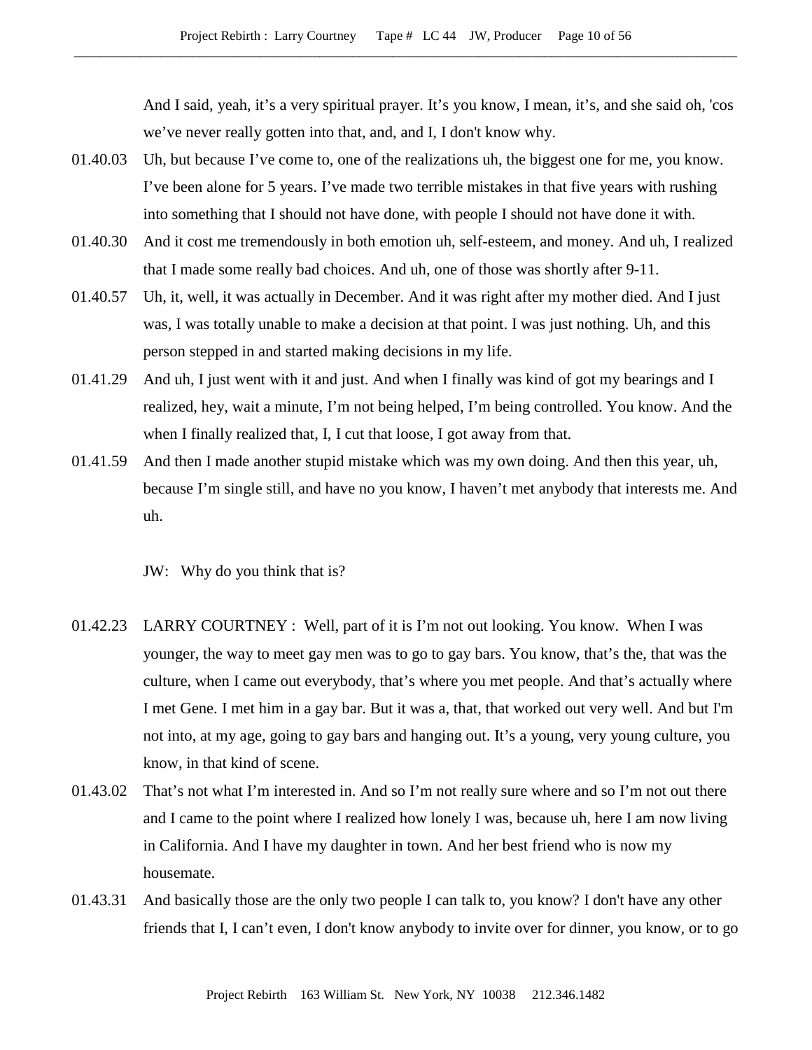And I said, yeah, it's a very spiritual prayer. It's you know, I mean, it's, and she said oh, 'cos we've never really gotten into that, and, and I, I don't know why.

01.40.03 Uh, but because I've come to, one of the realizations uh, the biggest one for me, you know. I've been alone for 5 years. I've made two terrible mistakes in that five years with rushing into something that I should not have done, with people I should not have done it with.

01.40.30 And it cost me tremendously in both emotion uh, self-esteem, and money. And uh, I realized that I made some really bad choices. And uh, one of those was shortly after 9-11.

01.40.57 Uh, it, well, it was actually in December. And it was right after my mother died. And I just was, I was totally unable to make a decision at that point. I was just nothing. Uh, and this person stepped in and started making decisions in my life.

01.41.29 And uh, I just went with it and just. And when I finally was kind of got my bearings and I realized, hey, wait a minute, I'm not being helped, I'm being controlled. You know. And the when I finally realized that, I, I cut that loose, I got away from that.

01.41.59 And then I made another stupid mistake which was my own doing. And then this year, uh, because I'm single still, and have no you know, I haven't met anybody that interests me. And uh.

JW: Why do you think that is?

01.42.23 LARRY COURTNEY : Well, part of it is I'm not out looking. You know. When I was younger, the way to meet gay men was to go to gay bars. You know, that's the, that was the culture, when I came out everybody, that's where you met people. And that's actually where I met Gene. I met him in a gay bar. But it was a, that, that worked out very well. And but I'm not into, at my age, going to gay bars and hanging out. It's a young, very young culture, you know, in that kind of scene.

01.43.02 That's not what I'm interested in. And so I'm not really sure where and so I'm not out there and I came to the point where I realized how lonely I was, because uh, here I am now living in California. And I have my daughter in town. And her best friend who is now my housemate.

01.43.31 And basically those are the only two people I can talk to, you know? I don't have any other friends that I, I can't even, I don't know anybody to invite over for dinner, you know, or to go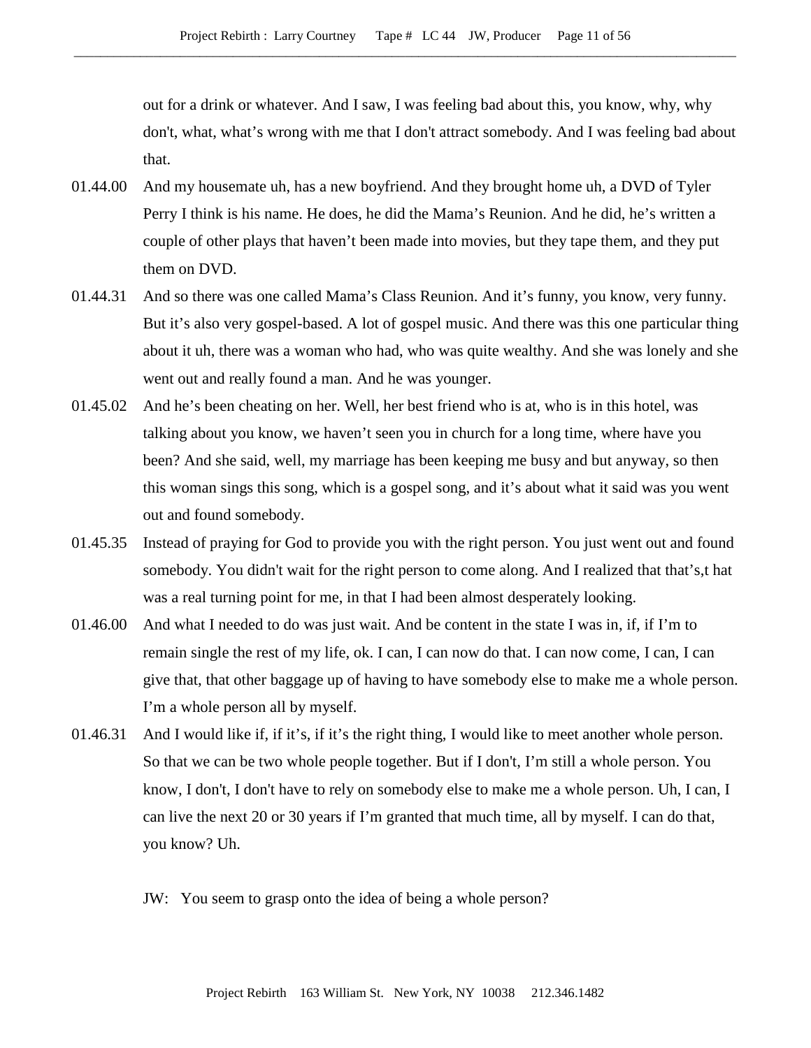out for a drink or whatever. And I saw, I was feeling bad about this, you know, why, why don't, what, what's wrong with me that I don't attract somebody. And I was feeling bad about that.

01.44.00 And my housemate uh, has a new boyfriend. And they brought home uh, a DVD of Tyler Perry I think is his name. He does, he did the Mama's Reunion. And he did, he's written a couple of other plays that haven't been made into movies, but they tape them, and they put them on DVD.

01.44.31 And so there was one called Mama's Class Reunion. And it's funny, you know, very funny. But it's also very gospel-based. A lot of gospel music. And there was this one particular thing about it uh, there was a woman who had, who was quite wealthy. And she was lonely and she went out and really found a man. And he was younger.

01.45.02 And he's been cheating on her. Well, her best friend who is at, who is in this hotel, was talking about you know, we haven't seen you in church for a long time, where have you been? And she said, well, my marriage has been keeping me busy and but anyway, so then this woman sings this song, which is a gospel song, and it's about what it said was you went out and found somebody.

01.45.35 Instead of praying for God to provide you with the right person. You just went out and found somebody. You didn't wait for the right person to come along. And I realized that that's,t hat was a real turning point for me, in that I had been almost desperately looking.

01.46.00 And what I needed to do was just wait. And be content in the state I was in, if, if I'm to remain single the rest of my life, ok. I can, I can now do that. I can now come, I can, I can give that, that other baggage up of having to have somebody else to make me a whole person. I'm a whole person all by myself.

01.46.31 And I would like if, if it's, if it's the right thing, I would like to meet another whole person. So that we can be two whole people together. But if I don't, I'm still a whole person. You know, I don't, I don't have to rely on somebody else to make me a whole person. Uh, I can, I can live the next 20 or 30 years if I'm granted that much time, all by myself. I can do that, you know? Uh.

JW: You seem to grasp onto the idea of being a whole person?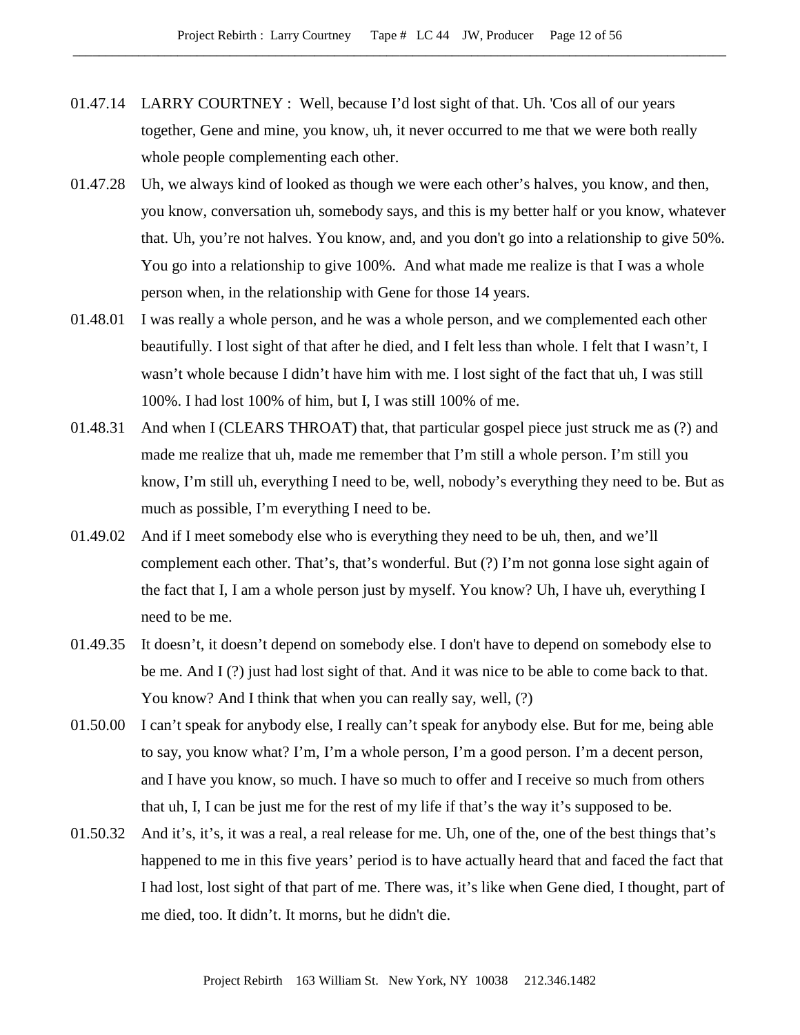01.47.14 LARRY COURTNEY : Well, because I'd lost sight of that. Uh. 'Cos all of our years together, Gene and mine, you know, uh, it never occurred to me that we were both really whole people complementing each other.

01.47.28 Uh, we always kind of looked as though we were each other's halves, you know, and then, you know, conversation uh, somebody says, and this is my better half or you know, whatever that. Uh, you're not halves. You know, and, and you don't go into a relationship to give 50%. You go into a relationship to give 100%. And what made me realize is that I was a whole person when, in the relationship with Gene for those 14 years.

01.48.01 I was really a whole person, and he was a whole person, and we complemented each other beautifully. I lost sight of that after he died, and I felt less than whole. I felt that I wasn't, I wasn't whole because I didn't have him with me. I lost sight of the fact that uh, I was still 100%. I had lost 100% of him, but I, I was still 100% of me.

01.48.31 And when I (CLEARS THROAT) that, that particular gospel piece just struck me as (?) and made me realize that uh, made me remember that I'm still a whole person. I'm still you know, I'm still uh, everything I need to be, well, nobody's everything they need to be. But as much as possible, I'm everything I need to be.

01.49.02 And if I meet somebody else who is everything they need to be uh, then, and we'll complement each other. That's, that's wonderful. But (?) I'm not gonna lose sight again of the fact that I, I am a whole person just by myself. You know? Uh, I have uh, everything I need to be me.

01.49.35 It doesn't, it doesn't depend on somebody else. I don't have to depend on somebody else to be me. And I (?) just had lost sight of that. And it was nice to be able to come back to that. You know? And I think that when you can really say, well, (?)

01.50.00 I can't speak for anybody else, I really can't speak for anybody else. But for me, being able to say, you know what? I'm, I'm a whole person, I'm a good person. I'm a decent person, and I have you know, so much. I have so much to offer and I receive so much from others that uh, I, I can be just me for the rest of my life if that's the way it's supposed to be.

01.50.32 And it's, it's, it was a real, a real release for me. Uh, one of the, one of the best things that's happened to me in this five years' period is to have actually heard that and faced the fact that I had lost, lost sight of that part of me. There was, it's like when Gene died, I thought, part of me died, too. It didn't. It morns, but he didn't die.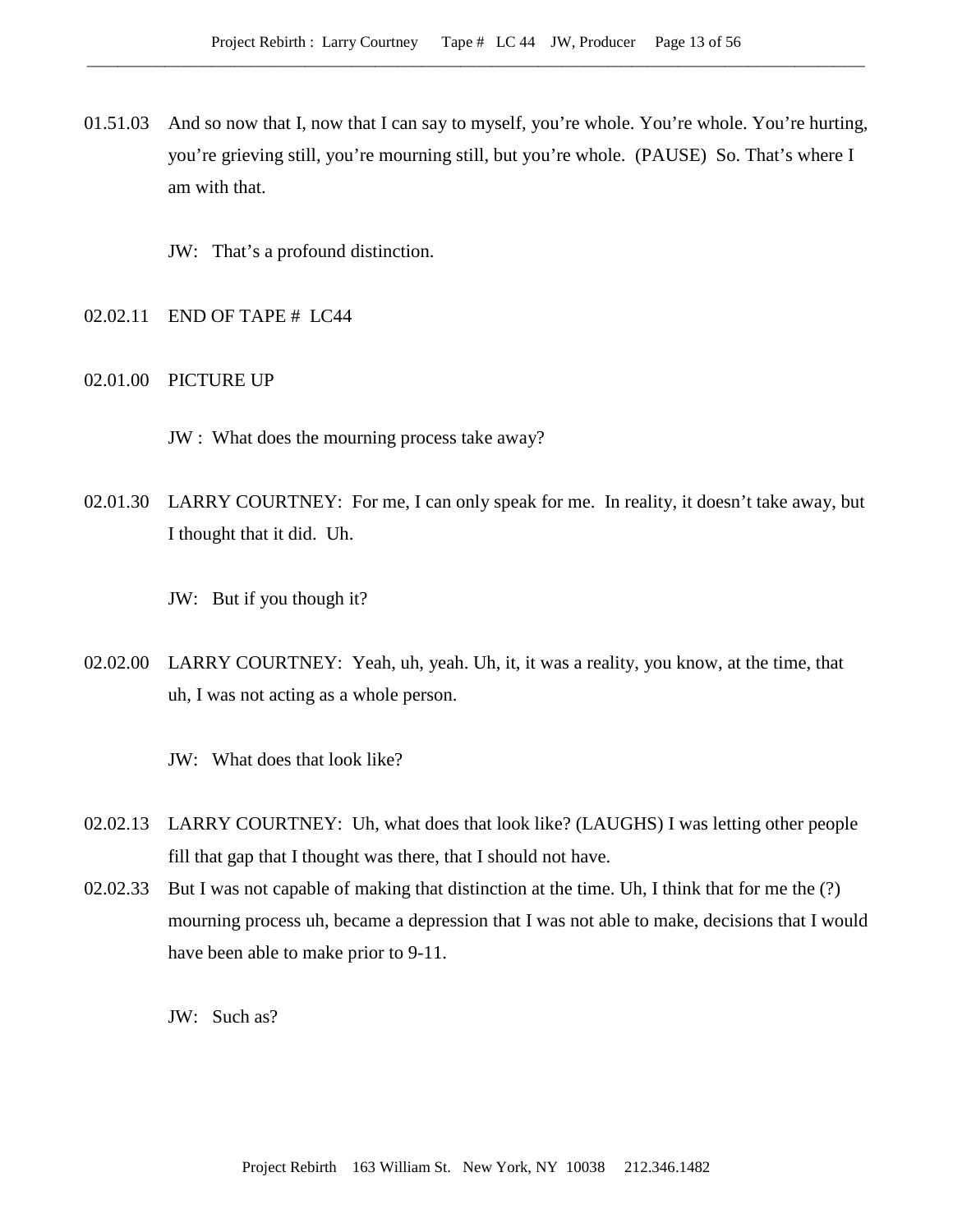01.51.03 And so now that I, now that I can say to myself, you're whole. You're whole. You're hurting, you're grieving still, you're mourning still, but you're whole. (PAUSE) So. That's where I am with that.

JW: That's a profound distinction.

02.02.11 END OF TAPE # LC44

02.01.00 PICTURE UP

JW : What does the mourning process take away?

02.01.30 LARRY COURTNEY: For me, I can only speak for me. In reality, it doesn't take away, but I thought that it did. Uh.

JW: But if you though it?

02.02.00 LARRY COURTNEY: Yeah, uh, yeah. Uh, it, it was a reality, you know, at the time, that uh, I was not acting as a whole person.

JW: What does that look like?

02.02.13 LARRY COURTNEY: Uh, what does that look like? (LAUGHS) I was letting other people fill that gap that I thought was there, that I should not have.

02.02.33 But I was not capable of making that distinction at the time. Uh, I think that for me the (?) mourning process uh, became a depression that I was not able to make, decisions that I would have been able to make prior to 9-11.

JW: Such as?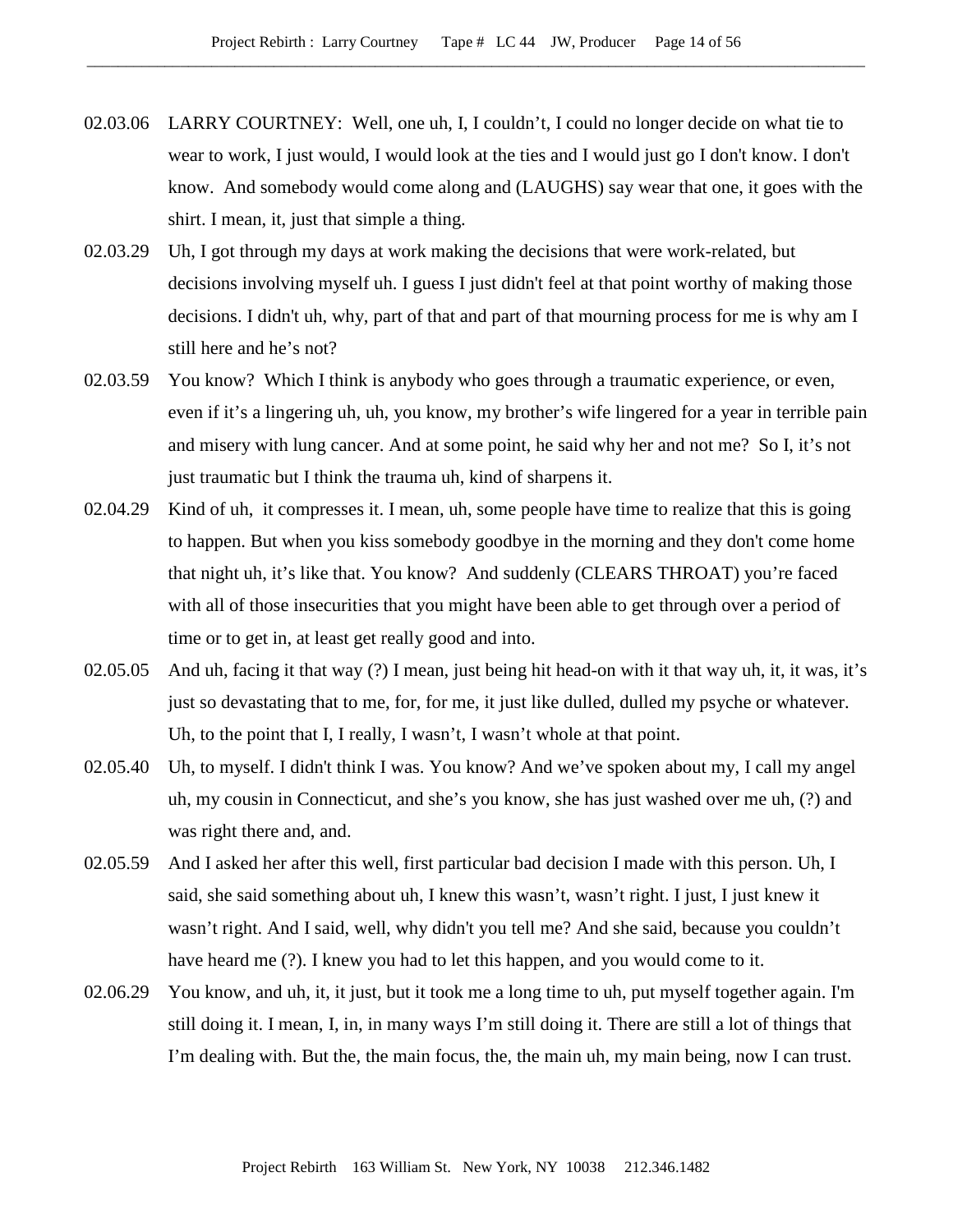02.03.06 LARRY COURTNEY: Well, one uh, I, I couldn't, I could no longer decide on what tie to wear to work, I just would, I would look at the ties and I would just go I don't know. I don't know. And somebody would come along and (LAUGHS) say wear that one, it goes with the shirt. I mean, it, just that simple a thing.

02.03.29 Uh, I got through my days at work making the decisions that were work-related, but decisions involving myself uh. I guess I just didn't feel at that point worthy of making those decisions. I didn't uh, why, part of that and part of that mourning process for me is why am I still here and he's not?

02.03.59 You know? Which I think is anybody who goes through a traumatic experience, or even, even if it's a lingering uh, uh, you know, my brother's wife lingered for a year in terrible pain and misery with lung cancer. And at some point, he said why her and not me? So I, it's not just traumatic but I think the trauma uh, kind of sharpens it.

02.04.29 Kind of uh, it compresses it. I mean, uh, some people have time to realize that this is going to happen. But when you kiss somebody goodbye in the morning and they don't come home that night uh, it's like that. You know? And suddenly (CLEARS THROAT) you're faced with all of those insecurities that you might have been able to get through over a period of time or to get in, at least get really good and into.

02.05.05 And uh, facing it that way (?) I mean, just being hit head-on with it that way uh, it, it was, it's just so devastating that to me, for, for me, it just like dulled, dulled my psyche or whatever. Uh, to the point that I, I really, I wasn't, I wasn't whole at that point.

02.05.40 Uh, to myself. I didn't think I was. You know? And we've spoken about my, I call my angel uh, my cousin in Connecticut, and she's you know, she has just washed over me uh, (?) and was right there and, and.

02.05.59 And I asked her after this well, first particular bad decision I made with this person. Uh, I said, she said something about uh, I knew this wasn't, wasn't right. I just, I just knew it wasn't right. And I said, well, why didn't you tell me? And she said, because you couldn't have heard me (?). I knew you had to let this happen, and you would come to it.

02.06.29 You know, and uh, it, it just, but it took me a long time to uh, put myself together again. I'm still doing it. I mean, I, in, in many ways I'm still doing it. There are still a lot of things that I'm dealing with. But the, the main focus, the, the main uh, my main being, now I can trust.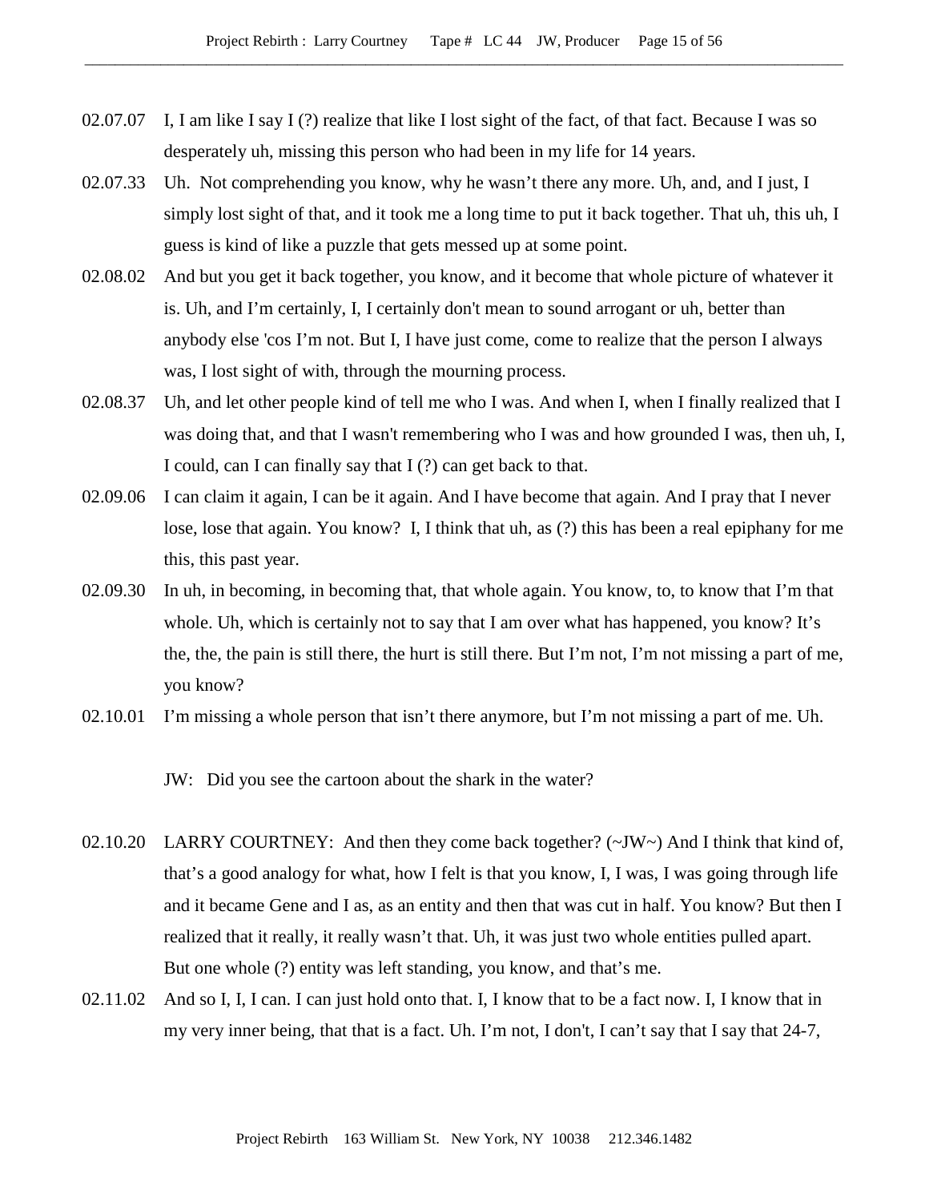02.07.07 I, I am like I say I (?) realize that like I lost sight of the fact, of that fact. Because I was so desperately uh, missing this person who had been in my life for 14 years.

02.07.33 Uh. Not comprehending you know, why he wasn't there any more. Uh, and, and I just, I simply lost sight of that, and it took me a long time to put it back together. That uh, this uh, I guess is kind of like a puzzle that gets messed up at some point.

02.08.02 And but you get it back together, you know, and it become that whole picture of whatever it is. Uh, and I'm certainly, I, I certainly don't mean to sound arrogant or uh, better than anybody else 'cos I'm not. But I, I have just come, come to realize that the person I always was, I lost sight of with, through the mourning process.

02.08.37 Uh, and let other people kind of tell me who I was. And when I, when I finally realized that I was doing that, and that I wasn't remembering who I was and how grounded I was, then uh, I, I could, can I can finally say that I (?) can get back to that.

02.09.06 I can claim it again, I can be it again. And I have become that again. And I pray that I never lose, lose that again. You know? I, I think that uh, as (?) this has been a real epiphany for me this, this past year.

02.09.30 In uh, in becoming, in becoming that, that whole again. You know, to, to know that I'm that whole. Uh, which is certainly not to say that I am over what has happened, you know? It's the, the, the pain is still there, the hurt is still there. But I'm not, I'm not missing a part of me, you know?

02.10.01 I'm missing a whole person that isn't there anymore, but I'm not missing a part of me. Uh.

JW: Did you see the cartoon about the shark in the water?

02.10.20 LARRY COURTNEY: And then they come back together? (~JW~) And I think that kind of, that's a good analogy for what, how I felt is that you know, I, I was, I was going through life and it became Gene and I as, as an entity and then that was cut in half. You know? But then I realized that it really, it really wasn't that. Uh, it was just two whole entities pulled apart. But one whole (?) entity was left standing, you know, and that's me.

02.11.02 And so I, I, I can. I can just hold onto that. I, I know that to be a fact now. I, I know that in my very inner being, that that is a fact. Uh. I'm not, I don't, I can't say that I say that 24-7,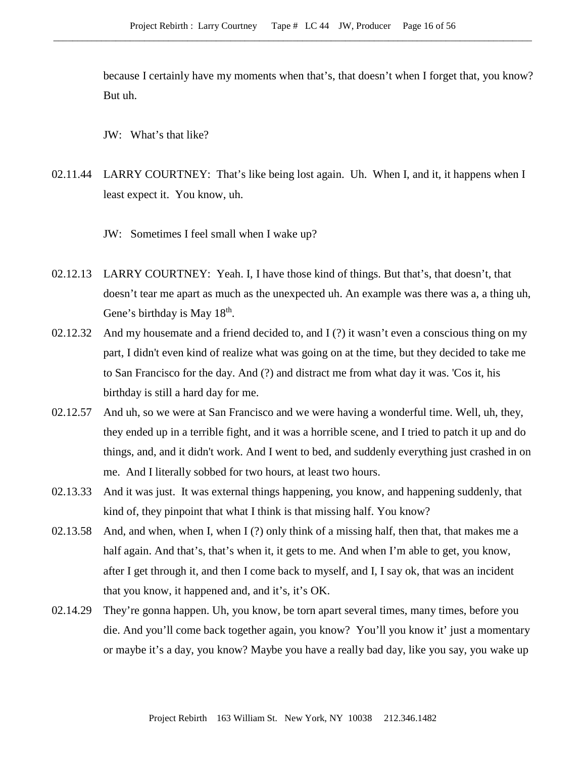because I certainly have my moments when that's, that doesn't when I forget that, you know? But uh.

JW: What's that like?

02.11.44 LARRY COURTNEY: That's like being lost again. Uh. When I, and it, it happens when I least expect it. You know, uh.

JW: Sometimes I feel small when I wake up?

02.12.13 LARRY COURTNEY: Yeah. I, I have those kind of things. But that's, that doesn't, that doesn't tear me apart as much as the unexpected uh. An example was there was a, a thing uh, Gene's birthday is May 18th.

02.12.32 And my housemate and a friend decided to, and I (?) it wasn't even a conscious thing on my part, I didn't even kind of realize what was going on at the time, but they decided to take me to San Francisco for the day. And (?) and distract me from what day it was. 'Cos it, his birthday is still a hard day for me.

02.12.57 And uh, so we were at San Francisco and we were having a wonderful time. Well, uh, they, they ended up in a terrible fight, and it was a horrible scene, and I tried to patch it up and do things, and, and it didn't work. And I went to bed, and suddenly everything just crashed in on me. And I literally sobbed for two hours, at least two hours.

02.13.33 And it was just. It was external things happening, you know, and happening suddenly, that kind of, they pinpoint that what I think is that missing half. You know?

02.13.58 And, and when, when I, when I (?) only think of a missing half, then that, that makes me a half again. And that's, that's when it, it gets to me. And when I'm able to get, you know, after I get through it, and then I come back to myself, and I, I say ok, that was an incident that you know, it happened and, and it's, it's OK.

02.14.29 They're gonna happen. Uh, you know, be torn apart several times, many times, before you die. And you'll come back together again, you know? You'll you know it' just a momentary or maybe it's a day, you know? Maybe you have a really bad day, like you say, you wake up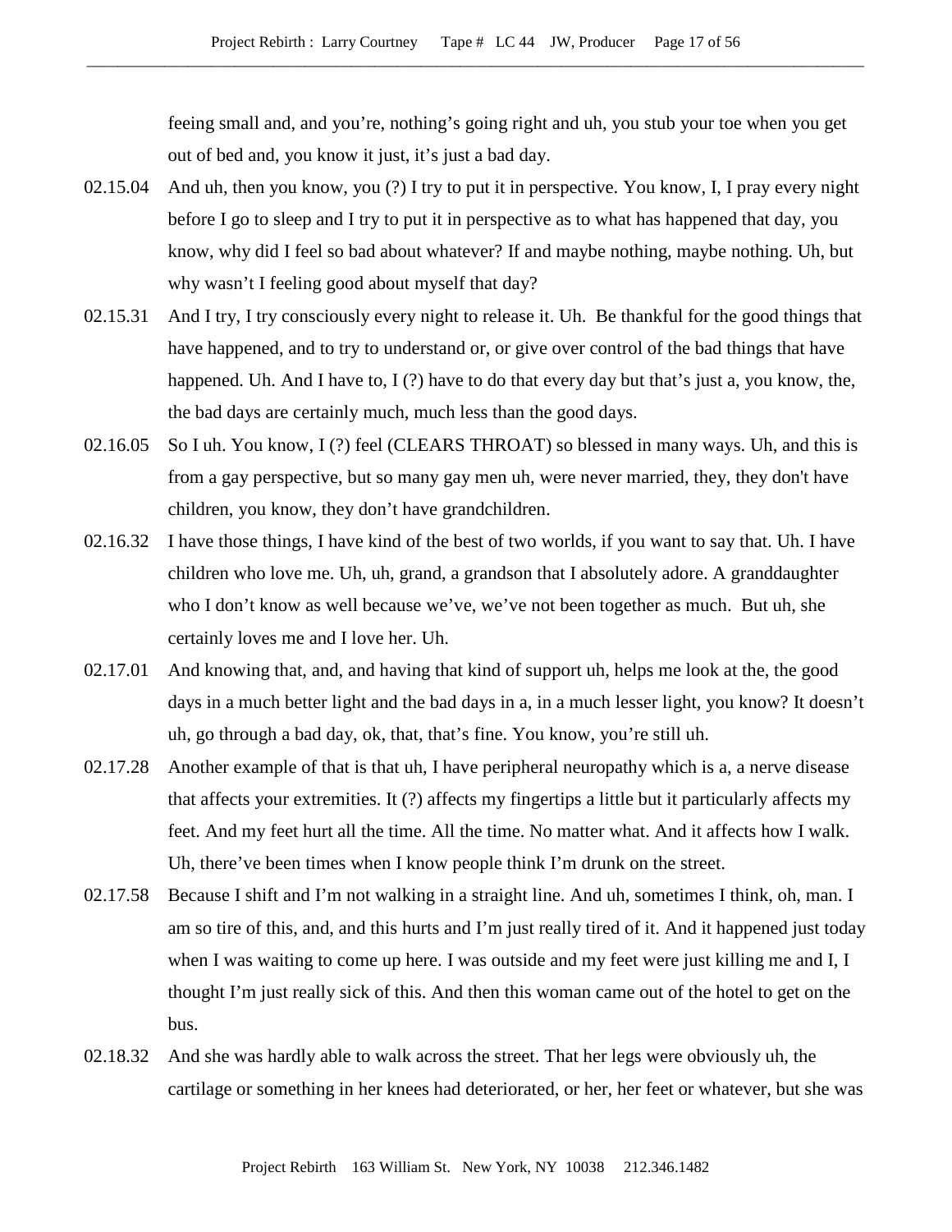feeing small and, and you're, nothing's going right and uh, you stub your toe when you get out of bed and, you know it just, it's just a bad day.

02.15.04 And uh, then you know, you (?) I try to put it in perspective. You know, I, I pray every night before I go to sleep and I try to put it in perspective as to what has happened that day, you know, why did I feel so bad about whatever? If and maybe nothing, maybe nothing. Uh, but why wasn't I feeling good about myself that day?

02.15.31 And I try, I try consciously every night to release it. Uh. Be thankful for the good things that have happened, and to try to understand or, or give over control of the bad things that have happened. Uh. And I have to, I (?) have to do that every day but that's just a, you know, the, the bad days are certainly much, much less than the good days.

02.16.05 So I uh. You know, I (?) feel (CLEARS THROAT) so blessed in many ways. Uh, and this is from a gay perspective, but so many gay men uh, were never married, they, they don't have children, you know, they don't have grandchildren.

02.16.32 I have those things, I have kind of the best of two worlds, if you want to say that. Uh. I have children who love me. Uh, uh, grand, a grandson that I absolutely adore. A granddaughter who I don't know as well because we've, we've not been together as much. But uh, she certainly loves me and I love her. Uh.

02.17.01 And knowing that, and, and having that kind of support uh, helps me look at the, the good days in a much better light and the bad days in a, in a much lesser light, you know? It doesn't uh, go through a bad day, ok, that, that's fine. You know, you're still uh.

02.17.28 Another example of that is that uh, I have peripheral neuropathy which is a, a nerve disease that affects your extremities. It (?) affects my fingertips a little but it particularly affects my feet. And my feet hurt all the time. All the time. No matter what. And it affects how I walk. Uh, there've been times when I know people think I'm drunk on the street.

02.17.58 Because I shift and I'm not walking in a straight line. And uh, sometimes I think, oh, man. I am so tire of this, and, and this hurts and I'm just really tired of it. And it happened just today when I was waiting to come up here. I was outside and my feet were just killing me and I, I thought I'm just really sick of this. And then this woman came out of the hotel to get on the bus.

02.18.32 And she was hardly able to walk across the street. That her legs were obviously uh, the cartilage or something in her knees had deteriorated, or her, her feet or whatever, but she was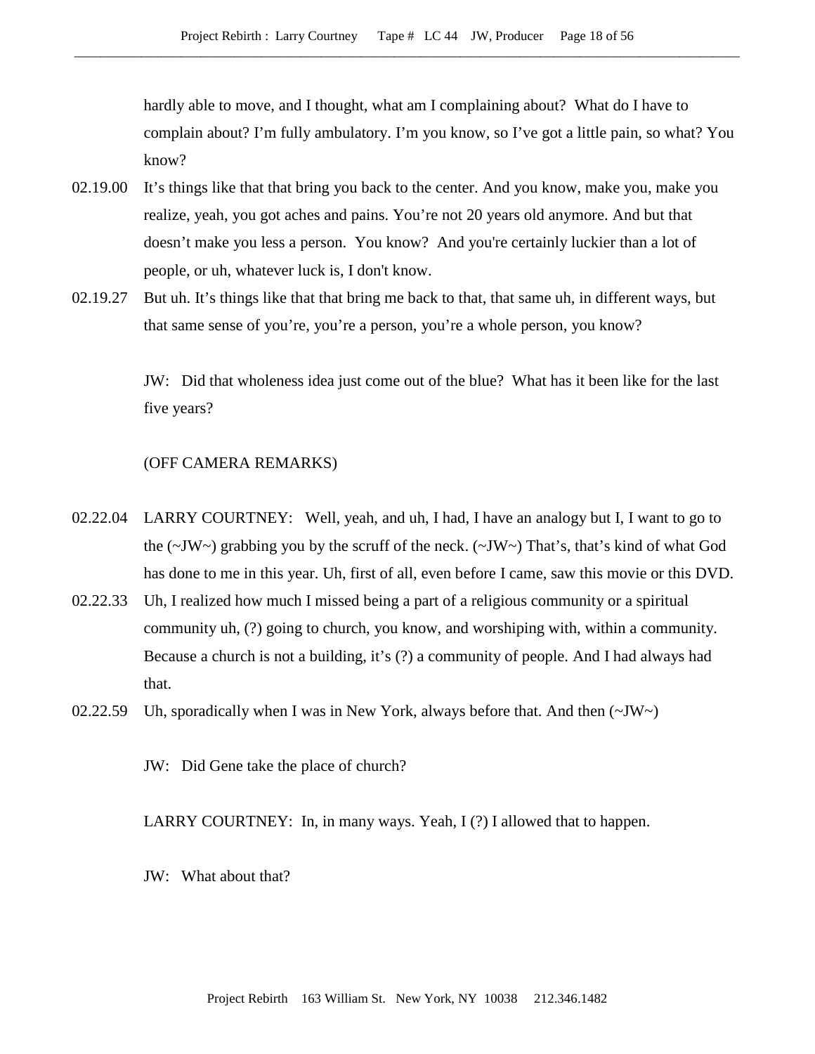hardly able to move, and I thought, what am I complaining about? What do I have to complain about? I'm fully ambulatory. I'm you know, so I've got a little pain, so what? You know?

02.19.00 It's things like that that bring you back to the center. And you know, make you, make you realize, yeah, you got aches and pains. You're not 20 years old anymore. And but that doesn't make you less a person. You know? And you're certainly luckier than a lot of people, or uh, whatever luck is, I don't know.

02.19.27 But uh. It's things like that that bring me back to that, that same uh, in different ways, but that same sense of you're, you're a person, you're a whole person, you know?

JW: Did that wholeness idea just come out of the blue? What has it been like for the last five years?

(OFF CAMERA REMARKS)

02.22.04 LARRY COURTNEY: Well, yeah, and uh, I had, I have an analogy but I, I want to go to the (~JW~) grabbing you by the scruff of the neck. (~JW~) That's, that's kind of what God has done to me in this year. Uh, first of all, even before I came, saw this movie or this DVD.

02.22.33 Uh, I realized how much I missed being a part of a religious community or a spiritual community uh, (?) going to church, you know, and worshiping with, within a community. Because a church is not a building, it's (?) a community of people. And I had always had that.

02.22.59 Uh, sporadically when I was in New York, always before that. And then (~JW~)

JW: Did Gene take the place of church?

LARRY COURTNEY: In, in many ways. Yeah, I (?) I allowed that to happen.

JW: What about that?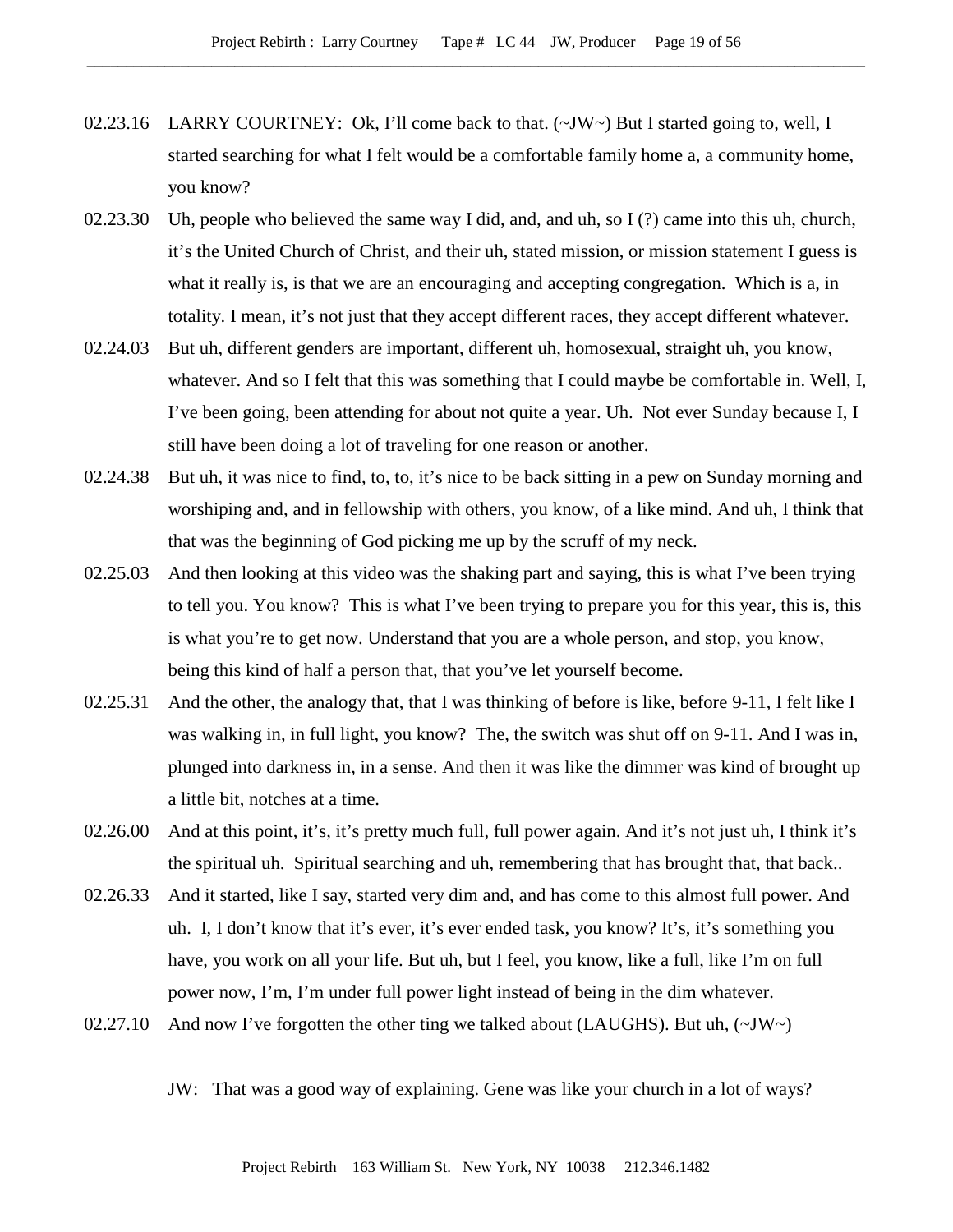02.23.16 LARRY COURTNEY: Ok, I'll come back to that. (~JW~) But I started going to, well, I started searching for what I felt would be a comfortable family home a, a community home, you know?

02.23.30 Uh, people who believed the same way I did, and, and uh, so I (?) came into this uh, church, it's the United Church of Christ, and their uh, stated mission, or mission statement I guess is what it really is, is that we are an encouraging and accepting congregation. Which is a, in totality. I mean, it's not just that they accept different races, they accept different whatever.

02.24.03 But uh, different genders are important, different uh, homosexual, straight uh, you know, whatever. And so I felt that this was something that I could maybe be comfortable in. Well, I, I've been going, been attending for about not quite a year. Uh. Not ever Sunday because I, I still have been doing a lot of traveling for one reason or another.

02.24.38 But uh, it was nice to find, to, to, it's nice to be back sitting in a pew on Sunday morning and worshiping and, and in fellowship with others, you know, of a like mind. And uh, I think that that was the beginning of God picking me up by the scruff of my neck.

02.25.03 And then looking at this video was the shaking part and saying, this is what I've been trying to tell you. You know? This is what I've been trying to prepare you for this year, this is, this is what you're to get now. Understand that you are a whole person, and stop, you know, being this kind of half a person that, that you've let yourself become.

02.25.31 And the other, the analogy that, that I was thinking of before is like, before 9-11, I felt like I was walking in, in full light, you know? The, the switch was shut off on 9-11. And I was in, plunged into darkness in, in a sense. And then it was like the dimmer was kind of brought up a little bit, notches at a time.

02.26.00 And at this point, it's, it's pretty much full, full power again. And it's not just uh, I think it's the spiritual uh. Spiritual searching and uh, remembering that has brought that, that back..

02.26.33 And it started, like I say, started very dim and, and has come to this almost full power. And uh. I, I don't know that it's ever, it's ever ended task, you know? It's, it's something you have, you work on all your life. But uh, but I feel, you know, like a full, like I'm on full power now, I'm, I'm under full power light instead of being in the dim whatever.

02.27.10 And now I've forgotten the other ting we talked about (LAUGHS). But uh, (~JW~)

JW: That was a good way of explaining. Gene was like your church in a lot of ways?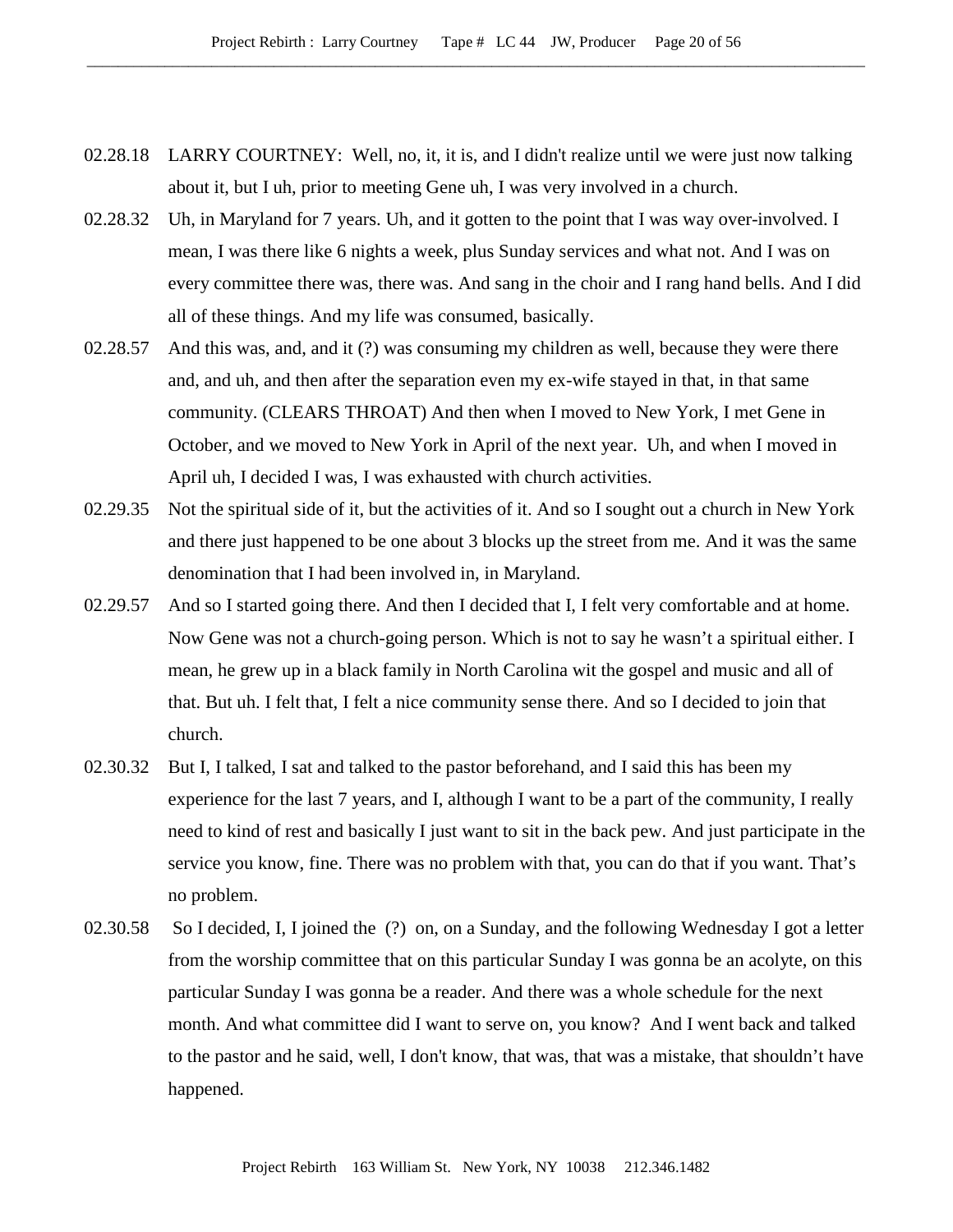02.28.18 LARRY COURTNEY: Well, no, it, it is, and I didn't realize until we were just now talking about it, but I uh, prior to meeting Gene uh, I was very involved in a church.

02.28.32 Uh, in Maryland for 7 years. Uh, and it gotten to the point that I was way over-involved. I mean, I was there like 6 nights a week, plus Sunday services and what not. And I was on every committee there was, there was. And sang in the choir and I rang hand bells. And I did all of these things. And my life was consumed, basically.

02.28.57 And this was, and, and it (?) was consuming my children as well, because they were there and, and uh, and then after the separation even my ex-wife stayed in that, in that same community. (CLEARS THROAT) And then when I moved to New York, I met Gene in October, and we moved to New York in April of the next year. Uh, and when I moved in April uh, I decided I was, I was exhausted with church activities.

02.29.35 Not the spiritual side of it, but the activities of it. And so I sought out a church in New York and there just happened to be one about 3 blocks up the street from me. And it was the same denomination that I had been involved in, in Maryland.

02.29.57 And so I started going there. And then I decided that I, I felt very comfortable and at home. Now Gene was not a church-going person. Which is not to say he wasn't a spiritual either. I mean, he grew up in a black family in North Carolina wit the gospel and music and all of that. But uh. I felt that, I felt a nice community sense there. And so I decided to join that church.

02.30.32 But I, I talked, I sat and talked to the pastor beforehand, and I said this has been my experience for the last 7 years, and I, although I want to be a part of the community, I really need to kind of rest and basically I just want to sit in the back pew. And just participate in the service you know, fine. There was no problem with that, you can do that if you want. That's no problem.

02.30.58 So I decided, I, I joined the (?) on, on a Sunday, and the following Wednesday I got a letter from the worship committee that on this particular Sunday I was gonna be an acolyte, on this particular Sunday I was gonna be a reader. And there was a whole schedule for the next month. And what committee did I want to serve on, you know? And I went back and talked to the pastor and he said, well, I don't know, that was, that was a mistake, that shouldn't have happened.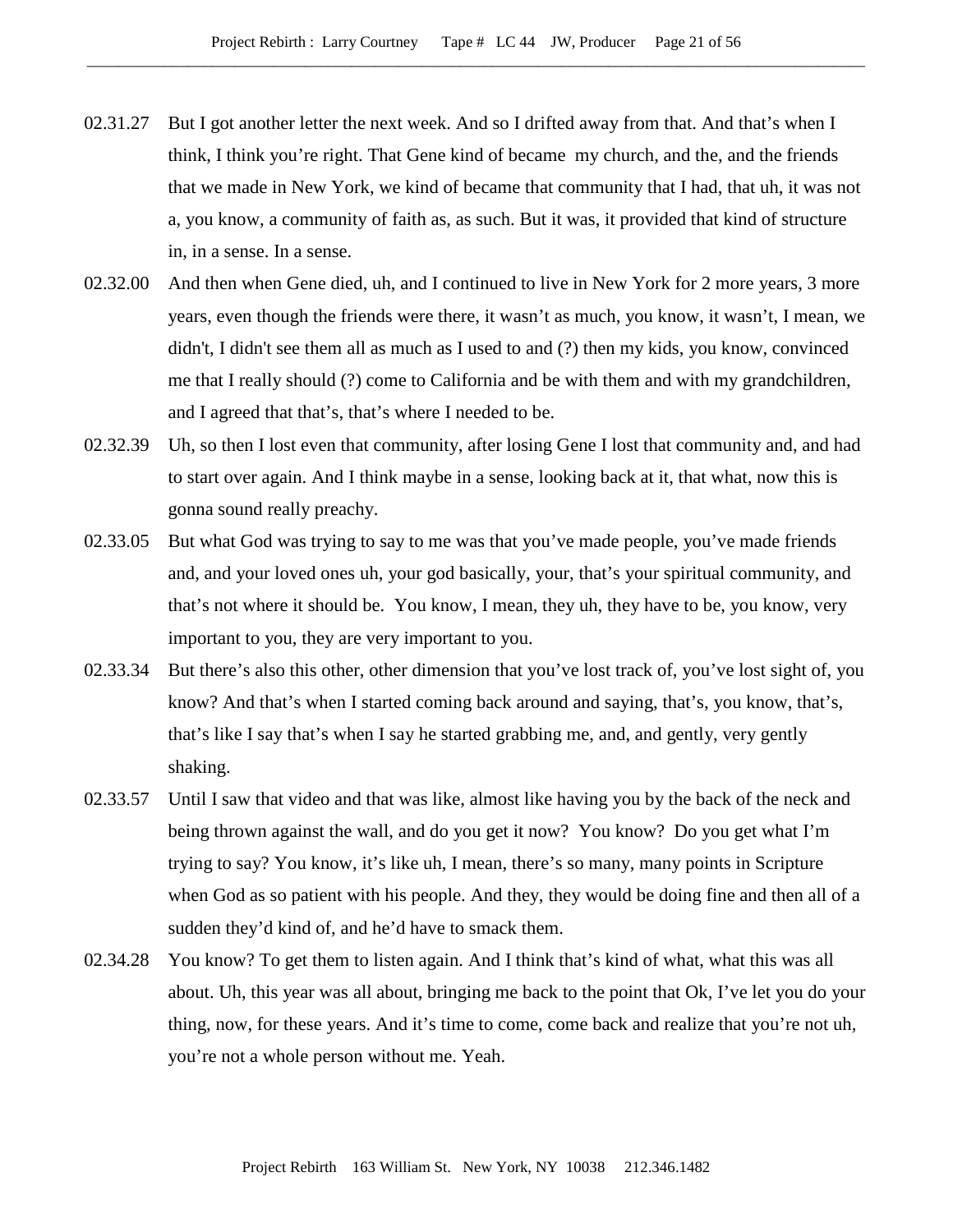02.31.27 But I got another letter the next week. And so I drifted away from that. And that's when I think, I think you're right. That Gene kind of became my church, and the, and the friends that we made in New York, we kind of became that community that I had, that uh, it was not a, you know, a community of faith as, as such. But it was, it provided that kind of structure in, in a sense. In a sense.

02.32.00 And then when Gene died, uh, and I continued to live in New York for 2 more years, 3 more years, even though the friends were there, it wasn't as much, you know, it wasn't, I mean, we didn't, I didn't see them all as much as I used to and (?) then my kids, you know, convinced me that I really should (?) come to California and be with them and with my grandchildren, and I agreed that that's, that's where I needed to be.

02.32.39 Uh, so then I lost even that community, after losing Gene I lost that community and, and had to start over again. And I think maybe in a sense, looking back at it, that what, now this is gonna sound really preachy.

02.33.05 But what God was trying to say to me was that you've made people, you've made friends and, and your loved ones uh, your god basically, your, that's your spiritual community, and that's not where it should be. You know, I mean, they uh, they have to be, you know, very important to you, they are very important to you.

02.33.34 But there's also this other, other dimension that you've lost track of, you've lost sight of, you know? And that's when I started coming back around and saying, that's, you know, that's, that's like I say that's when I say he started grabbing me, and, and gently, very gently shaking.

02.33.57 Until I saw that video and that was like, almost like having you by the back of the neck and being thrown against the wall, and do you get it now? You know? Do you get what I'm trying to say? You know, it's like uh, I mean, there's so many, many points in Scripture when God as so patient with his people. And they, they would be doing fine and then all of a sudden they'd kind of, and he'd have to smack them.

02.34.28 You know? To get them to listen again. And I think that's kind of what, what this was all about. Uh, this year was all about, bringing me back to the point that Ok, I've let you do your thing, now, for these years. And it's time to come, come back and realize that you're not uh, you're not a whole person without me. Yeah.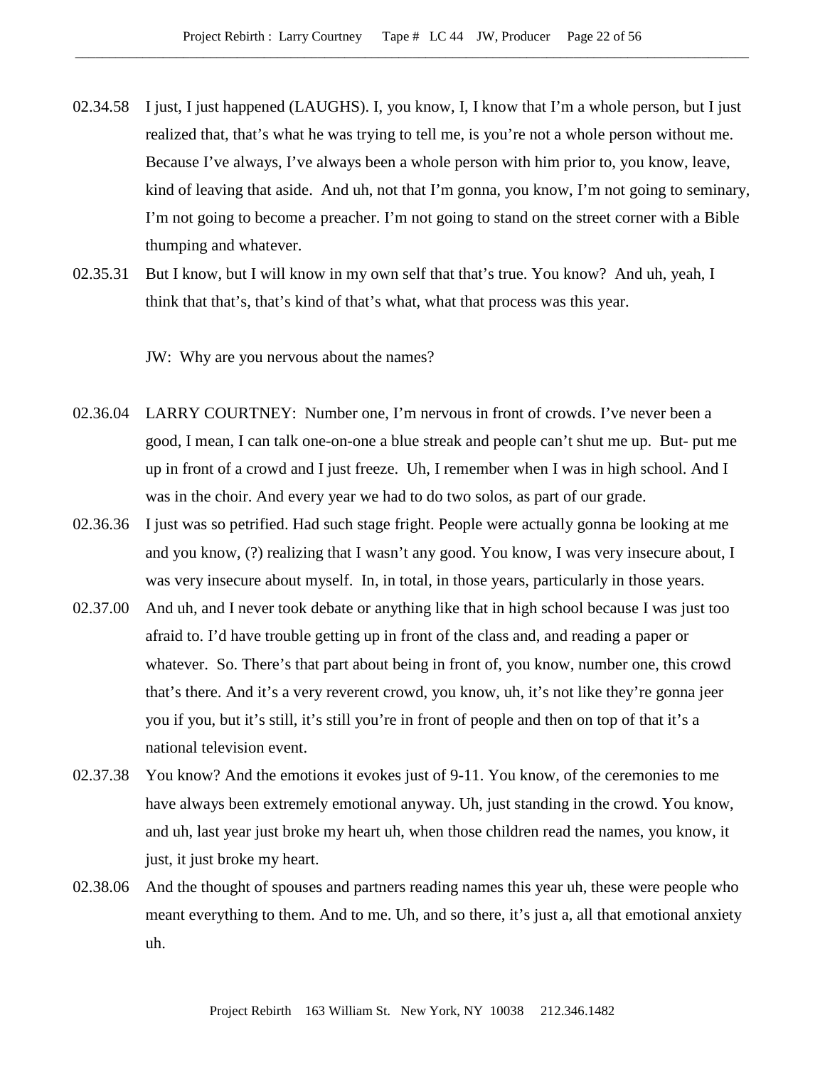02.34.58 I just, I just happened (LAUGHS). I, you know, I, I know that I'm a whole person, but I just realized that, that's what he was trying to tell me, is you're not a whole person without me. Because I've always, I've always been a whole person with him prior to, you know, leave, kind of leaving that aside. And uh, not that I'm gonna, you know, I'm not going to seminary, I'm not going to become a preacher. I'm not going to stand on the street corner with a Bible thumping and whatever.

02.35.31 But I know, but I will know in my own self that that's true. You know? And uh, yeah, I think that that's, that's kind of that's what, what that process was this year.

JW: Why are you nervous about the names?

02.36.04 LARRY COURTNEY: Number one, I'm nervous in front of crowds. I've never been a good, I mean, I can talk one-on-one a blue streak and people can't shut me up. But- put me up in front of a crowd and I just freeze. Uh, I remember when I was in high school. And I was in the choir. And every year we had to do two solos, as part of our grade.

02.36.36 I just was so petrified. Had such stage fright. People were actually gonna be looking at me and you know, (?) realizing that I wasn't any good. You know, I was very insecure about, I was very insecure about myself. In, in total, in those years, particularly in those years.

02.37.00 And uh, and I never took debate or anything like that in high school because I was just too afraid to. I'd have trouble getting up in front of the class and, and reading a paper or whatever. So. There's that part about being in front of, you know, number one, this crowd that's there. And it's a very reverent crowd, you know, uh, it's not like they're gonna jeer you if you, but it's still, it's still you're in front of people and then on top of that it's a national television event.

02.37.38 You know? And the emotions it evokes just of 9-11. You know, of the ceremonies to me have always been extremely emotional anyway. Uh, just standing in the crowd. You know, and uh, last year just broke my heart uh, when those children read the names, you know, it just, it just broke my heart.

02.38.06 And the thought of spouses and partners reading names this year uh, these were people who meant everything to them. And to me. Uh, and so there, it's just a, all that emotional anxiety uh.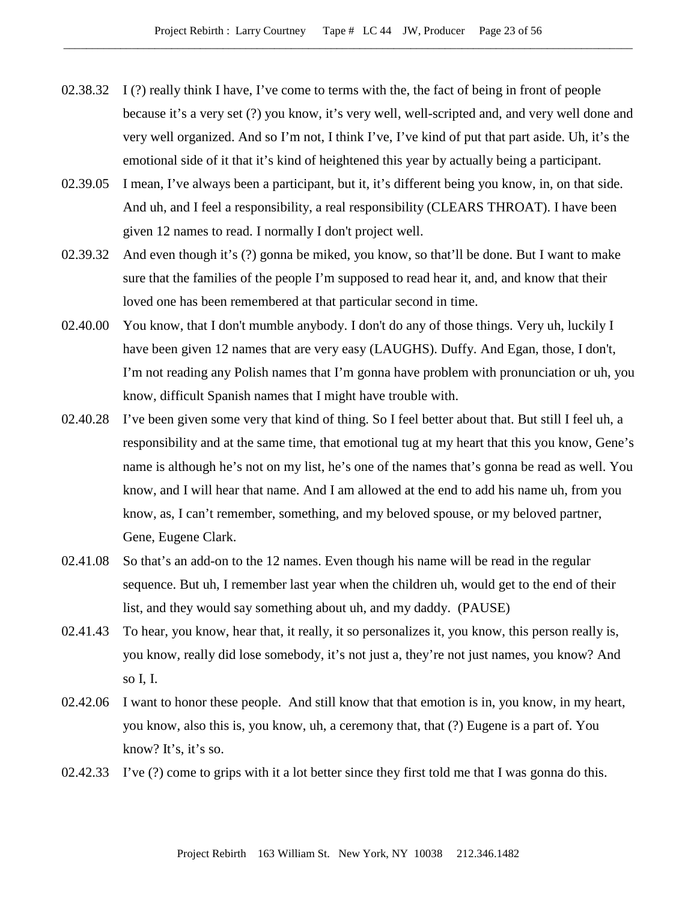02.38.32 I (?) really think I have, I've come to terms with the, the fact of being in front of people because it's a very set (?) you know, it's very well, well-scripted and, and very well done and very well organized. And so I'm not, I think I've, I've kind of put that part aside. Uh, it's the emotional side of it that it's kind of heightened this year by actually being a participant.

02.39.05 I mean, I've always been a participant, but it, it's different being you know, in, on that side. And uh, and I feel a responsibility, a real responsibility (CLEARS THROAT). I have been given 12 names to read. I normally I don't project well.

02.39.32 And even though it's (?) gonna be miked, you know, so that'll be done. But I want to make sure that the families of the people I'm supposed to read hear it, and, and know that their loved one has been remembered at that particular second in time.

02.40.00 You know, that I don't mumble anybody. I don't do any of those things. Very uh, luckily I have been given 12 names that are very easy (LAUGHS). Duffy. And Egan, those, I don't, I'm not reading any Polish names that I'm gonna have problem with pronunciation or uh, you know, difficult Spanish names that I might have trouble with.

02.40.28 I've been given some very that kind of thing. So I feel better about that. But still I feel uh, a responsibility and at the same time, that emotional tug at my heart that this you know, Gene's name is although he's not on my list, he's one of the names that's gonna be read as well. You know, and I will hear that name. And I am allowed at the end to add his name uh, from you know, as, I can't remember, something, and my beloved spouse, or my beloved partner, Gene, Eugene Clark.

02.41.08 So that's an add-on to the 12 names. Even though his name will be read in the regular sequence. But uh, I remember last year when the children uh, would get to the end of their list, and they would say something about uh, and my daddy. (PAUSE)

02.41.43 To hear, you know, hear that, it really, it so personalizes it, you know, this person really is, you know, really did lose somebody, it's not just a, they're not just names, you know? And so I, I.

02.42.06 I want to honor these people. And still know that that emotion is in, you know, in my heart, you know, also this is, you know, uh, a ceremony that, that (?) Eugene is a part of. You know? It's, it's so.

02.42.33 I've (?) come to grips with it a lot better since they first told me that I was gonna do this.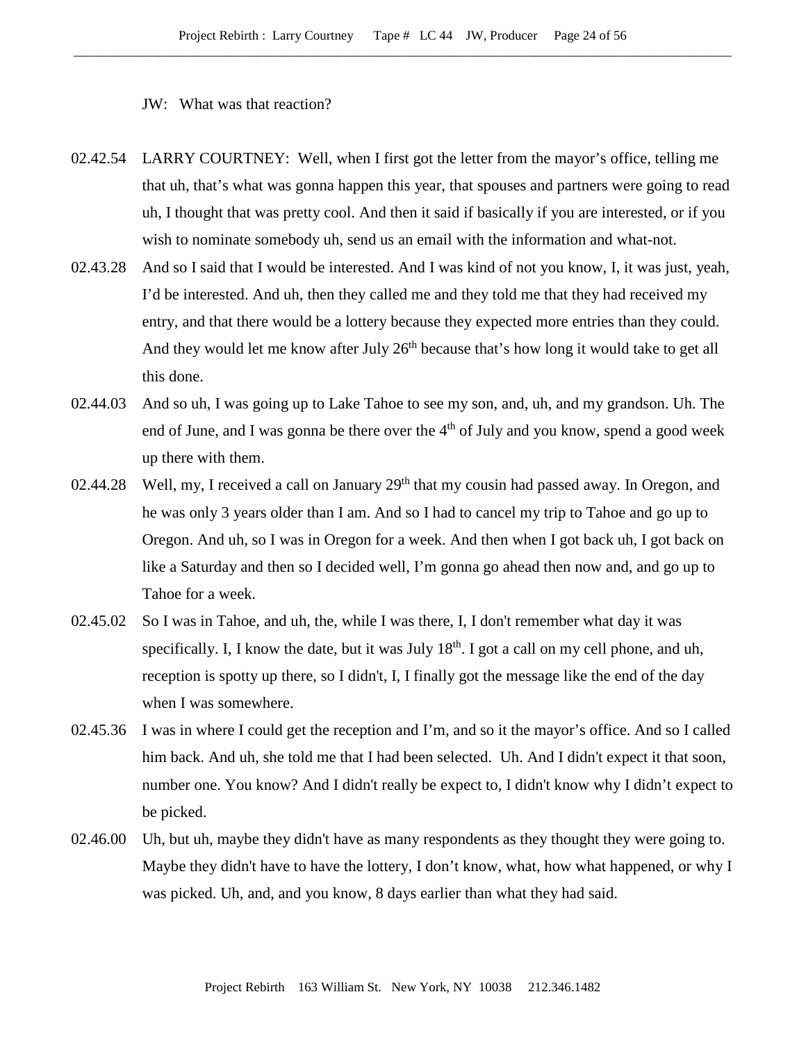JW: What was that reaction?

02.42.54 LARRY COURTNEY: Well, when I first got the letter from the mayor's office, telling me that uh, that's what was gonna happen this year, that spouses and partners were going to read uh, I thought that was pretty cool. And then it said if basically if you are interested, or if you wish to nominate somebody uh, send us an email with the information and what-not.

02.43.28 And so I said that I would be interested. And I was kind of not you know, I, it was just, yeah, I'd be interested. And uh, then they called me and they told me that they had received my entry, and that there would be a lottery because they expected more entries than they could. And they would let me know after July 26th because that's how long it would take to get all this done.

02.44.03 And so uh, I was going up to Lake Tahoe to see my son, and, uh, and my grandson. Uh. The end of June, and I was gonna be there over the 4th of July and you know, spend a good week up there with them.

02.44.28 Well, my, I received a call on January 29th that my cousin had passed away. In Oregon, and he was only 3 years older than I am. And so I had to cancel my trip to Tahoe and go up to Oregon. And uh, so I was in Oregon for a week. And then when I got back uh, I got back on like a Saturday and then so I decided well, I'm gonna go ahead then now and, and go up to Tahoe for a week.

02.45.02 So I was in Tahoe, and uh, the, while I was there, I, I don't remember what day it was specifically. I, I know the date, but it was July 18th. I got a call on my cell phone, and uh, reception is spotty up there, so I didn't, I, I finally got the message like the end of the day when I was somewhere.

02.45.36 I was in where I could get the reception and I'm, and so it the mayor's office. And so I called him back. And uh, she told me that I had been selected. Uh. And I didn't expect it that soon, number one. You know? And I didn't really be expect to, I didn't know why I didn't expect to be picked.

02.46.00 Uh, but uh, maybe they didn't have as many respondents as they thought they were going to. Maybe they didn't have to have the lottery, I don't know, what, how what happened, or why I was picked. Uh, and, and you know, 8 days earlier than what they had said.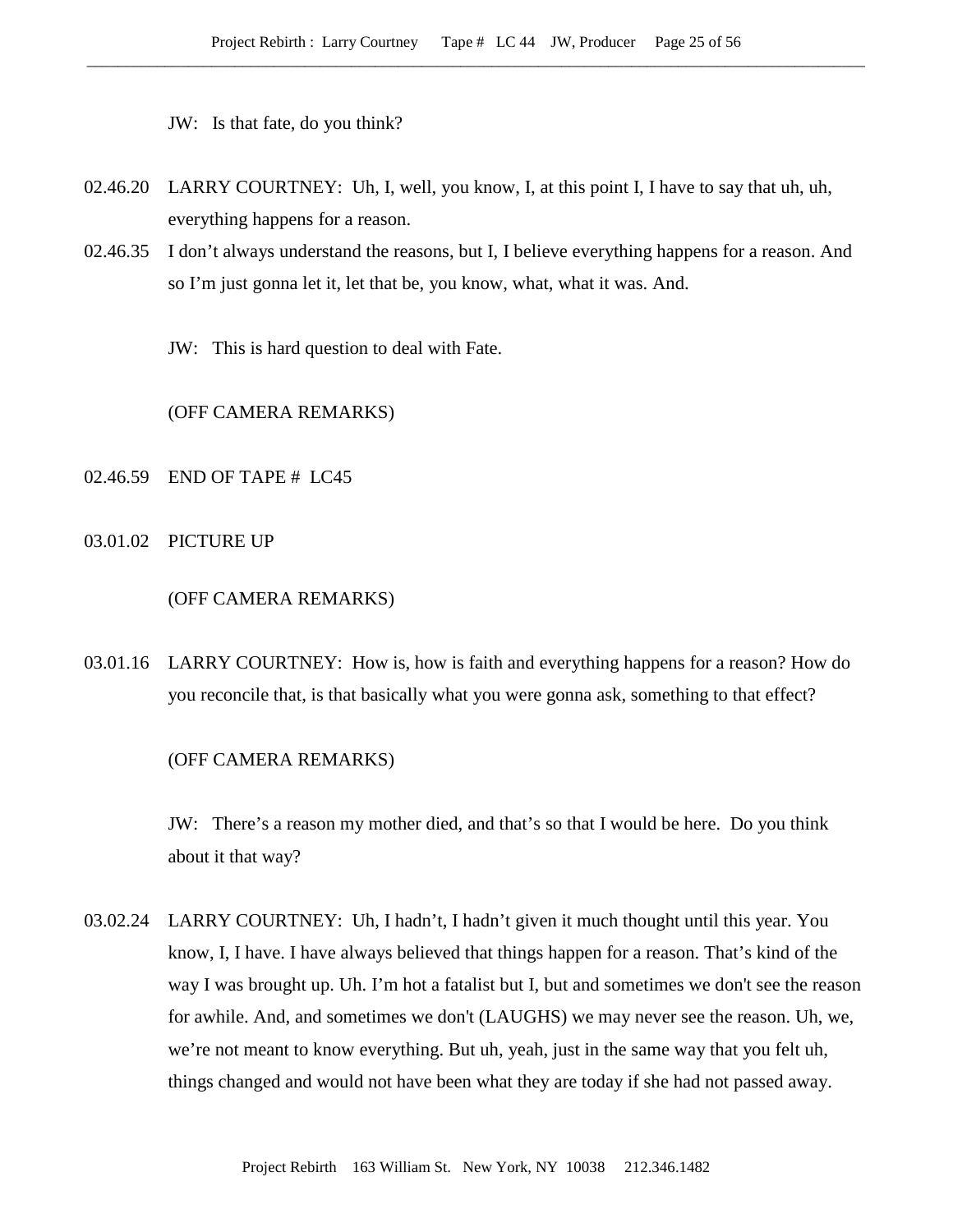JW: Is that fate, do you think?

02.46.20 LARRY COURTNEY: Uh, I, well, you know, I, at this point I, I have to say that uh, uh, everything happens for a reason.

02.46.35 I don't always understand the reasons, but I, I believe everything happens for a reason. And so I'm just gonna let it, let that be, you know, what, what it was. And.

JW: This is hard question to deal with Fate.

(OFF CAMERA REMARKS)

02.46.59 END OF TAPE # LC45

03.01.02 PICTURE UP

(OFF CAMERA REMARKS)

03.01.16 LARRY COURTNEY: How is, how is faith and everything happens for a reason? How do you reconcile that, is that basically what you were gonna ask, something to that effect?

(OFF CAMERA REMARKS)

JW: There's a reason my mother died, and that's so that I would be here. Do you think about it that way?

03.02.24 LARRY COURTNEY: Uh, I hadn't, I hadn't given it much thought until this year. You know, I, I have. I have always believed that things happen for a reason. That's kind of the way I was brought up. Uh. I'm hot a fatalist but I, but and sometimes we don't see the reason for awhile. And, and sometimes we don't (LAUGHS) we may never see the reason. Uh, we, we're not meant to know everything. But uh, yeah, just in the same way that you felt uh, things changed and would not have been what they are today if she had not passed away.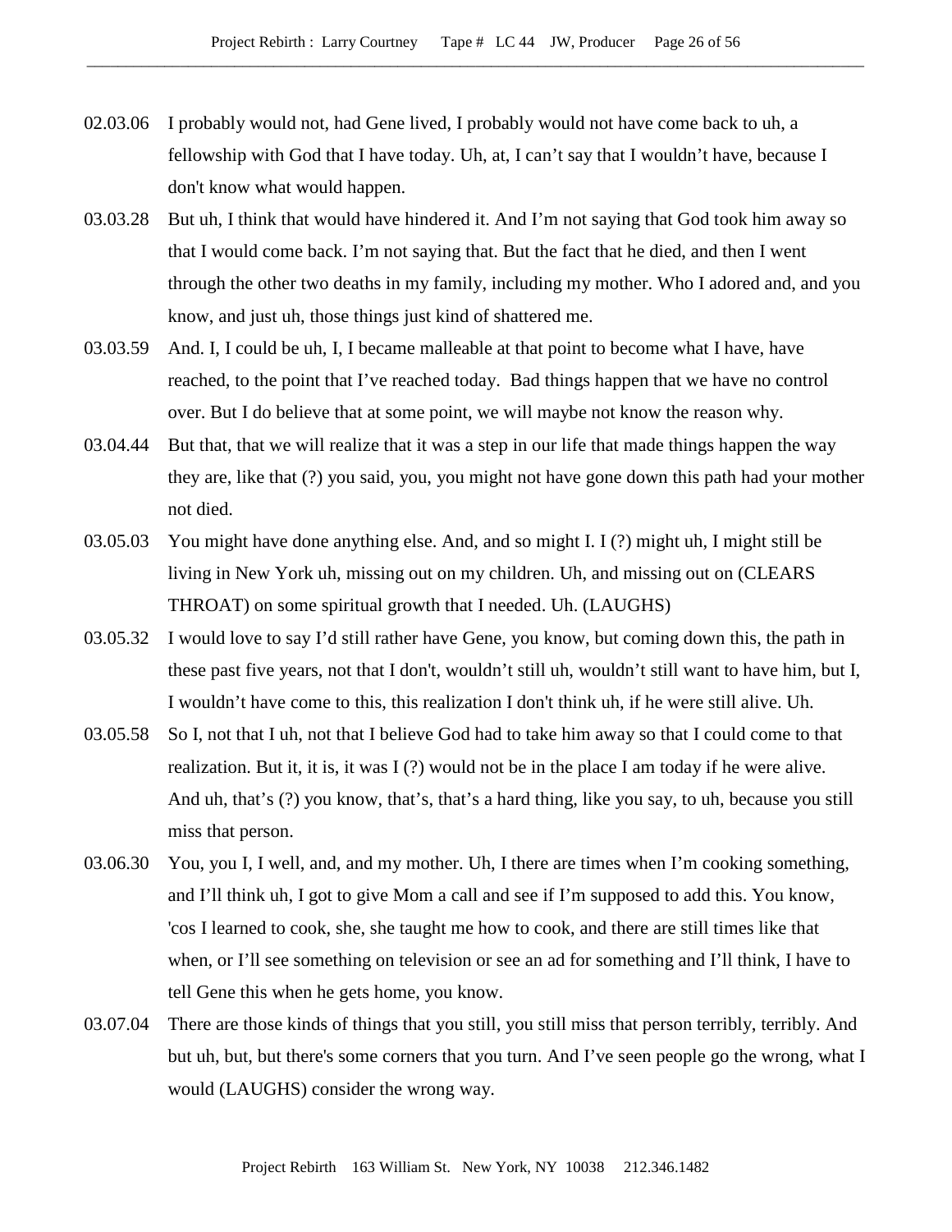02.03.06 I probably would not, had Gene lived, I probably would not have come back to uh, a fellowship with God that I have today. Uh, at, I can't say that I wouldn't have, because I don't know what would happen.

03.03.28 But uh, I think that would have hindered it. And I'm not saying that God took him away so that I would come back. I'm not saying that. But the fact that he died, and then I went through the other two deaths in my family, including my mother. Who I adored and, and you know, and just uh, those things just kind of shattered me.

03.03.59 And. I, I could be uh, I, I became malleable at that point to become what I have, have reached, to the point that I've reached today. Bad things happen that we have no control over. But I do believe that at some point, we will maybe not know the reason why.

03.04.44 But that, that we will realize that it was a step in our life that made things happen the way they are, like that (?) you said, you, you might not have gone down this path had your mother not died.

03.05.03 You might have done anything else. And, and so might I. I (?) might uh, I might still be living in New York uh, missing out on my children. Uh, and missing out on (CLEARS THROAT) on some spiritual growth that I needed. Uh. (LAUGHS)

03.05.32 I would love to say I'd still rather have Gene, you know, but coming down this, the path in these past five years, not that I don't, wouldn't still uh, wouldn't still want to have him, but I, I wouldn't have come to this, this realization I don't think uh, if he were still alive. Uh.

03.05.58 So I, not that I uh, not that I believe God had to take him away so that I could come to that realization. But it, it is, it was I (?) would not be in the place I am today if he were alive. And uh, that's (?) you know, that's, that's a hard thing, like you say, to uh, because you still miss that person.

03.06.30 You, you I, I well, and, and my mother. Uh, I there are times when I'm cooking something, and I'll think uh, I got to give Mom a call and see if I'm supposed to add this. You know, 'cos I learned to cook, she, she taught me how to cook, and there are still times like that when, or I'll see something on television or see an ad for something and I'll think, I have to tell Gene this when he gets home, you know.

03.07.04 There are those kinds of things that you still, you still miss that person terribly, terribly. And but uh, but, but there's some corners that you turn. And I've seen people go the wrong, what I would (LAUGHS) consider the wrong way.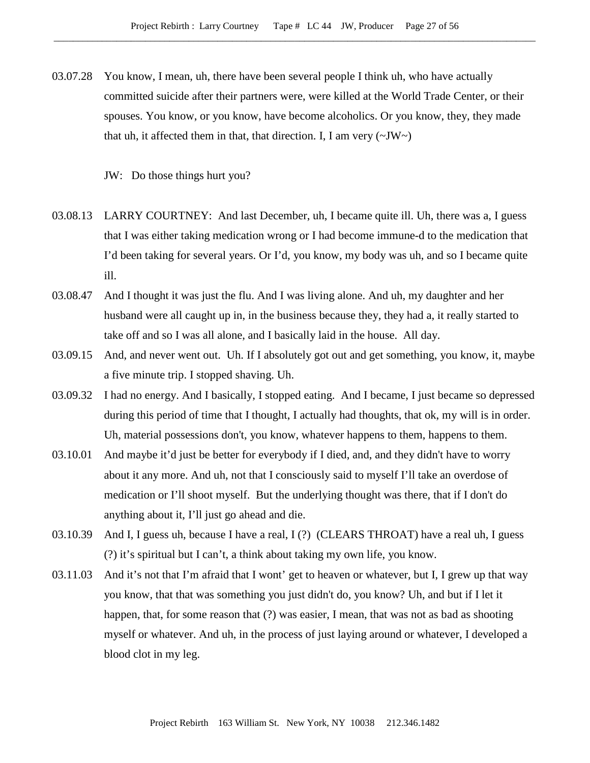03.07.28 You know, I mean, uh, there have been several people I think uh, who have actually committed suicide after their partners were, were killed at the World Trade Center, or their spouses. You know, or you know, have become alcoholics. Or you know, they, they made that uh, it affected them in that, that direction. I, I am very (~JW~)

JW: Do those things hurt you?

03.08.13 LARRY COURTNEY: And last December, uh, I became quite ill. Uh, there was a, I guess that I was either taking medication wrong or I had become immune-d to the medication that I'd been taking for several years. Or I'd, you know, my body was uh, and so I became quite ill.

03.08.47 And I thought it was just the flu. And I was living alone. And uh, my daughter and her husband were all caught up in, in the business because they, they had a, it really started to take off and so I was all alone, and I basically laid in the house. All day.

03.09.15 And, and never went out. Uh. If I absolutely got out and get something, you know, it, maybe a five minute trip. I stopped shaving. Uh.

03.09.32 I had no energy. And I basically, I stopped eating. And I became, I just became so depressed during this period of time that I thought, I actually had thoughts, that ok, my will is in order. Uh, material possessions don't, you know, whatever happens to them, happens to them.

03.10.01 And maybe it'd just be better for everybody if I died, and, and they didn't have to worry about it any more. And uh, not that I consciously said to myself I'll take an overdose of medication or I'll shoot myself. But the underlying thought was there, that if I don't do anything about it, I'll just go ahead and die.

03.10.39 And I, I guess uh, because I have a real, I (?) (CLEARS THROAT) have a real uh, I guess (?) it's spiritual but I can't, a think about taking my own life, you know.

03.11.03 And it's not that I'm afraid that I wont' get to heaven or whatever, but I, I grew up that way you know, that that was something you just didn't do, you know? Uh, and but if I let it happen, that, for some reason that (?) was easier, I mean, that was not as bad as shooting myself or whatever. And uh, in the process of just laying around or whatever, I developed a blood clot in my leg.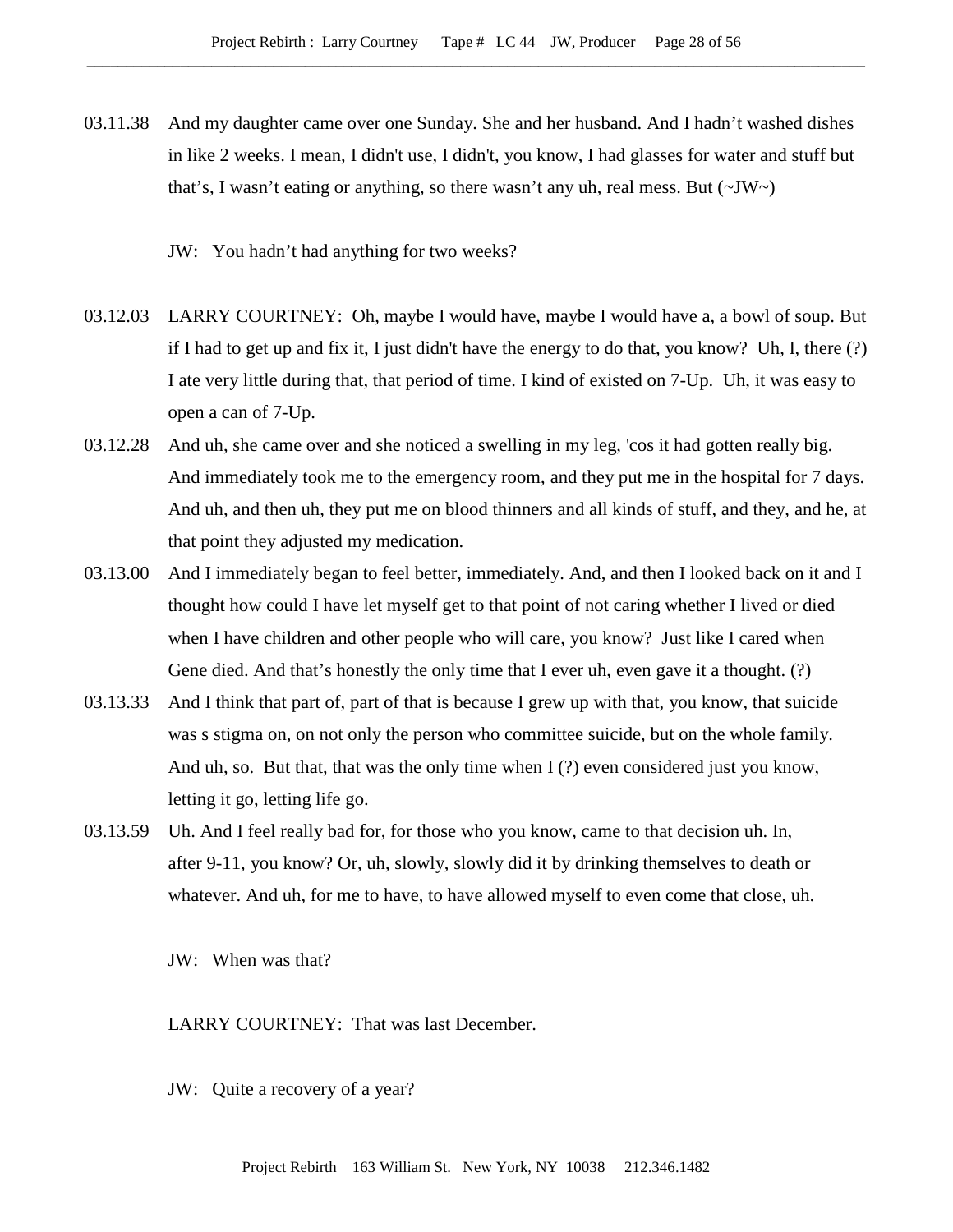03.11.38 And my daughter came over one Sunday. She and her husband. And I hadn't washed dishes in like 2 weeks. I mean, I didn't use, I didn't, you know, I had glasses for water and stuff but that's, I wasn't eating or anything, so there wasn't any uh, real mess. But (~JW~)

JW: You hadn't had anything for two weeks?

03.12.03 LARRY COURTNEY: Oh, maybe I would have, maybe I would have a, a bowl of soup. But if I had to get up and fix it, I just didn't have the energy to do that, you know? Uh, I, there (?) I ate very little during that, that period of time. I kind of existed on 7-Up. Uh, it was easy to open a can of 7-Up.

03.12.28 And uh, she came over and she noticed a swelling in my leg, 'cos it had gotten really big. And immediately took me to the emergency room, and they put me in the hospital for 7 days. And uh, and then uh, they put me on blood thinners and all kinds of stuff, and they, and he, at that point they adjusted my medication.

03.13.00 And I immediately began to feel better, immediately. And, and then I looked back on it and I thought how could I have let myself get to that point of not caring whether I lived or died when I have children and other people who will care, you know? Just like I cared when Gene died. And that's honestly the only time that I ever uh, even gave it a thought. (?)

03.13.33 And I think that part of, part of that is because I grew up with that, you know, that suicide was s stigma on, on not only the person who committee suicide, but on the whole family. And uh, so. But that, that was the only time when I (?) even considered just you know, letting it go, letting life go.

03.13.59 Uh. And I feel really bad for, for those who you know, came to that decision uh. In, after 9-11, you know? Or, uh, slowly, slowly did it by drinking themselves to death or whatever. And uh, for me to have, to have allowed myself to even come that close, uh.

JW: When was that?

LARRY COURTNEY: That was last December.

JW: Quite a recovery of a year?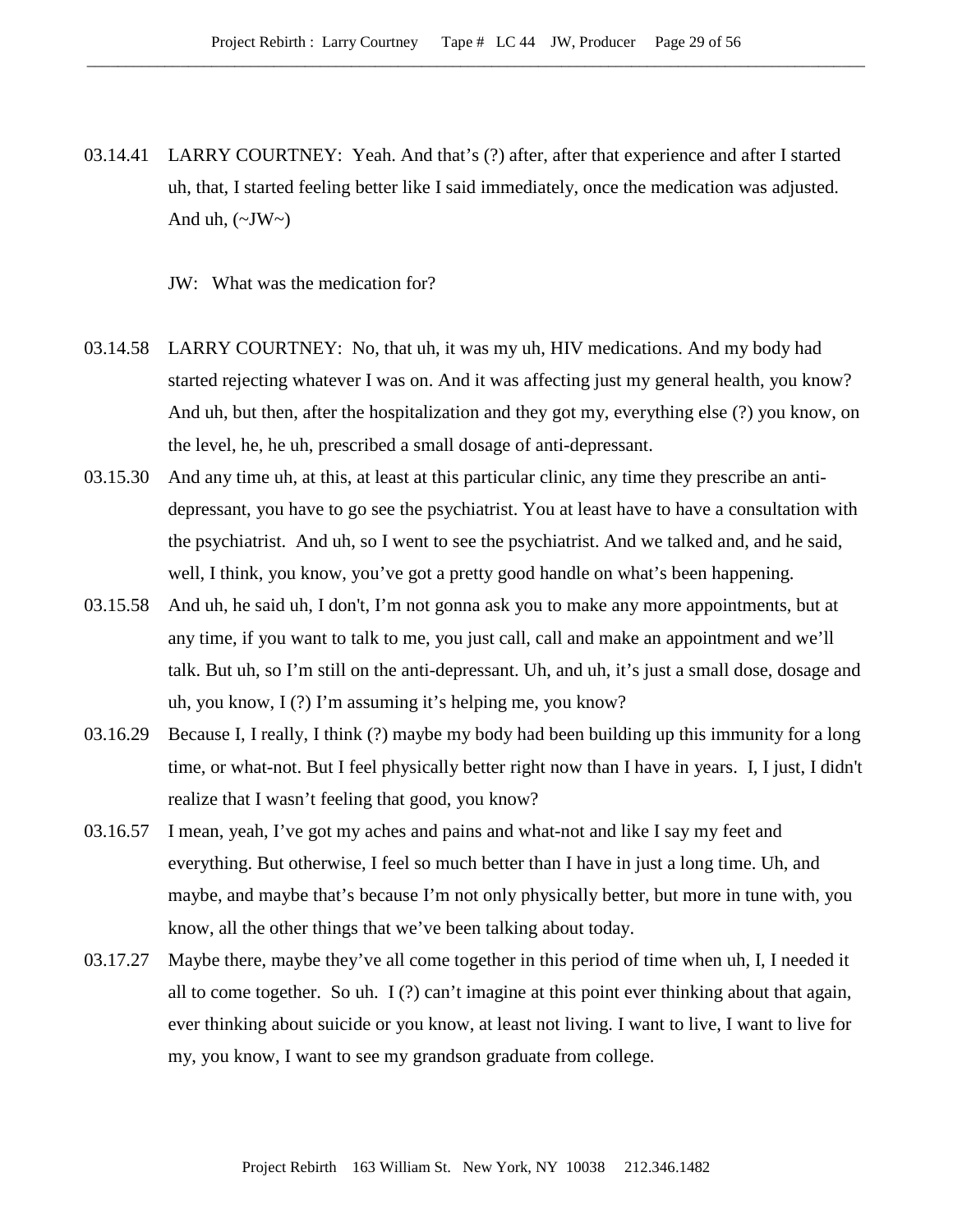03.14.41 LARRY COURTNEY: Yeah. And that's (?) after, after that experience and after I started uh, that, I started feeling better like I said immediately, once the medication was adjusted. And uh, (~JW~)

JW: What was the medication for?

03.14.58 LARRY COURTNEY: No, that uh, it was my uh, HIV medications. And my body had started rejecting whatever I was on. And it was affecting just my general health, you know? And uh, but then, after the hospitalization and they got my, everything else (?) you know, on the level, he, he uh, prescribed a small dosage of anti-depressant.

03.15.30 And any time uh, at this, at least at this particular clinic, any time they prescribe an anti-depressant, you have to go see the psychiatrist. You at least have to have a consultation with the psychiatrist. And uh, so I went to see the psychiatrist. And we talked and, and he said, well, I think, you know, you've got a pretty good handle on what's been happening.

03.15.58 And uh, he said uh, I don't, I'm not gonna ask you to make any more appointments, but at any time, if you want to talk to me, you just call, call and make an appointment and we'll talk. But uh, so I'm still on the anti-depressant. Uh, and uh, it's just a small dose, dosage and uh, you know, I (?) I'm assuming it's helping me, you know?

03.16.29 Because I, I really, I think (?) maybe my body had been building up this immunity for a long time, or what-not. But I feel physically better right now than I have in years. I, I just, I didn't realize that I wasn't feeling that good, you know?

03.16.57 I mean, yeah, I've got my aches and pains and what-not and like I say my feet and everything. But otherwise, I feel so much better than I have in just a long time. Uh, and maybe, and maybe that's because I'm not only physically better, but more in tune with, you know, all the other things that we've been talking about today.

03.17.27 Maybe there, maybe they've all come together in this period of time when uh, I, I needed it all to come together. So uh. I (?) can't imagine at this point ever thinking about that again, ever thinking about suicide or you know, at least not living. I want to live, I want to live for my, you know, I want to see my grandson graduate from college.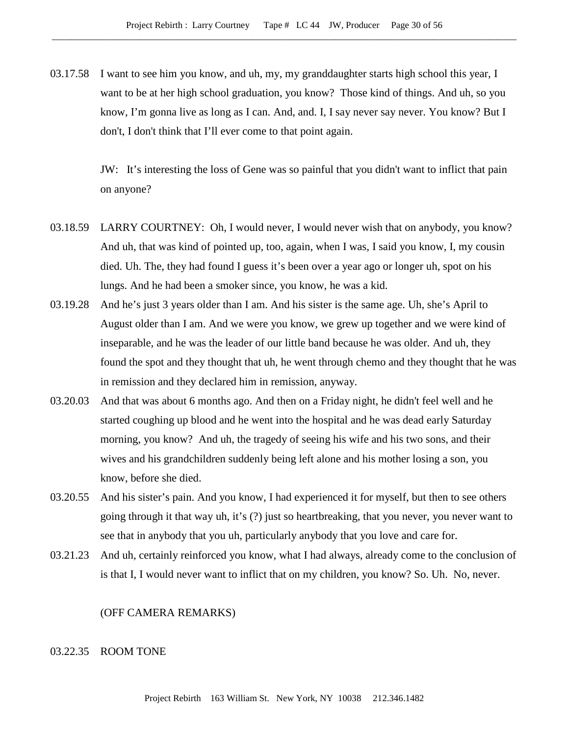03.17.58 I want to see him you know, and uh, my, my granddaughter starts high school this year, I want to be at her high school graduation, you know? Those kind of things. And uh, so you know, I'm gonna live as long as I can. And, and. I, I say never say never. You know? But I don't, I don't think that I'll ever come to that point again.

JW: It's interesting the loss of Gene was so painful that you didn't want to inflict that pain on anyone?

03.18.59 LARRY COURTNEY: Oh, I would never, I would never wish that on anybody, you know? And uh, that was kind of pointed up, too, again, when I was, I said you know, I, my cousin died. Uh. The, they had found I guess it's been over a year ago or longer uh, spot on his lungs. And he had been a smoker since, you know, he was a kid.

03.19.28 And he's just 3 years older than I am. And his sister is the same age. Uh, she's April to August older than I am. And we were you know, we grew up together and we were kind of inseparable, and he was the leader of our little band because he was older. And uh, they found the spot and they thought that uh, he went through chemo and they thought that he was in remission and they declared him in remission, anyway.

03.20.03 And that was about 6 months ago. And then on a Friday night, he didn't feel well and he started coughing up blood and he went into the hospital and he was dead early Saturday morning, you know? And uh, the tragedy of seeing his wife and his two sons, and their wives and his grandchildren suddenly being left alone and his mother losing a son, you know, before she died.

03.20.55 And his sister's pain. And you know, I had experienced it for myself, but then to see others going through it that way uh, it's (?) just so heartbreaking, that you never, you never want to see that in anybody that you uh, particularly anybody that you love and care for.

03.21.23 And uh, certainly reinforced you know, what I had always, already come to the conclusion of is that I, I would never want to inflict that on my children, you know? So. Uh. No, never.

(OFF CAMERA REMARKS)

03.22.35 ROOM TONE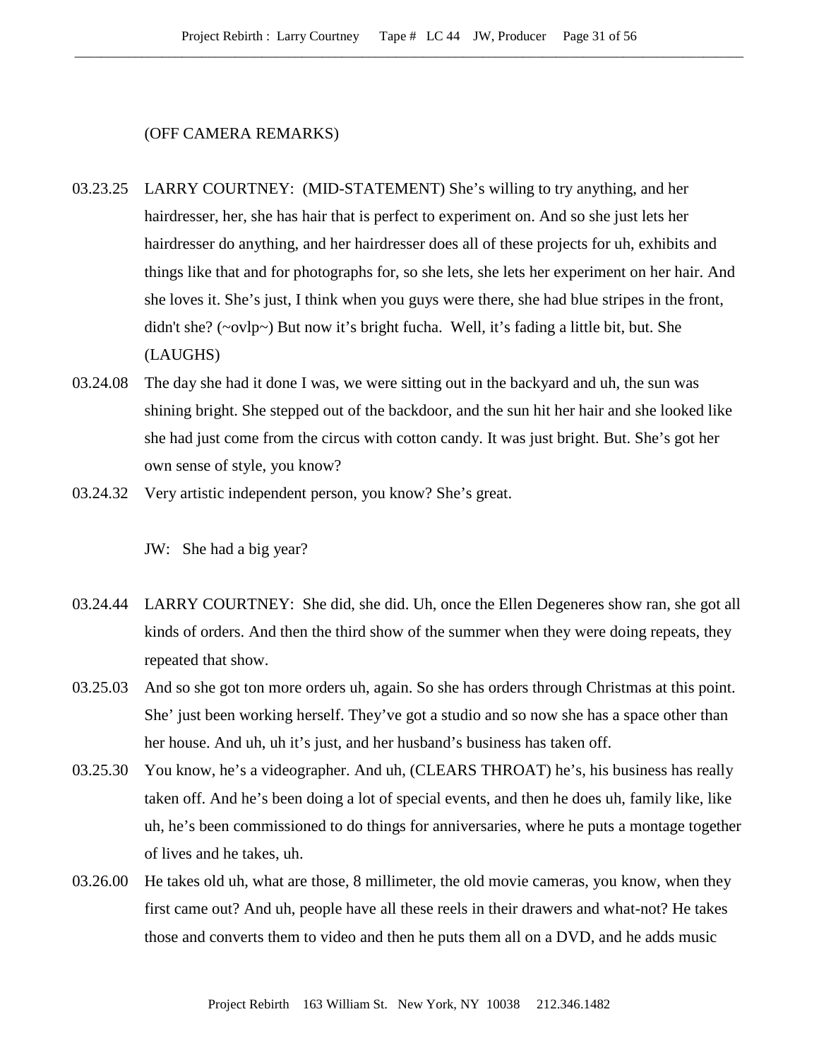(OFF CAMERA REMARKS)

03.23.25 LARRY COURTNEY: (MID-STATEMENT) She's willing to try anything, and her hairdresser, her, she has hair that is perfect to experiment on. And so she just lets her hairdresser do anything, and her hairdresser does all of these projects for uh, exhibits and things like that and for photographs for, so she lets, she lets her experiment on her hair. And she loves it. She's just, I think when you guys were there, she had blue stripes in the front, didn't she? (~ovlp~) But now it's bright fucha. Well, it's fading a little bit, but. She (LAUGHS)

03.24.08 The day she had it done I was, we were sitting out in the backyard and uh, the sun was shining bright. She stepped out of the backdoor, and the sun hit her hair and she looked like she had just come from the circus with cotton candy. It was just bright. But. She's got her own sense of style, you know?

03.24.32 Very artistic independent person, you know? She's great.

JW: She had a big year?

03.24.44 LARRY COURTNEY: She did, she did. Uh, once the Ellen Degeneres show ran, she got all kinds of orders. And then the third show of the summer when they were doing repeats, they repeated that show.

03.25.03 And so she got ton more orders uh, again. So she has orders through Christmas at this point. She' just been working herself. They've got a studio and so now she has a space other than her house. And uh, uh it's just, and her husband's business has taken off.

03.25.30 You know, he's a videographer. And uh, (CLEARS THROAT) he's, his business has really taken off. And he's been doing a lot of special events, and then he does uh, family like, like uh, he's been commissioned to do things for anniversaries, where he puts a montage together of lives and he takes, uh.

03.26.00 He takes old uh, what are those, 8 millimeter, the old movie cameras, you know, when they first came out? And uh, people have all these reels in their drawers and what-not? He takes those and converts them to video and then he puts them all on a DVD, and he adds music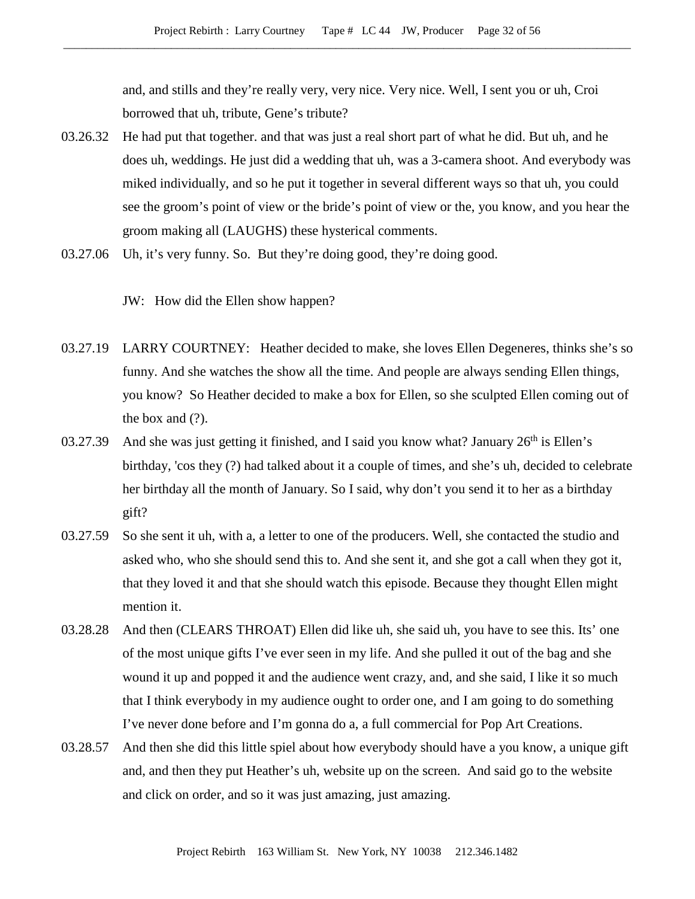and, and stills and they're really very, very nice. Very nice. Well, I sent you or uh, Croi borrowed that uh, tribute, Gene's tribute?

03.26.32 He had put that together. and that was just a real short part of what he did. But uh, and he does uh, weddings. He just did a wedding that uh, was a 3-camera shoot. And everybody was miked individually, and so he put it together in several different ways so that uh, you could see the groom's point of view or the bride's point of view or the, you know, and you hear the groom making all (LAUGHS) these hysterical comments.

03.27.06 Uh, it's very funny. So. But they're doing good, they're doing good.

JW: How did the Ellen show happen?

03.27.19 LARRY COURTNEY: Heather decided to make, she loves Ellen Degeneres, thinks she's so funny. And she watches the show all the time. And people are always sending Ellen things, you know? So Heather decided to make a box for Ellen, so she sculpted Ellen coming out of the box and (?).

03.27.39 And she was just getting it finished, and I said you know what? January 26th is Ellen's birthday, 'cos they (?) had talked about it a couple of times, and she's uh, decided to celebrate her birthday all the month of January. So I said, why don't you send it to her as a birthday gift?

03.27.59 So she sent it uh, with a, a letter to one of the producers. Well, she contacted the studio and asked who, who she should send this to. And she sent it, and she got a call when they got it, that they loved it and that she should watch this episode. Because they thought Ellen might mention it.

03.28.28 And then (CLEARS THROAT) Ellen did like uh, she said uh, you have to see this. Its' one of the most unique gifts I've ever seen in my life. And she pulled it out of the bag and she wound it up and popped it and the audience went crazy, and, and she said, I like it so much that I think everybody in my audience ought to order one, and I am going to do something I've never done before and I'm gonna do a, a full commercial for Pop Art Creations.

03.28.57 And then she did this little spiel about how everybody should have a you know, a unique gift and, and then they put Heather's uh, website up on the screen. And said go to the website and click on order, and so it was just amazing, just amazing.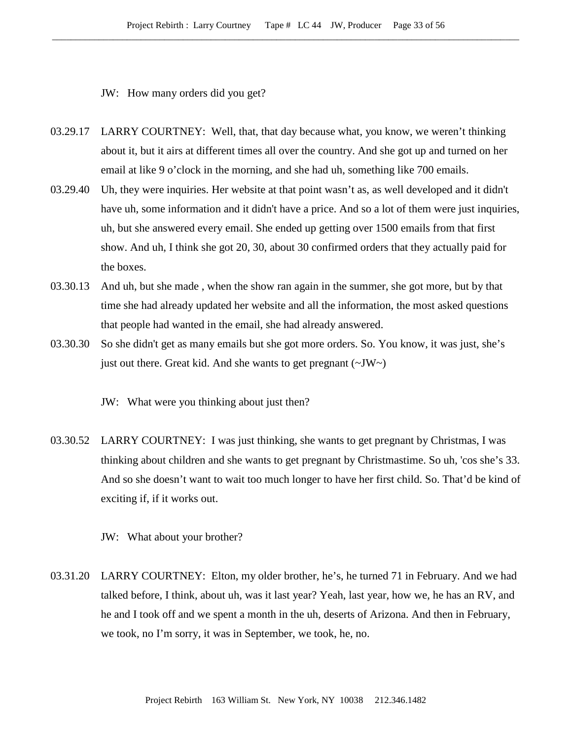JW: How many orders did you get?

03.29.17 LARRY COURTNEY: Well, that, that day because what, you know, we weren't thinking about it, but it airs at different times all over the country. And she got up and turned on her email at like 9 o'clock in the morning, and she had uh, something like 700 emails.

03.29.40 Uh, they were inquiries. Her website at that point wasn't as, as well developed and it didn't have uh, some information and it didn't have a price. And so a lot of them were just inquiries, uh, but she answered every email. She ended up getting over 1500 emails from that first show. And uh, I think she got 20, 30, about 30 confirmed orders that they actually paid for the boxes.

03.30.13 And uh, but she made , when the show ran again in the summer, she got more, but by that time she had already updated her website and all the information, the most asked questions that people had wanted in the email, she had already answered.

03.30.30 So she didn't get as many emails but she got more orders. So. You know, it was just, she's just out there. Great kid. And she wants to get pregnant (~JW~)

JW: What were you thinking about just then?

03.30.52 LARRY COURTNEY: I was just thinking, she wants to get pregnant by Christmas, I was thinking about children and she wants to get pregnant by Christmastime. So uh, 'cos she's 33. And so she doesn't want to wait too much longer to have her first child. So. That'd be kind of exciting if, if it works out.

JW: What about your brother?

03.31.20 LARRY COURTNEY: Elton, my older brother, he's, he turned 71 in February. And we had talked before, I think, about uh, was it last year? Yeah, last year, how we, he has an RV, and he and I took off and we spent a month in the uh, deserts of Arizona. And then in February, we took, no I'm sorry, it was in September, we took, he, no.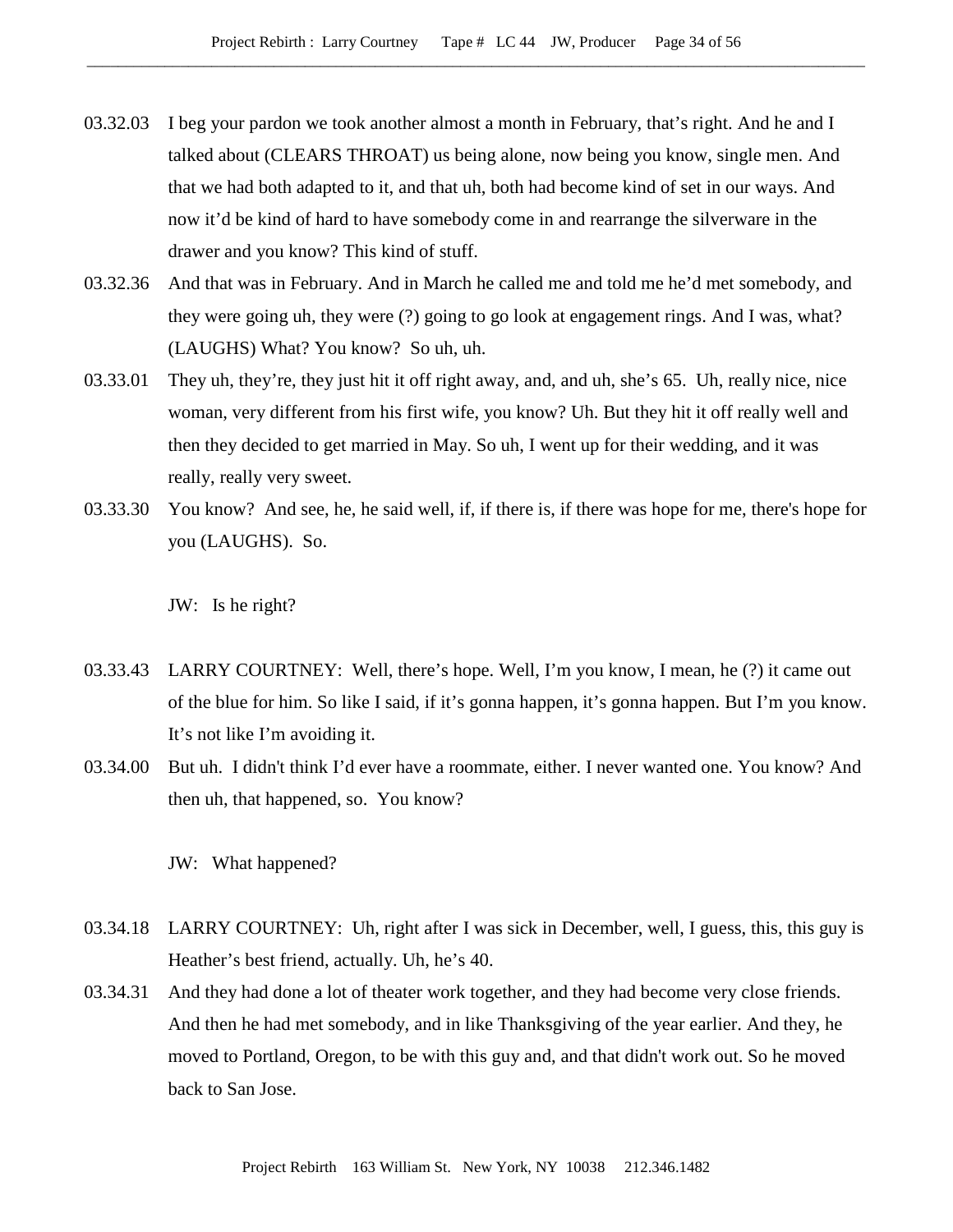03.32.03 I beg your pardon we took another almost a month in February, that's right. And he and I talked about (CLEARS THROAT) us being alone, now being you know, single men. And that we had both adapted to it, and that uh, both had become kind of set in our ways. And now it'd be kind of hard to have somebody come in and rearrange the silverware in the drawer and you know? This kind of stuff.

03.32.36 And that was in February. And in March he called me and told me he'd met somebody, and they were going uh, they were (?) going to go look at engagement rings. And I was, what? (LAUGHS) What? You know? So uh, uh.

03.33.01 They uh, they're, they just hit it off right away, and, and uh, she's 65. Uh, really nice, nice woman, very different from his first wife, you know? Uh. But they hit it off really well and then they decided to get married in May. So uh, I went up for their wedding, and it was really, really very sweet.

03.33.30 You know? And see, he, he said well, if, if there is, if there was hope for me, there's hope for you (LAUGHS). So.

JW: Is he right?

03.33.43 LARRY COURTNEY: Well, there's hope. Well, I'm you know, I mean, he (?) it came out of the blue for him. So like I said, if it's gonna happen, it's gonna happen. But I'm you know. It's not like I'm avoiding it.

03.34.00 But uh. I didn't think I'd ever have a roommate, either. I never wanted one. You know? And then uh, that happened, so. You know?

JW: What happened?

03.34.18 LARRY COURTNEY: Uh, right after I was sick in December, well, I guess, this, this guy is Heather's best friend, actually. Uh, he's 40.

03.34.31 And they had done a lot of theater work together, and they had become very close friends. And then he had met somebody, and in like Thanksgiving of the year earlier. And they, he moved to Portland, Oregon, to be with this guy and, and that didn't work out. So he moved back to San Jose.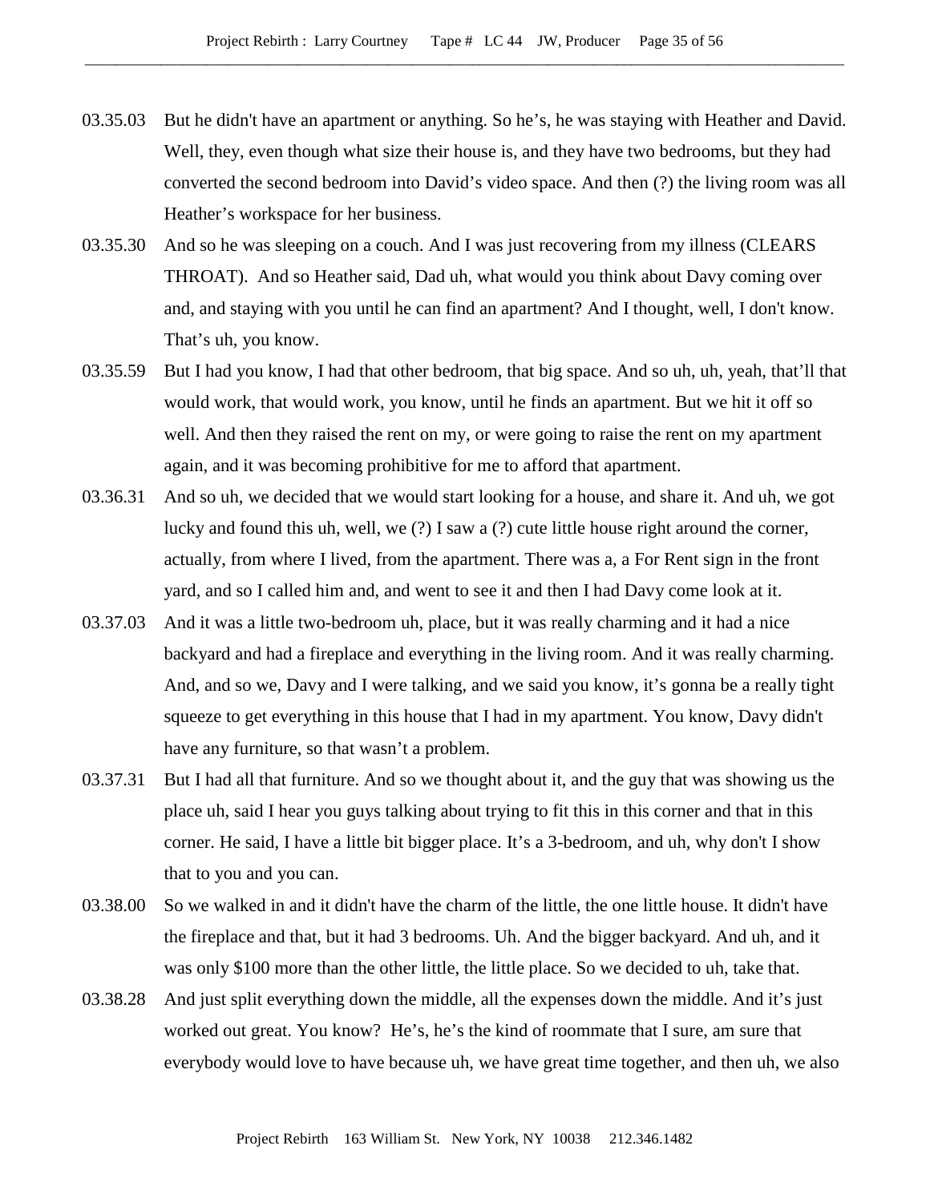03.35.03 But he didn't have an apartment or anything. So he's, he was staying with Heather and David. Well, they, even though what size their house is, and they have two bedrooms, but they had converted the second bedroom into David's video space. And then (?) the living room was all Heather's workspace for her business.

03.35.30 And so he was sleeping on a couch. And I was just recovering from my illness (CLEARS THROAT). And so Heather said, Dad uh, what would you think about Davy coming over and, and staying with you until he can find an apartment? And I thought, well, I don't know. That's uh, you know.

03.35.59 But I had you know, I had that other bedroom, that big space. And so uh, uh, yeah, that'll that would work, that would work, you know, until he finds an apartment. But we hit it off so well. And then they raised the rent on my, or were going to raise the rent on my apartment again, and it was becoming prohibitive for me to afford that apartment.

03.36.31 And so uh, we decided that we would start looking for a house, and share it. And uh, we got lucky and found this uh, well, we (?) I saw a (?) cute little house right around the corner, actually, from where I lived, from the apartment. There was a, a For Rent sign in the front yard, and so I called him and, and went to see it and then I had Davy come look at it.

03.37.03 And it was a little two-bedroom uh, place, but it was really charming and it had a nice backyard and had a fireplace and everything in the living room. And it was really charming. And, and so we, Davy and I were talking, and we said you know, it's gonna be a really tight squeeze to get everything in this house that I had in my apartment. You know, Davy didn't have any furniture, so that wasn't a problem.

03.37.31 But I had all that furniture. And so we thought about it, and the guy that was showing us the place uh, said I hear you guys talking about trying to fit this in this corner and that in this corner. He said, I have a little bit bigger place. It's a 3-bedroom, and uh, why don't I show that to you and you can.

03.38.00 So we walked in and it didn't have the charm of the little, the one little house. It didn't have the fireplace and that, but it had 3 bedrooms. Uh. And the bigger backyard. And uh, and it was only $100 more than the other little, the little place. So we decided to uh, take that.

03.38.28 And just split everything down the middle, all the expenses down the middle. And it's just worked out great. You know? He's, he's the kind of roommate that I sure, am sure that everybody would love to have because uh, we have great time together, and then uh, we also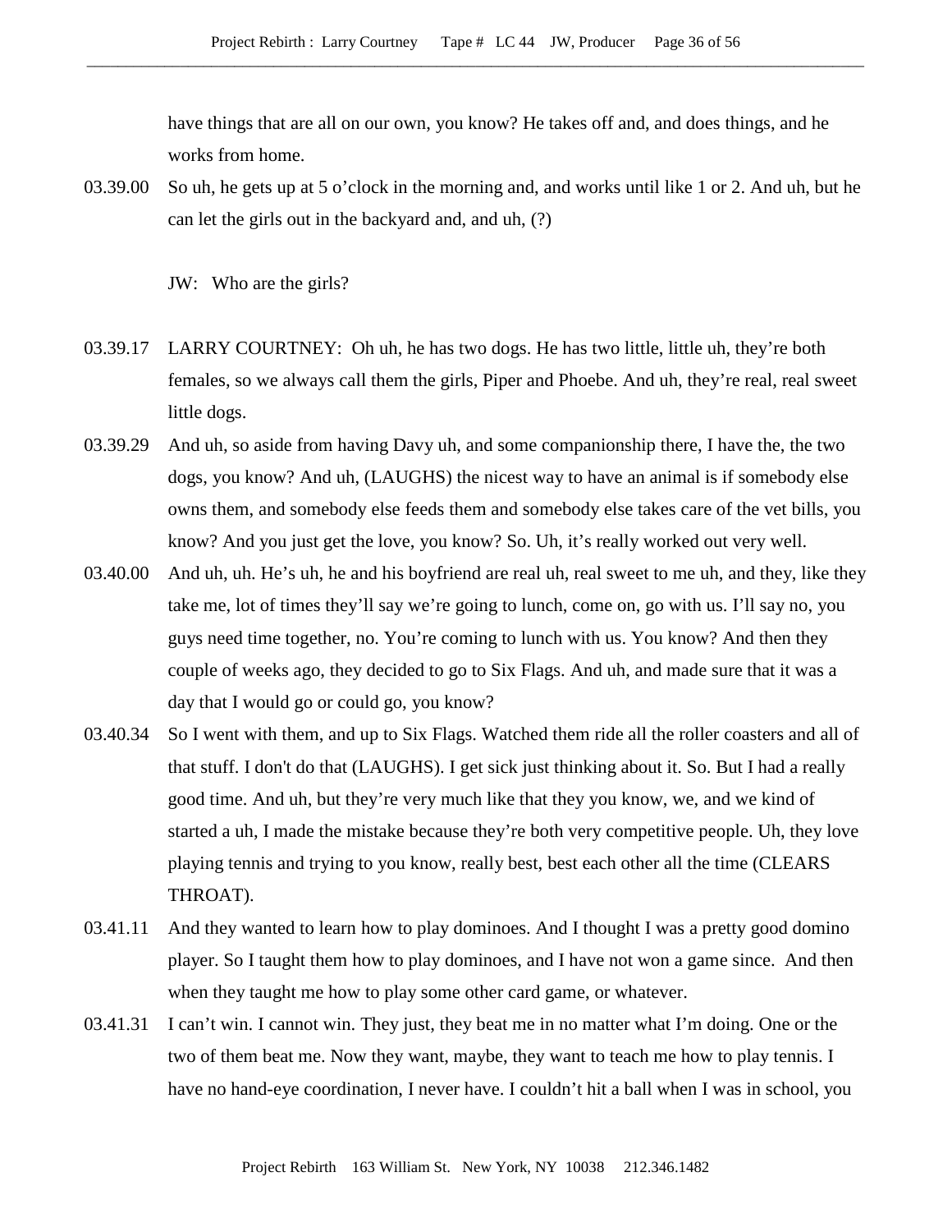have things that are all on our own, you know? He takes off and, and does things, and he works from home.

03.39.00 So uh, he gets up at 5 o'clock in the morning and, and works until like 1 or 2. And uh, but he can let the girls out in the backyard and, and uh, (?)

JW: Who are the girls?

03.39.17 LARRY COURTNEY: Oh uh, he has two dogs. He has two little, little uh, they're both females, so we always call them the girls, Piper and Phoebe. And uh, they're real, real sweet little dogs.

03.39.29 And uh, so aside from having Davy uh, and some companionship there, I have the, the two dogs, you know? And uh, (LAUGHS) the nicest way to have an animal is if somebody else owns them, and somebody else feeds them and somebody else takes care of the vet bills, you know? And you just get the love, you know? So. Uh, it's really worked out very well.

03.40.00 And uh, uh. He's uh, he and his boyfriend are real uh, real sweet to me uh, and they, like they take me, lot of times they'll say we're going to lunch, come on, go with us. I'll say no, you guys need time together, no. You're coming to lunch with us. You know? And then they couple of weeks ago, they decided to go to Six Flags. And uh, and made sure that it was a day that I would go or could go, you know?

03.40.34 So I went with them, and up to Six Flags. Watched them ride all the roller coasters and all of that stuff. I don't do that (LAUGHS). I get sick just thinking about it. So. But I had a really good time. And uh, but they're very much like that they you know, we, and we kind of started a uh, I made the mistake because they're both very competitive people. Uh, they love playing tennis and trying to you know, really best, best each other all the time (CLEARS THROAT).

03.41.11 And they wanted to learn how to play dominoes. And I thought I was a pretty good domino player. So I taught them how to play dominoes, and I have not won a game since. And then when they taught me how to play some other card game, or whatever.

03.41.31 I can't win. I cannot win. They just, they beat me in no matter what I'm doing. One or the two of them beat me. Now they want, maybe, they want to teach me how to play tennis. I have no hand-eye coordination, I never have. I couldn't hit a ball when I was in school, you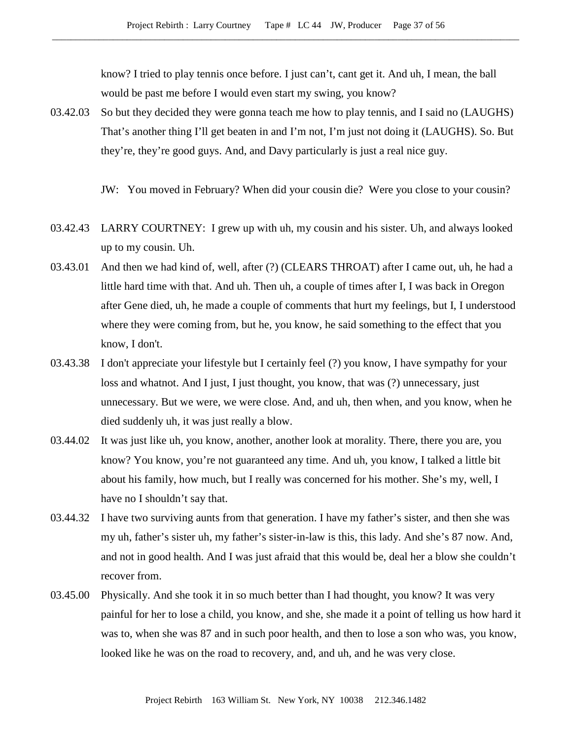know? I tried to play tennis once before. I just can't, cant get it. And uh, I mean, the ball would be past me before I would even start my swing, you know?

03.42.03 So but they decided they were gonna teach me how to play tennis, and I said no (LAUGHS) That's another thing I'll get beaten in and I'm not, I'm just not doing it (LAUGHS). So. But they're, they're good guys. And, and Davy particularly is just a real nice guy.

JW: You moved in February? When did your cousin die? Were you close to your cousin?

03.42.43 LARRY COURTNEY: I grew up with uh, my cousin and his sister. Uh, and always looked up to my cousin. Uh.

03.43.01 And then we had kind of, well, after (?) (CLEARS THROAT) after I came out, uh, he had a little hard time with that. And uh. Then uh, a couple of times after I, I was back in Oregon after Gene died, uh, he made a couple of comments that hurt my feelings, but I, I understood where they were coming from, but he, you know, he said something to the effect that you know, I don't.

03.43.38 I don't appreciate your lifestyle but I certainly feel (?) you know, I have sympathy for your loss and whatnot. And I just, I just thought, you know, that was (?) unnecessary, just unnecessary. But we were, we were close. And, and uh, then when, and you know, when he died suddenly uh, it was just really a blow.

03.44.02 It was just like uh, you know, another, another look at morality. There, there you are, you know? You know, you're not guaranteed any time. And uh, you know, I talked a little bit about his family, how much, but I really was concerned for his mother. She's my, well, I have no I shouldn't say that.

03.44.32 I have two surviving aunts from that generation. I have my father's sister, and then she was my uh, father's sister uh, my father's sister-in-law is this, this lady. And she's 87 now. And, and not in good health. And I was just afraid that this would be, deal her a blow she couldn't recover from.

03.45.00 Physically. And she took it in so much better than I had thought, you know? It was very painful for her to lose a child, you know, and she, she made it a point of telling us how hard it was to, when she was 87 and in such poor health, and then to lose a son who was, you know, looked like he was on the road to recovery, and, and uh, and he was very close.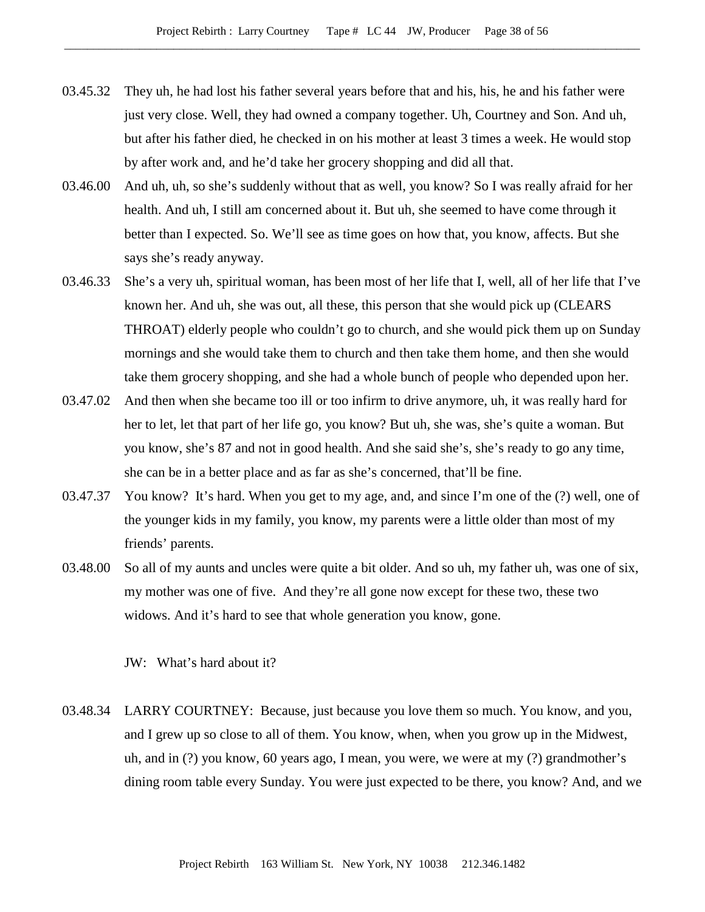03.45.32 They uh, he had lost his father several years before that and his, his, he and his father were just very close. Well, they had owned a company together. Uh, Courtney and Son. And uh, but after his father died, he checked in on his mother at least 3 times a week. He would stop by after work and, and he'd take her grocery shopping and did all that.

03.46.00 And uh, uh, so she's suddenly without that as well, you know? So I was really afraid for her health. And uh, I still am concerned about it. But uh, she seemed to have come through it better than I expected. So. We'll see as time goes on how that, you know, affects. But she says she's ready anyway.

03.46.33 She's a very uh, spiritual woman, has been most of her life that I, well, all of her life that I've known her. And uh, she was out, all these, this person that she would pick up (CLEARS THROAT) elderly people who couldn't go to church, and she would pick them up on Sunday mornings and she would take them to church and then take them home, and then she would take them grocery shopping, and she had a whole bunch of people who depended upon her.

03.47.02 And then when she became too ill or too infirm to drive anymore, uh, it was really hard for her to let, let that part of her life go, you know? But uh, she was, she's quite a woman. But you know, she's 87 and not in good health. And she said she's, she's ready to go any time, she can be in a better place and as far as she's concerned, that'll be fine.

03.47.37 You know? It's hard. When you get to my age, and, and since I'm one of the (?) well, one of the younger kids in my family, you know, my parents were a little older than most of my friends' parents.

03.48.00 So all of my aunts and uncles were quite a bit older. And so uh, my father uh, was one of six, my mother was one of five. And they're all gone now except for these two, these two widows. And it's hard to see that whole generation you know, gone.

JW: What's hard about it?

03.48.34 LARRY COURTNEY: Because, just because you love them so much. You know, and you, and I grew up so close to all of them. You know, when, when you grow up in the Midwest, uh, and in (?) you know, 60 years ago, I mean, you were, we were at my (?) grandmother's dining room table every Sunday. You were just expected to be there, you know? And, and we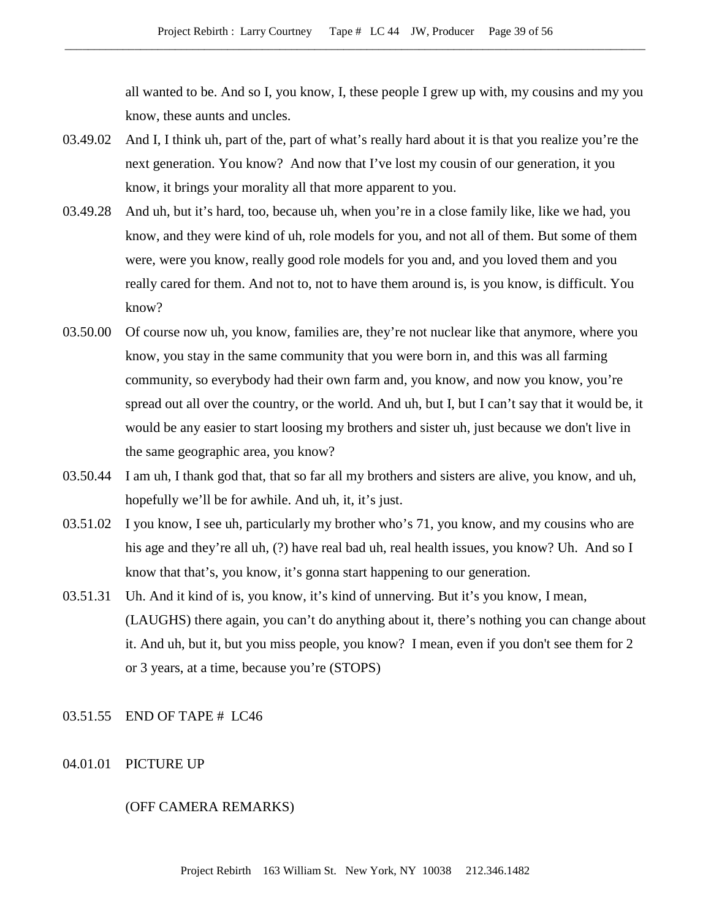all wanted to be. And so I, you know, I, these people I grew up with, my cousins and my you know, these aunts and uncles.

03.49.02 And I, I think uh, part of the, part of what's really hard about it is that you realize you're the next generation. You know? And now that I've lost my cousin of our generation, it you know, it brings your morality all that more apparent to you.

03.49.28 And uh, but it's hard, too, because uh, when you're in a close family like, like we had, you know, and they were kind of uh, role models for you, and not all of them. But some of them were, were you know, really good role models for you and, and you loved them and you really cared for them. And not to, not to have them around is, is you know, is difficult. You know?

03.50.00 Of course now uh, you know, families are, they're not nuclear like that anymore, where you know, you stay in the same community that you were born in, and this was all farming community, so everybody had their own farm and, you know, and now you know, you're spread out all over the country, or the world. And uh, but I, but I can't say that it would be, it would be any easier to start loosing my brothers and sister uh, just because we don't live in the same geographic area, you know?

03.50.44 I am uh, I thank god that, that so far all my brothers and sisters are alive, you know, and uh, hopefully we'll be for awhile. And uh, it, it's just.

03.51.02 I you know, I see uh, particularly my brother who's 71, you know, and my cousins who are his age and they're all uh, (?) have real bad uh, real health issues, you know? Uh. And so I know that that's, you know, it's gonna start happening to our generation.

03.51.31 Uh. And it kind of is, you know, it's kind of unnerving. But it's you know, I mean, (LAUGHS) there again, you can't do anything about it, there's nothing you can change about it. And uh, but it, but you miss people, you know? I mean, even if you don't see them for 2 or 3 years, at a time, because you're (STOPS)

03.51.55 END OF TAPE # LC46

04.01.01 PICTURE UP

(OFF CAMERA REMARKS)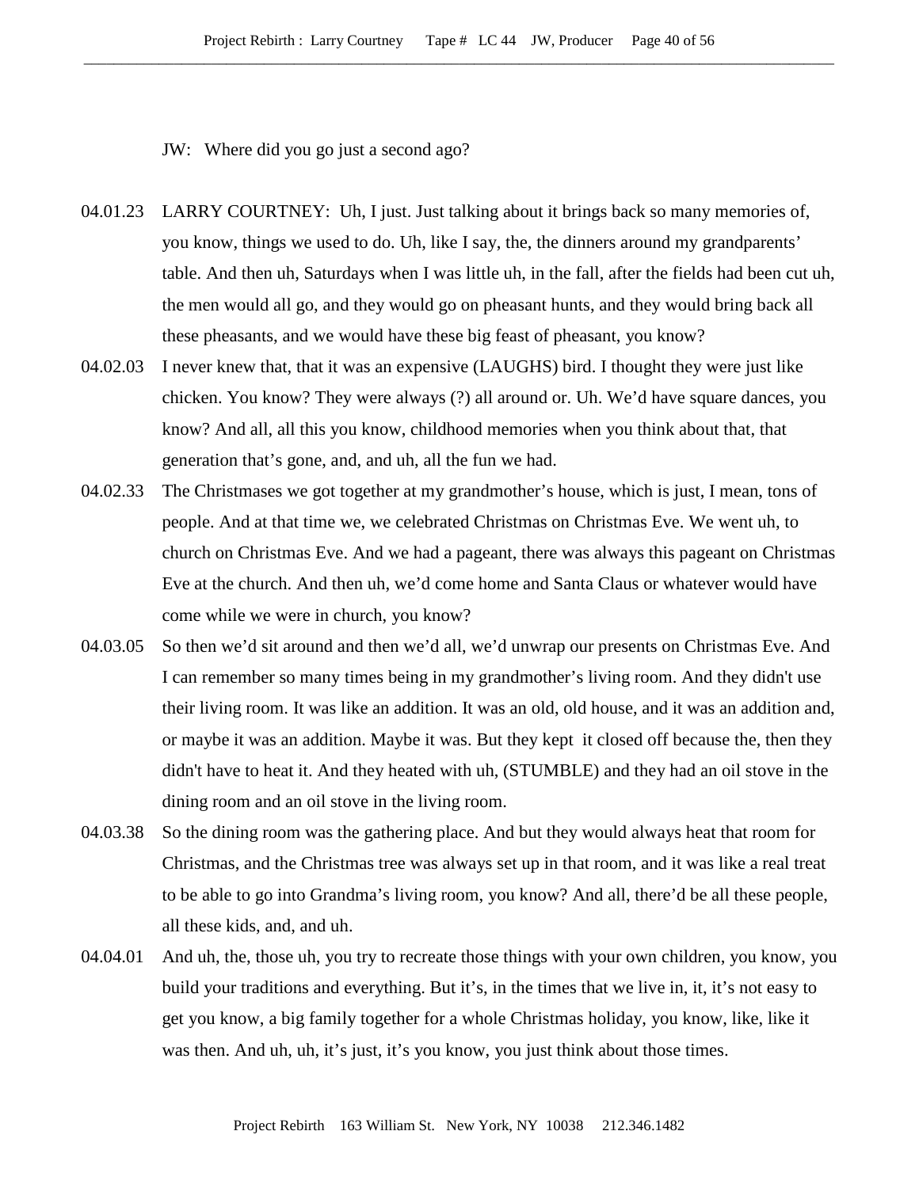JW: Where did you go just a second ago?

04.01.23 LARRY COURTNEY: Uh, I just. Just talking about it brings back so many memories of, you know, things we used to do. Uh, like I say, the, the dinners around my grandparents' table. And then uh, Saturdays when I was little uh, in the fall, after the fields had been cut uh, the men would all go, and they would go on pheasant hunts, and they would bring back all these pheasants, and we would have these big feast of pheasant, you know?

04.02.03 I never knew that, that it was an expensive (LAUGHS) bird. I thought they were just like chicken. You know? They were always (?) all around or. Uh. We'd have square dances, you know? And all, all this you know, childhood memories when you think about that, that generation that's gone, and, and uh, all the fun we had.

04.02.33 The Christmases we got together at my grandmother's house, which is just, I mean, tons of people. And at that time we, we celebrated Christmas on Christmas Eve. We went uh, to church on Christmas Eve. And we had a pageant, there was always this pageant on Christmas Eve at the church. And then uh, we'd come home and Santa Claus or whatever would have come while we were in church, you know?

04.03.05 So then we'd sit around and then we'd all, we'd unwrap our presents on Christmas Eve. And I can remember so many times being in my grandmother's living room. And they didn't use their living room. It was like an addition. It was an old, old house, and it was an addition and, or maybe it was an addition. Maybe it was. But they kept it closed off because the, then they didn't have to heat it. And they heated with uh, (STUMBLE) and they had an oil stove in the dining room and an oil stove in the living room.

04.03.38 So the dining room was the gathering place. And but they would always heat that room for Christmas, and the Christmas tree was always set up in that room, and it was like a real treat to be able to go into Grandma's living room, you know? And all, there'd be all these people, all these kids, and, and uh.

04.04.01 And uh, the, those uh, you try to recreate those things with your own children, you know, you build your traditions and everything. But it's, in the times that we live in, it, it's not easy to get you know, a big family together for a whole Christmas holiday, you know, like, like it was then. And uh, uh, it's just, it's you know, you just think about those times.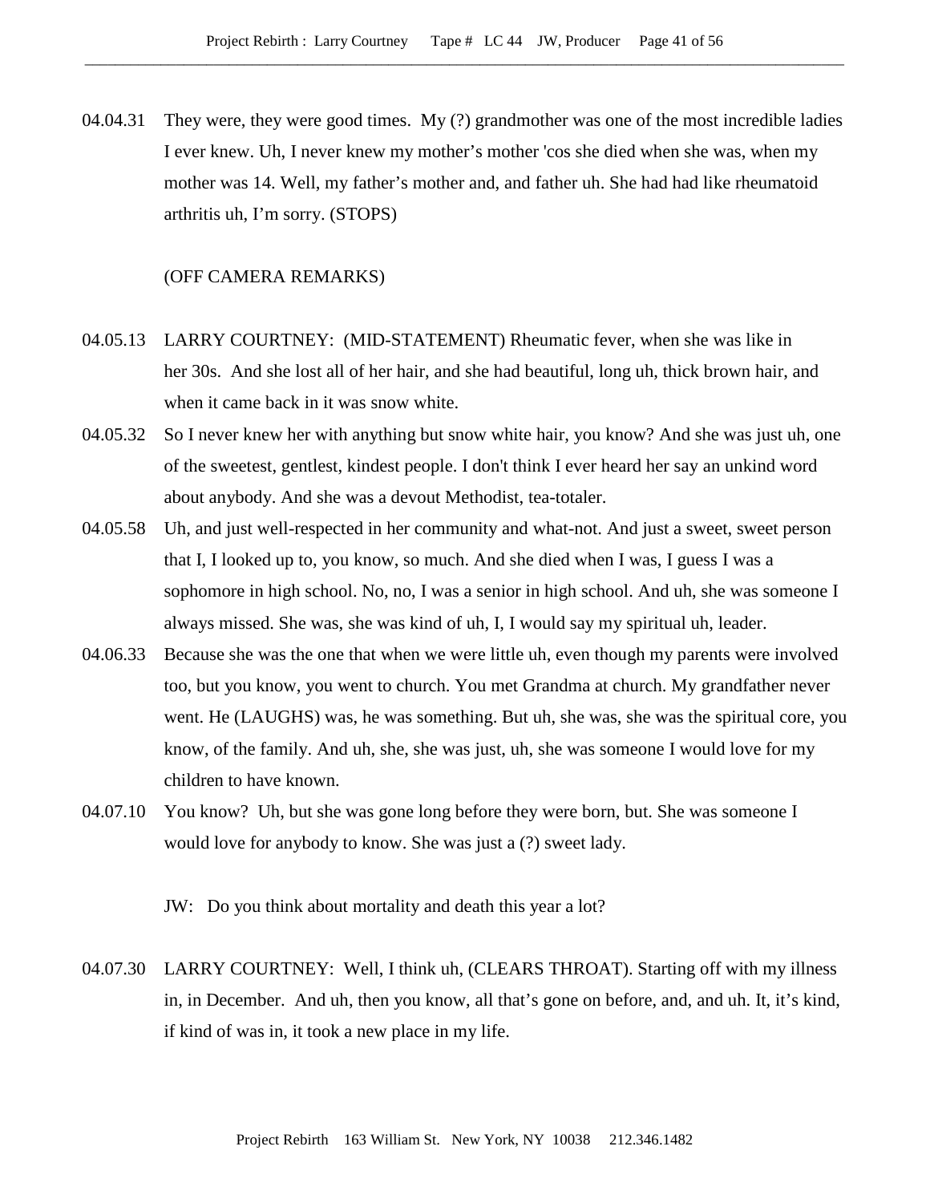04.04.31 They were, they were good times. My (?) grandmother was one of the most incredible ladies I ever knew. Uh, I never knew my mother's mother 'cos she died when she was, when my mother was 14. Well, my father's mother and, and father uh. She had had like rheumatoid arthritis uh, I'm sorry. (STOPS)

(OFF CAMERA REMARKS)

04.05.13 LARRY COURTNEY: (MID-STATEMENT) Rheumatic fever, when she was like in her 30s. And she lost all of her hair, and she had beautiful, long uh, thick brown hair, and when it came back in it was snow white.

04.05.32 So I never knew her with anything but snow white hair, you know? And she was just uh, one of the sweetest, gentlest, kindest people. I don't think I ever heard her say an unkind word about anybody. And she was a devout Methodist, tea-totaler.

04.05.58 Uh, and just well-respected in her community and what-not. And just a sweet, sweet person that I, I looked up to, you know, so much. And she died when I was, I guess I was a sophomore in high school. No, no, I was a senior in high school. And uh, she was someone I always missed. She was, she was kind of uh, I, I would say my spiritual uh, leader.

04.06.33 Because she was the one that when we were little uh, even though my parents were involved too, but you know, you went to church. You met Grandma at church. My grandfather never went. He (LAUGHS) was, he was something. But uh, she was, she was the spiritual core, you know, of the family. And uh, she, she was just, uh, she was someone I would love for my children to have known.

04.07.10 You know? Uh, but she was gone long before they were born, but. She was someone I would love for anybody to know. She was just a (?) sweet lady.

JW: Do you think about mortality and death this year a lot?

04.07.30 LARRY COURTNEY: Well, I think uh, (CLEARS THROAT). Starting off with my illness in, in December. And uh, then you know, all that's gone on before, and, and uh. It, it's kind, if kind of was in, it took a new place in my life.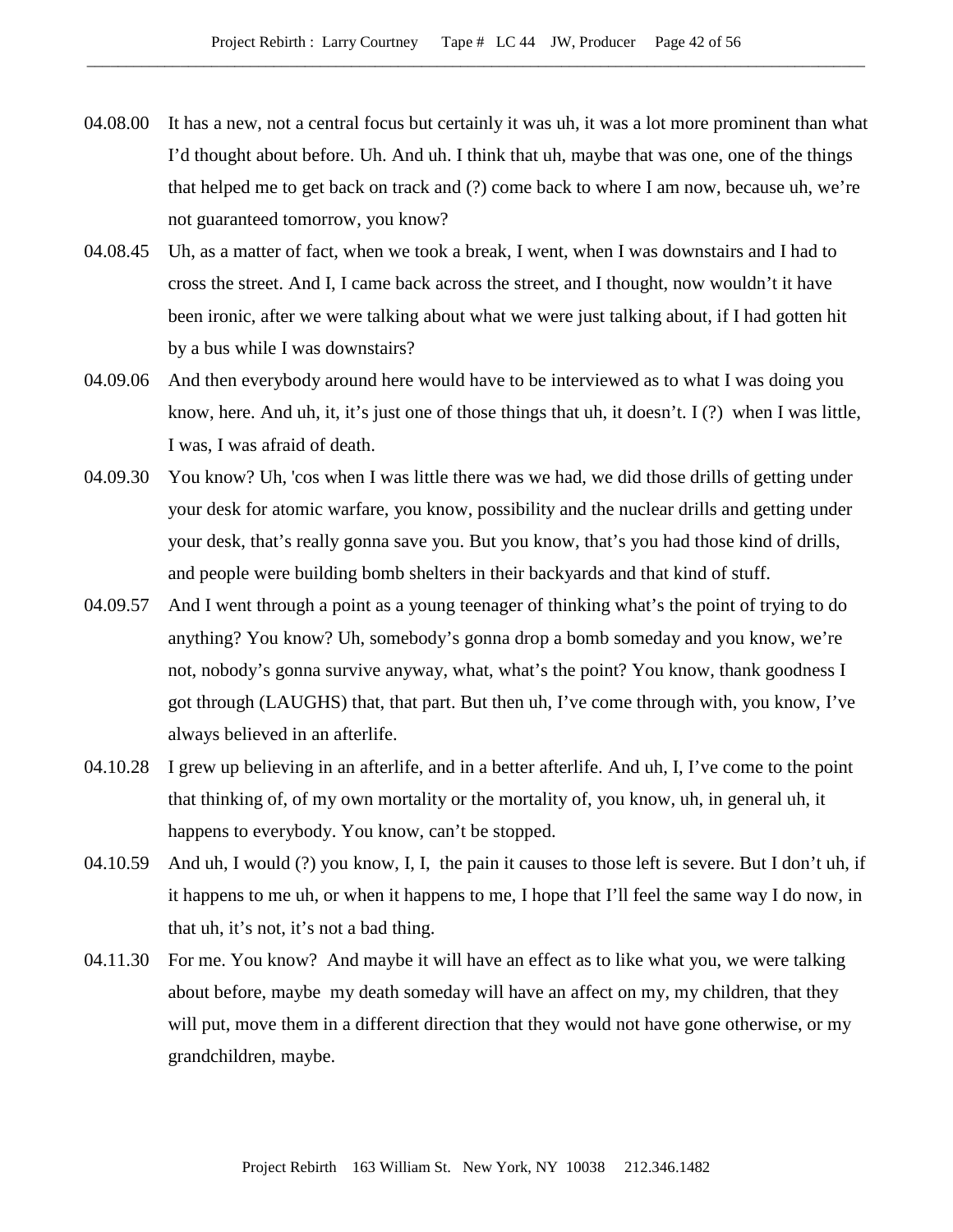04.08.00 It has a new, not a central focus but certainly it was uh, it was a lot more prominent than what I'd thought about before. Uh. And uh. I think that uh, maybe that was one, one of the things that helped me to get back on track and (?) come back to where I am now, because uh, we're not guaranteed tomorrow, you know?

04.08.45 Uh, as a matter of fact, when we took a break, I went, when I was downstairs and I had to cross the street. And I, I came back across the street, and I thought, now wouldn't it have been ironic, after we were talking about what we were just talking about, if I had gotten hit by a bus while I was downstairs?

04.09.06 And then everybody around here would have to be interviewed as to what I was doing you know, here. And uh, it, it's just one of those things that uh, it doesn't. I (?) when I was little, I was, I was afraid of death.

04.09.30 You know? Uh, 'cos when I was little there was we had, we did those drills of getting under your desk for atomic warfare, you know, possibility and the nuclear drills and getting under your desk, that's really gonna save you. But you know, that's you had those kind of drills, and people were building bomb shelters in their backyards and that kind of stuff.

04.09.57 And I went through a point as a young teenager of thinking what's the point of trying to do anything? You know? Uh, somebody's gonna drop a bomb someday and you know, we're not, nobody's gonna survive anyway, what, what's the point? You know, thank goodness I got through (LAUGHS) that, that part. But then uh, I've come through with, you know, I've always believed in an afterlife.

04.10.28 I grew up believing in an afterlife, and in a better afterlife. And uh, I, I've come to the point that thinking of, of my own mortality or the mortality of, you know, uh, in general uh, it happens to everybody. You know, can't be stopped.

04.10.59 And uh, I would (?) you know, I, I, the pain it causes to those left is severe. But I don't uh, if it happens to me uh, or when it happens to me, I hope that I'll feel the same way I do now, in that uh, it's not, it's not a bad thing.

04.11.30 For me. You know? And maybe it will have an effect as to like what you, we were talking about before, maybe my death someday will have an affect on my, my children, that they will put, move them in a different direction that they would not have gone otherwise, or my grandchildren, maybe.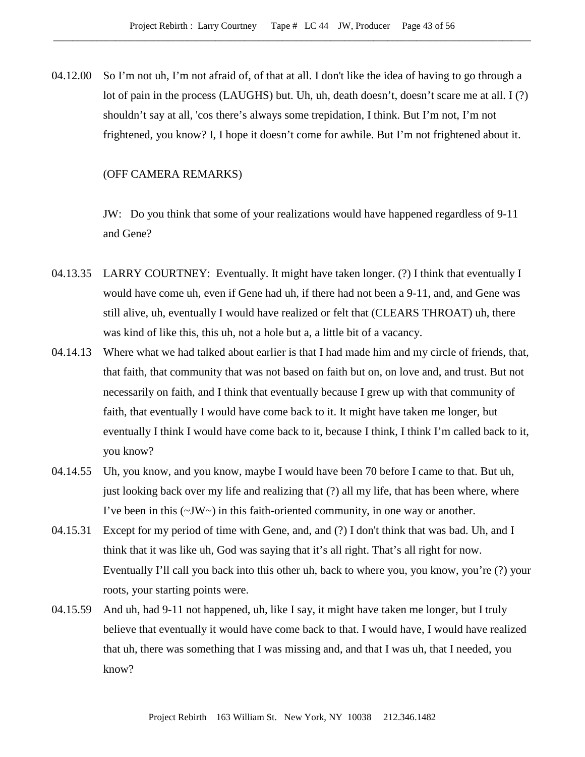04.12.00 So I'm not uh, I'm not afraid of, of that at all. I don't like the idea of having to go through a lot of pain in the process (LAUGHS) but. Uh, uh, death doesn't, doesn't scare me at all. I (?) shouldn't say at all, 'cos there's always some trepidation, I think. But I'm not, I'm not frightened, you know? I, I hope it doesn't come for awhile. But I'm not frightened about it.

(OFF CAMERA REMARKS)

JW: Do you think that some of your realizations would have happened regardless of 9-11 and Gene?

04.13.35 LARRY COURTNEY: Eventually. It might have taken longer. (?) I think that eventually I would have come uh, even if Gene had uh, if there had not been a 9-11, and, and Gene was still alive, uh, eventually I would have realized or felt that (CLEARS THROAT) uh, there was kind of like this, this uh, not a hole but a, a little bit of a vacancy.

04.14.13 Where what we had talked about earlier is that I had made him and my circle of friends, that, that faith, that community that was not based on faith but on, on love and, and trust. But not necessarily on faith, and I think that eventually because I grew up with that community of faith, that eventually I would have come back to it. It might have taken me longer, but eventually I think I would have come back to it, because I think, I think I'm called back to it, you know?

04.14.55 Uh, you know, and you know, maybe I would have been 70 before I came to that. But uh, just looking back over my life and realizing that (?) all my life, that has been where, where I've been in this (~JW~) in this faith-oriented community, in one way or another.

04.15.31 Except for my period of time with Gene, and, and (?) I don't think that was bad. Uh, and I think that it was like uh, God was saying that it's all right. That's all right for now. Eventually I'll call you back into this other uh, back to where you, you know, you're (?) your roots, your starting points were.

04.15.59 And uh, had 9-11 not happened, uh, like I say, it might have taken me longer, but I truly believe that eventually it would have come back to that. I would have, I would have realized that uh, there was something that I was missing and, and that I was uh, that I needed, you know?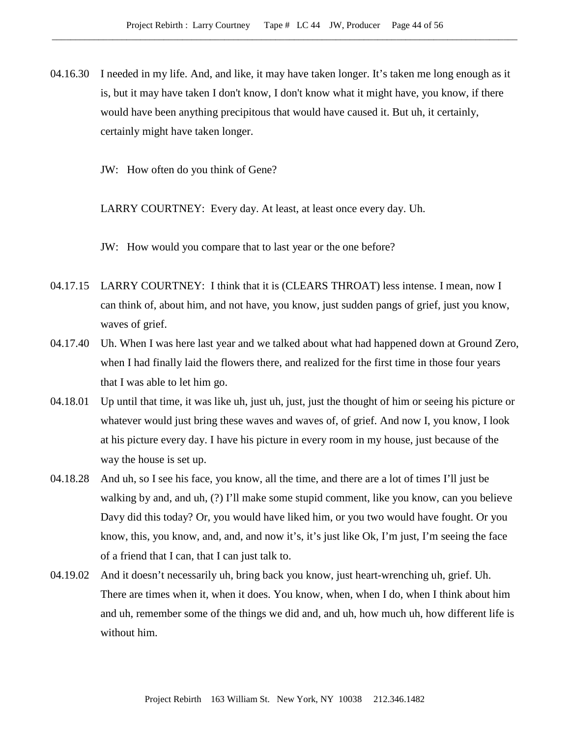04.16.30 I needed in my life. And, and like, it may have taken longer. It's taken me long enough as it is, but it may have taken I don't know, I don't know what it might have, you know, if there would have been anything precipitous that would have caused it. But uh, it certainly, certainly might have taken longer.

JW: How often do you think of Gene?

LARRY COURTNEY: Every day. At least, at least once every day. Uh.

JW: How would you compare that to last year or the one before?

04.17.15 LARRY COURTNEY: I think that it is (CLEARS THROAT) less intense. I mean, now I can think of, about him, and not have, you know, just sudden pangs of grief, just you know, waves of grief.

04.17.40 Uh. When I was here last year and we talked about what had happened down at Ground Zero, when I had finally laid the flowers there, and realized for the first time in those four years that I was able to let him go.

04.18.01 Up until that time, it was like uh, just uh, just, just the thought of him or seeing his picture or whatever would just bring these waves and waves of, of grief. And now I, you know, I look at his picture every day. I have his picture in every room in my house, just because of the way the house is set up.

04.18.28 And uh, so I see his face, you know, all the time, and there are a lot of times I'll just be walking by and, and uh, (?) I'll make some stupid comment, like you know, can you believe Davy did this today? Or, you would have liked him, or you two would have fought. Or you know, this, you know, and, and, and now it's, it's just like Ok, I'm just, I'm seeing the face of a friend that I can, that I can just talk to.

04.19.02 And it doesn't necessarily uh, bring back you know, just heart-wrenching uh, grief. Uh. There are times when it, when it does. You know, when, when I do, when I think about him and uh, remember some of the things we did and, and uh, how much uh, how different life is without him.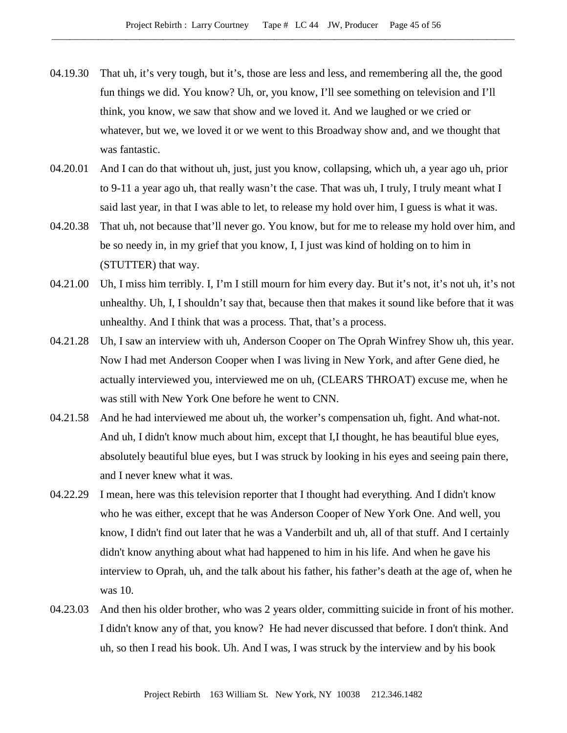04.19.30 That uh, it's very tough, but it's, those are less and less, and remembering all the, the good fun things we did. You know? Uh, or, you know, I'll see something on television and I'll think, you know, we saw that show and we loved it. And we laughed or we cried or whatever, but we, we loved it or we went to this Broadway show and, and we thought that was fantastic.

04.20.01 And I can do that without uh, just, just you know, collapsing, which uh, a year ago uh, prior to 9-11 a year ago uh, that really wasn't the case. That was uh, I truly, I truly meant what I said last year, in that I was able to let, to release my hold over him, I guess is what it was.

04.20.38 That uh, not because that'll never go. You know, but for me to release my hold over him, and be so needy in, in my grief that you know, I, I just was kind of holding on to him in (STUTTER) that way.

04.21.00 Uh, I miss him terribly. I, I'm I still mourn for him every day. But it's not, it's not uh, it's not unhealthy. Uh, I, I shouldn't say that, because then that makes it sound like before that it was unhealthy. And I think that was a process. That, that's a process.

04.21.28 Uh, I saw an interview with uh, Anderson Cooper on The Oprah Winfrey Show uh, this year. Now I had met Anderson Cooper when I was living in New York, and after Gene died, he actually interviewed you, interviewed me on uh, (CLEARS THROAT) excuse me, when he was still with New York One before he went to CNN.

04.21.58 And he had interviewed me about uh, the worker's compensation uh, fight. And what-not. And uh, I didn't know much about him, except that I,I thought, he has beautiful blue eyes, absolutely beautiful blue eyes, but I was struck by looking in his eyes and seeing pain there, and I never knew what it was.

04.22.29 I mean, here was this television reporter that I thought had everything. And I didn't know who he was either, except that he was Anderson Cooper of New York One. And well, you know, I didn't find out later that he was a Vanderbilt and uh, all of that stuff. And I certainly didn't know anything about what had happened to him in his life. And when he gave his interview to Oprah, uh, and the talk about his father, his father's death at the age of, when he was 10.

04.23.03 And then his older brother, who was 2 years older, committing suicide in front of his mother. I didn't know any of that, you know? He had never discussed that before. I don't think. And uh, so then I read his book. Uh. And I was, I was struck by the interview and by his book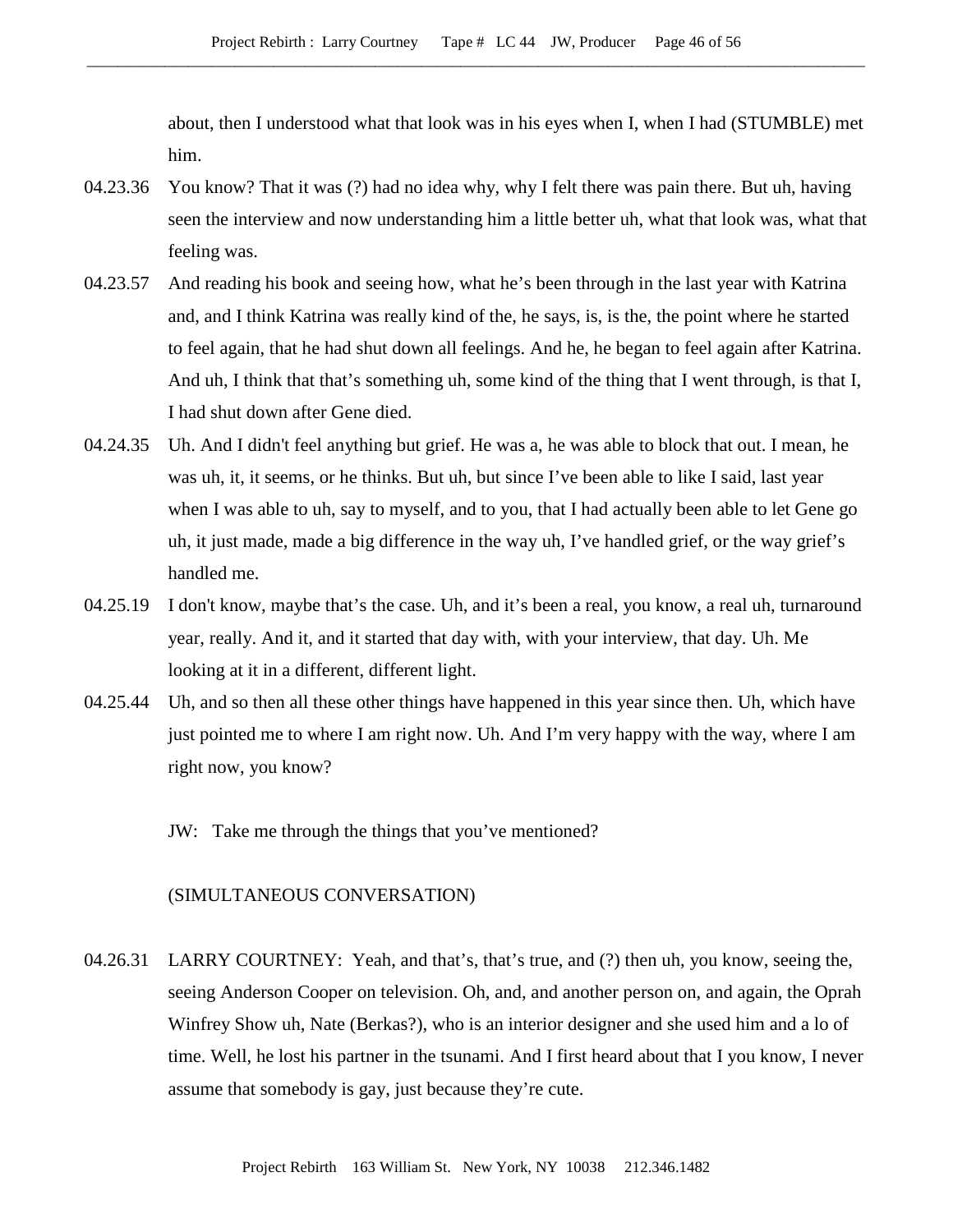about, then I understood what that look was in his eyes when I, when I had (STUMBLE) met him.

04.23.36 You know? That it was (?) had no idea why, why I felt there was pain there. But uh, having seen the interview and now understanding him a little better uh, what that look was, what that feeling was.

04.23.57 And reading his book and seeing how, what he's been through in the last year with Katrina and, and I think Katrina was really kind of the, he says, is, is the, the point where he started to feel again, that he had shut down all feelings. And he, he began to feel again after Katrina. And uh, I think that that's something uh, some kind of the thing that I went through, is that I, I had shut down after Gene died.

04.24.35 Uh. And I didn't feel anything but grief. He was a, he was able to block that out. I mean, he was uh, it, it seems, or he thinks. But uh, but since I've been able to like I said, last year when I was able to uh, say to myself, and to you, that I had actually been able to let Gene go uh, it just made, made a big difference in the way uh, I've handled grief, or the way grief's handled me.

04.25.19 I don't know, maybe that's the case. Uh, and it's been a real, you know, a real uh, turnaround year, really. And it, and it started that day with, with your interview, that day. Uh. Me looking at it in a different, different light.

04.25.44 Uh, and so then all these other things have happened in this year since then. Uh, which have just pointed me to where I am right now. Uh. And I'm very happy with the way, where I am right now, you know?

JW: Take me through the things that you've mentioned?

(SIMULTANEOUS CONVERSATION)

04.26.31 LARRY COURTNEY: Yeah, and that's, that's true, and (?) then uh, you know, seeing the, seeing Anderson Cooper on television. Oh, and, and another person on, and again, the Oprah Winfrey Show uh, Nate (Berkas?), who is an interior designer and she used him and a lo of time. Well, he lost his partner in the tsunami. And I first heard about that I you know, I never assume that somebody is gay, just because they're cute.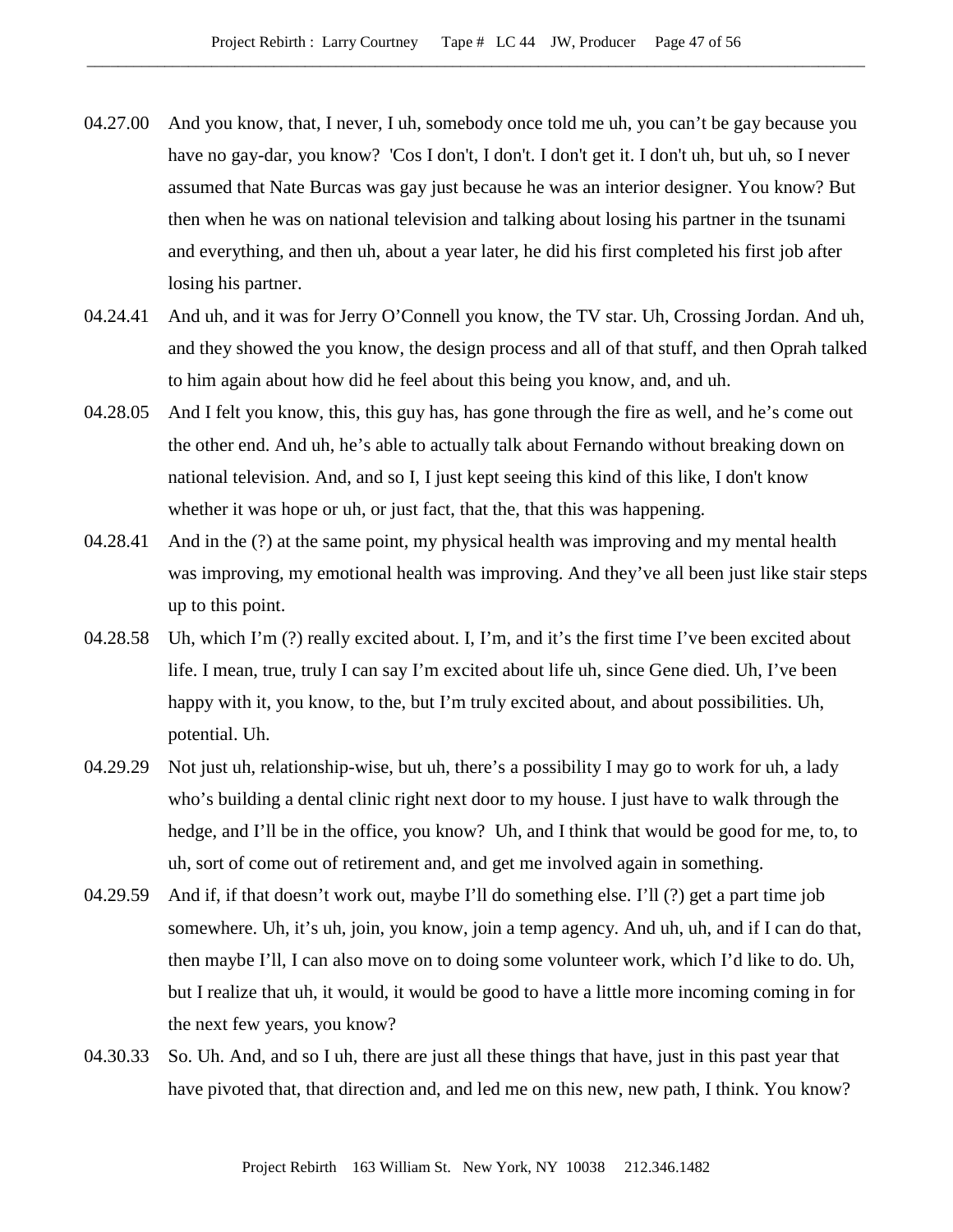04.27.00 And you know, that, I never, I uh, somebody once told me uh, you can't be gay because you have no gay-dar, you know? 'Cos I don't, I don't. I don't get it. I don't uh, but uh, so I never assumed that Nate Burcas was gay just because he was an interior designer. You know? But then when he was on national television and talking about losing his partner in the tsunami and everything, and then uh, about a year later, he did his first completed his first job after losing his partner.

04.24.41 And uh, and it was for Jerry O'Connell you know, the TV star. Uh, Crossing Jordan. And uh, and they showed the you know, the design process and all of that stuff, and then Oprah talked to him again about how did he feel about this being you know, and, and uh.

04.28.05 And I felt you know, this, this guy has, has gone through the fire as well, and he's come out the other end. And uh, he's able to actually talk about Fernando without breaking down on national television. And, and so I, I just kept seeing this kind of this like, I don't know whether it was hope or uh, or just fact, that the, that this was happening.

04.28.41 And in the (?) at the same point, my physical health was improving and my mental health was improving, my emotional health was improving. And they've all been just like stair steps up to this point.

04.28.58 Uh, which I'm (?) really excited about. I, I'm, and it's the first time I've been excited about life. I mean, true, truly I can say I'm excited about life uh, since Gene died. Uh, I've been happy with it, you know, to the, but I'm truly excited about, and about possibilities. Uh, potential. Uh.

04.29.29 Not just uh, relationship-wise, but uh, there's a possibility I may go to work for uh, a lady who's building a dental clinic right next door to my house. I just have to walk through the hedge, and I'll be in the office, you know? Uh, and I think that would be good for me, to, to uh, sort of come out of retirement and, and get me involved again in something.

04.29.59 And if, if that doesn't work out, maybe I'll do something else. I'll (?) get a part time job somewhere. Uh, it's uh, join, you know, join a temp agency. And uh, uh, and if I can do that, then maybe I'll, I can also move on to doing some volunteer work, which I'd like to do. Uh, but I realize that uh, it would, it would be good to have a little more incoming coming in for the next few years, you know?

04.30.33 So. Uh. And, and so I uh, there are just all these things that have, just in this past year that have pivoted that, that direction and, and led me on this new, new path, I think. You know?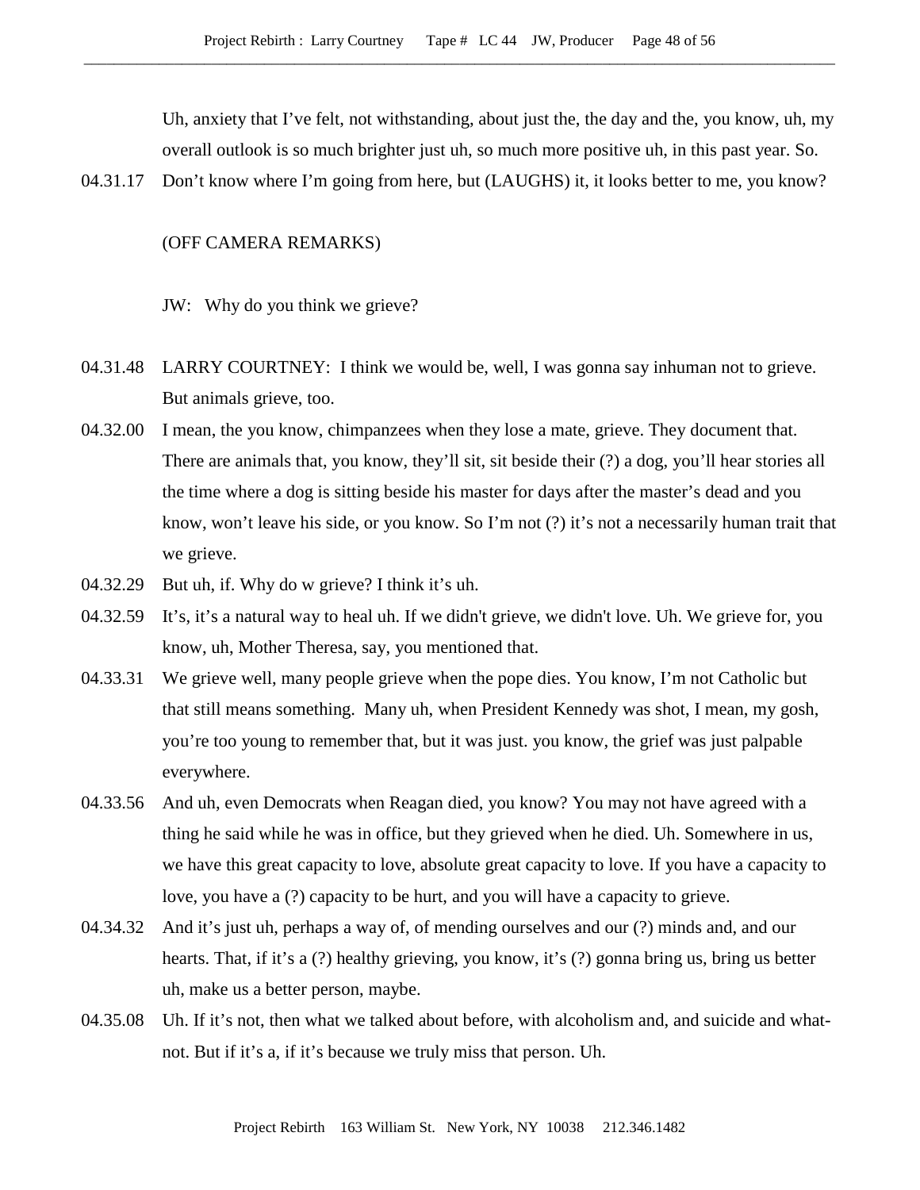Uh, anxiety that I've felt, not withstanding, about just the, the day and the, you know, uh, my overall outlook is so much brighter just uh, so much more positive uh, in this past year. So.

04.31.17 Don't know where I'm going from here, but (LAUGHS) it, it looks better to me, you know?

(OFF CAMERA REMARKS)

JW: Why do you think we grieve?

04.31.48 LARRY COURTNEY: I think we would be, well, I was gonna say inhuman not to grieve. But animals grieve, too.

04.32.00 I mean, the you know, chimpanzees when they lose a mate, grieve. They document that. There are animals that, you know, they'll sit, sit beside their (?) a dog, you'll hear stories all the time where a dog is sitting beside his master for days after the master's dead and you know, won't leave his side, or you know. So I'm not (?) it's not a necessarily human trait that we grieve.

04.32.29 But uh, if. Why do w grieve? I think it's uh.

04.32.59 It's, it's a natural way to heal uh. If we didn't grieve, we didn't love. Uh. We grieve for, you know, uh, Mother Theresa, say, you mentioned that.

04.33.31 We grieve well, many people grieve when the pope dies. You know, I'm not Catholic but that still means something. Many uh, when President Kennedy was shot, I mean, my gosh, you're too young to remember that, but it was just. you know, the grief was just palpable everywhere.

04.33.56 And uh, even Democrats when Reagan died, you know? You may not have agreed with a thing he said while he was in office, but they grieved when he died. Uh. Somewhere in us, we have this great capacity to love, absolute great capacity to love. If you have a capacity to love, you have a (?) capacity to be hurt, and you will have a capacity to grieve.

04.34.32 And it's just uh, perhaps a way of, of mending ourselves and our (?) minds and, and our hearts. That, if it's a (?) healthy grieving, you know, it's (?) gonna bring us, bring us better uh, make us a better person, maybe.

04.35.08 Uh. If it's not, then what we talked about before, with alcoholism and, and suicide and what-not. But if it's a, if it's because we truly miss that person. Uh.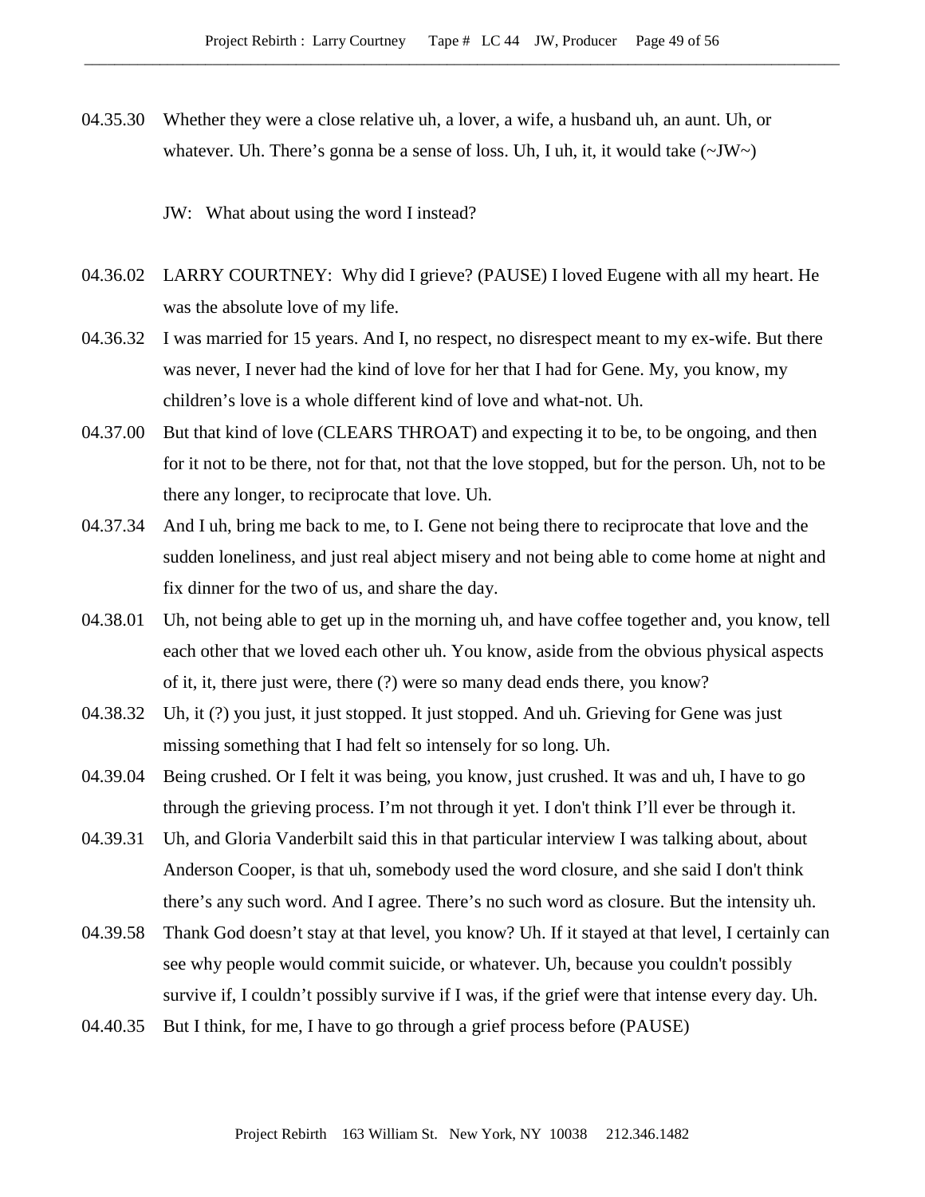04.35.30 Whether they were a close relative uh, a lover, a wife, a husband uh, an aunt. Uh, or whatever. Uh. There's gonna be a sense of loss. Uh, I uh, it, it would take (~JW~)

JW: What about using the word I instead?

04.36.02 LARRY COURTNEY: Why did I grieve? (PAUSE) I loved Eugene with all my heart. He was the absolute love of my life.

04.36.32 I was married for 15 years. And I, no respect, no disrespect meant to my ex-wife. But there was never, I never had the kind of love for her that I had for Gene. My, you know, my children's love is a whole different kind of love and what-not. Uh.

04.37.00 But that kind of love (CLEARS THROAT) and expecting it to be, to be ongoing, and then for it not to be there, not for that, not that the love stopped, but for the person. Uh, not to be there any longer, to reciprocate that love. Uh.

04.37.34 And I uh, bring me back to me, to I. Gene not being there to reciprocate that love and the sudden loneliness, and just real abject misery and not being able to come home at night and fix dinner for the two of us, and share the day.

04.38.01 Uh, not being able to get up in the morning uh, and have coffee together and, you know, tell each other that we loved each other uh. You know, aside from the obvious physical aspects of it, it, there just were, there (?) were so many dead ends there, you know?

04.38.32 Uh, it (?) you just, it just stopped. It just stopped. And uh. Grieving for Gene was just missing something that I had felt so intensely for so long. Uh.

04.39.04 Being crushed. Or I felt it was being, you know, just crushed. It was and uh, I have to go through the grieving process. I'm not through it yet. I don't think I'll ever be through it.

04.39.31 Uh, and Gloria Vanderbilt said this in that particular interview I was talking about, about Anderson Cooper, is that uh, somebody used the word closure, and she said I don't think there's any such word. And I agree. There's no such word as closure. But the intensity uh.

04.39.58 Thank God doesn't stay at that level, you know? Uh. If it stayed at that level, I certainly can see why people would commit suicide, or whatever. Uh, because you couldn't possibly survive if, I couldn't possibly survive if I was, if the grief were that intense every day. Uh.

04.40.35 But I think, for me, I have to go through a grief process before (PAUSE)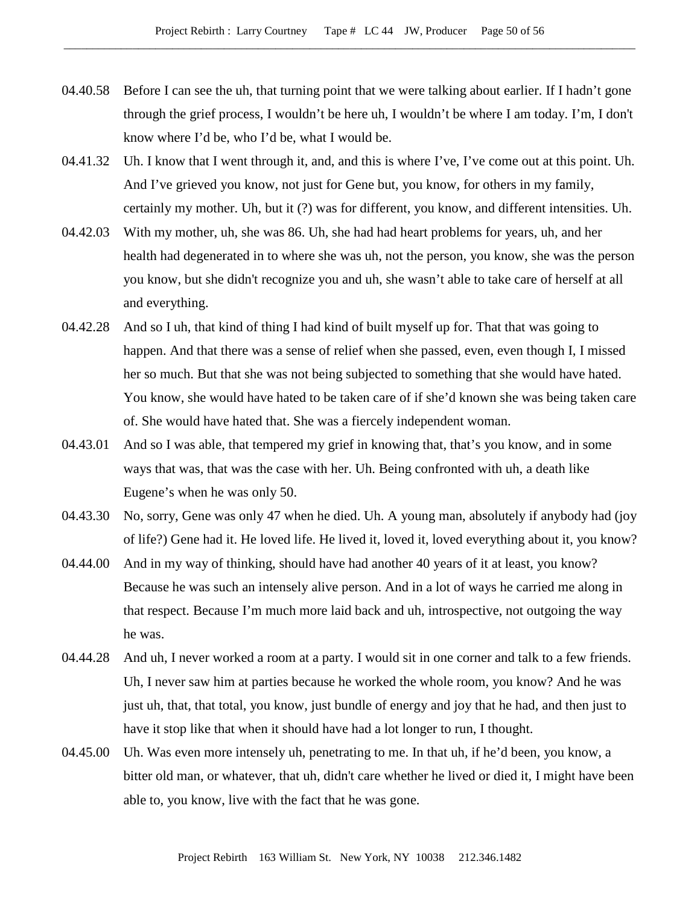04.40.58 Before I can see the uh, that turning point that we were talking about earlier. If I hadn't gone through the grief process, I wouldn't be here uh, I wouldn't be where I am today. I'm, I don't know where I'd be, who I'd be, what I would be.

04.41.32 Uh. I know that I went through it, and, and this is where I've, I've come out at this point. Uh. And I've grieved you know, not just for Gene but, you know, for others in my family, certainly my mother. Uh, but it (?) was for different, you know, and different intensities. Uh.

04.42.03 With my mother, uh, she was 86. Uh, she had had heart problems for years, uh, and her health had degenerated in to where she was uh, not the person, you know, she was the person you know, but she didn't recognize you and uh, she wasn't able to take care of herself at all and everything.

04.42.28 And so I uh, that kind of thing I had kind of built myself up for. That that was going to happen. And that there was a sense of relief when she passed, even, even though I, I missed her so much. But that she was not being subjected to something that she would have hated. You know, she would have hated to be taken care of if she'd known she was being taken care of. She would have hated that. She was a fiercely independent woman.

04.43.01 And so I was able, that tempered my grief in knowing that, that's you know, and in some ways that was, that was the case with her. Uh. Being confronted with uh, a death like Eugene's when he was only 50.

04.43.30 No, sorry, Gene was only 47 when he died. Uh. A young man, absolutely if anybody had (joy of life?) Gene had it. He loved life. He lived it, loved it, loved everything about it, you know?

04.44.00 And in my way of thinking, should have had another 40 years of it at least, you know? Because he was such an intensely alive person. And in a lot of ways he carried me along in that respect. Because I'm much more laid back and uh, introspective, not outgoing the way he was.

04.44.28 And uh, I never worked a room at a party. I would sit in one corner and talk to a few friends. Uh, I never saw him at parties because he worked the whole room, you know? And he was just uh, that, that total, you know, just bundle of energy and joy that he had, and then just to have it stop like that when it should have had a lot longer to run, I thought.

04.45.00 Uh. Was even more intensely uh, penetrating to me. In that uh, if he'd been, you know, a bitter old man, or whatever, that uh, didn't care whether he lived or died it, I might have been able to, you know, live with the fact that he was gone.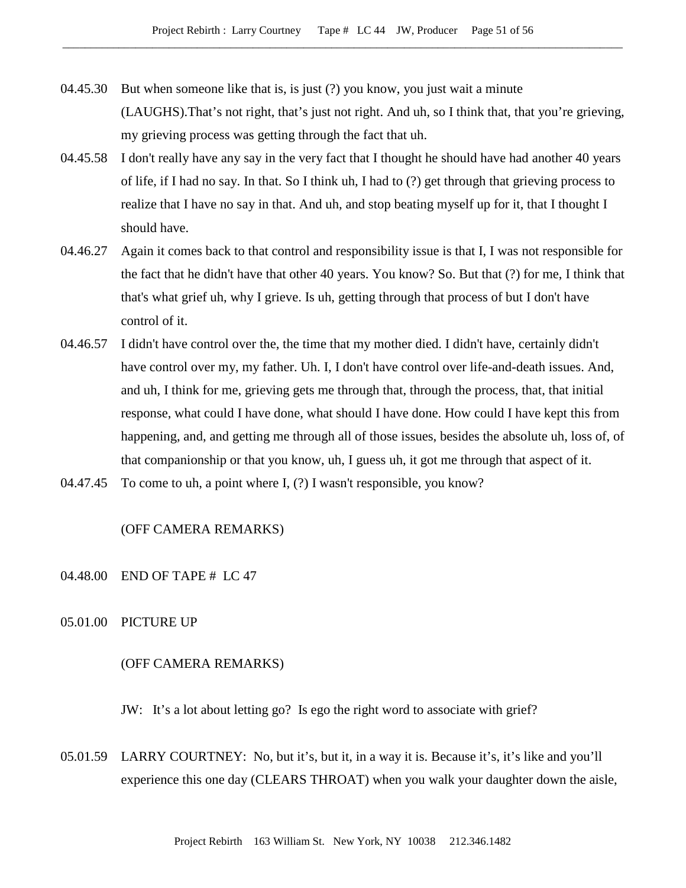04.45.30 But when someone like that is, is just (?) you know, you just wait a minute (LAUGHS).That's not right, that's just not right. And uh, so I think that, that you're grieving, my grieving process was getting through the fact that uh.

04.45.58 I don't really have any say in the very fact that I thought he should have had another 40 years of life, if I had no say. In that. So I think uh, I had to (?) get through that grieving process to realize that I have no say in that. And uh, and stop beating myself up for it, that I thought I should have.

04.46.27 Again it comes back to that control and responsibility issue is that I, I was not responsible for the fact that he didn't have that other 40 years. You know? So. But that (?) for me, I think that that's what grief uh, why I grieve. Is uh, getting through that process of but I don't have control of it.

04.46.57 I didn't have control over the, the time that my mother died. I didn't have, certainly didn't have control over my, my father. Uh. I, I don't have control over life-and-death issues. And, and uh, I think for me, grieving gets me through that, through the process, that, that initial response, what could I have done, what should I have done. How could I have kept this from happening, and, and getting me through all of those issues, besides the absolute uh, loss of, of that companionship or that you know, uh, I guess uh, it got me through that aspect of it.

04.47.45 To come to uh, a point where I, (?) I wasn't responsible, you know?

(OFF CAMERA REMARKS)

04.48.00 END OF TAPE # LC 47

05.01.00 PICTURE UP

(OFF CAMERA REMARKS)

JW: It's a lot about letting go? Is ego the right word to associate with grief?

05.01.59 LARRY COURTNEY: No, but it's, but it, in a way it is. Because it's, it's like and you'll experience this one day (CLEARS THROAT) when you walk your daughter down the aisle,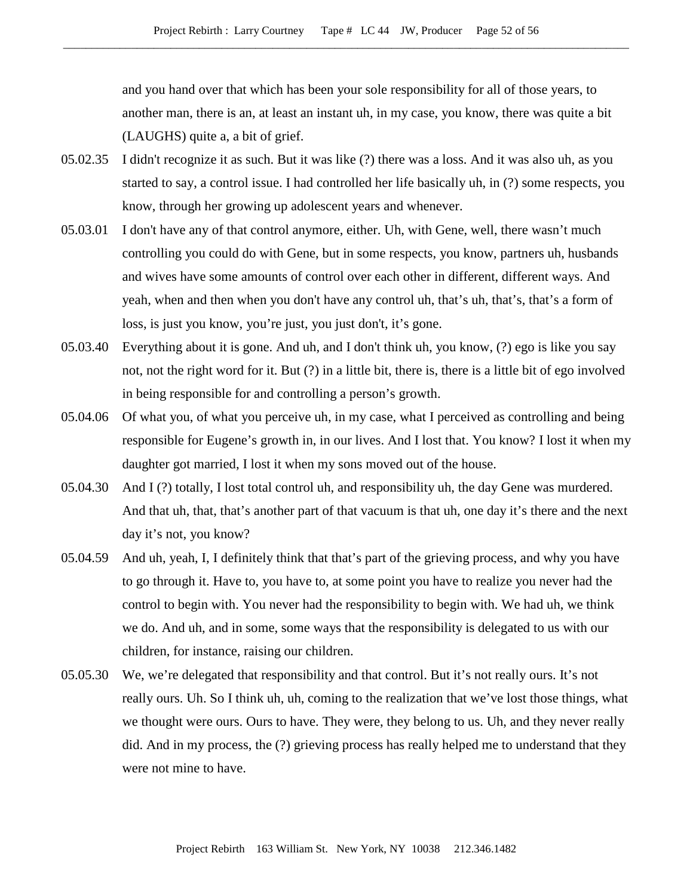and you hand over that which has been your sole responsibility for all of those years, to another man, there is an, at least an instant uh, in my case, you know, there was quite a bit (LAUGHS) quite a, a bit of grief.

05.02.35 I didn't recognize it as such. But it was like (?) there was a loss. And it was also uh, as you started to say, a control issue. I had controlled her life basically uh, in (?) some respects, you know, through her growing up adolescent years and whenever.

05.03.01 I don't have any of that control anymore, either. Uh, with Gene, well, there wasn't much controlling you could do with Gene, but in some respects, you know, partners uh, husbands and wives have some amounts of control over each other in different, different ways. And yeah, when and then when you don't have any control uh, that's uh, that's, that's a form of loss, is just you know, you're just, you just don't, it's gone.

05.03.40 Everything about it is gone. And uh, and I don't think uh, you know, (?) ego is like you say not, not the right word for it. But (?) in a little bit, there is, there is a little bit of ego involved in being responsible for and controlling a person's growth.

05.04.06 Of what you, of what you perceive uh, in my case, what I perceived as controlling and being responsible for Eugene's growth in, in our lives. And I lost that. You know? I lost it when my daughter got married, I lost it when my sons moved out of the house.

05.04.30 And I (?) totally, I lost total control uh, and responsibility uh, the day Gene was murdered. And that uh, that, that's another part of that vacuum is that uh, one day it's there and the next day it's not, you know?

05.04.59 And uh, yeah, I, I definitely think that that's part of the grieving process, and why you have to go through it. Have to, you have to, at some point you have to realize you never had the control to begin with. You never had the responsibility to begin with. We had uh, we think we do. And uh, and in some, some ways that the responsibility is delegated to us with our children, for instance, raising our children.

05.05.30 We, we're delegated that responsibility and that control. But it's not really ours. It's not really ours. Uh. So I think uh, uh, coming to the realization that we've lost those things, what we thought were ours. Ours to have. They were, they belong to us. Uh, and they never really did. And in my process, the (?) grieving process has really helped me to understand that they were not mine to have.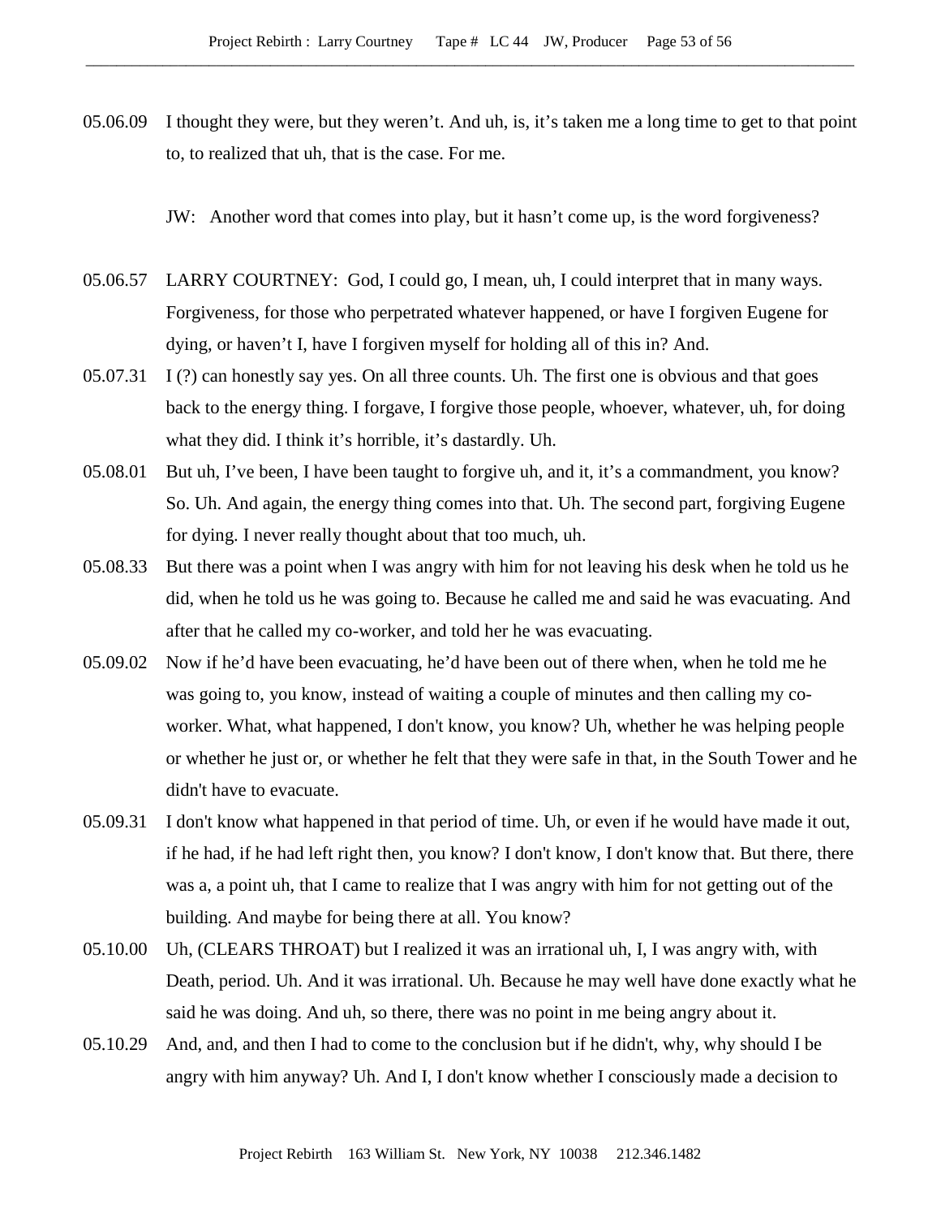05.06.09 I thought they were, but they weren't. And uh, is, it's taken me a long time to get to that point to, to realized that uh, that is the case. For me.

JW: Another word that comes into play, but it hasn't come up, is the word forgiveness?

05.06.57 LARRY COURTNEY: God, I could go, I mean, uh, I could interpret that in many ways. Forgiveness, for those who perpetrated whatever happened, or have I forgiven Eugene for dying, or haven't I, have I forgiven myself for holding all of this in? And.

05.07.31 I (?) can honestly say yes. On all three counts. Uh. The first one is obvious and that goes back to the energy thing. I forgave, I forgive those people, whoever, whatever, uh, for doing what they did. I think it's horrible, it's dastardly. Uh.

05.08.01 But uh, I've been, I have been taught to forgive uh, and it, it's a commandment, you know? So. Uh. And again, the energy thing comes into that. Uh. The second part, forgiving Eugene for dying. I never really thought about that too much, uh.

05.08.33 But there was a point when I was angry with him for not leaving his desk when he told us he did, when he told us he was going to. Because he called me and said he was evacuating. And after that he called my co-worker, and told her he was evacuating.

05.09.02 Now if he'd have been evacuating, he'd have been out of there when, when he told me he was going to, you know, instead of waiting a couple of minutes and then calling my co-worker. What, what happened, I don't know, you know? Uh, whether he was helping people or whether he just or, or whether he felt that they were safe in that, in the South Tower and he didn't have to evacuate.

05.09.31 I don't know what happened in that period of time. Uh, or even if he would have made it out, if he had, if he had left right then, you know? I don't know, I don't know that. But there, there was a, a point uh, that I came to realize that I was angry with him for not getting out of the building. And maybe for being there at all. You know?

05.10.00 Uh, (CLEARS THROAT) but I realized it was an irrational uh, I, I was angry with, with Death, period. Uh. And it was irrational. Uh. Because he may well have done exactly what he said he was doing. And uh, so there, there was no point in me being angry about it.

05.10.29 And, and, and then I had to come to the conclusion but if he didn't, why, why should I be angry with him anyway? Uh. And I, I don't know whether I consciously made a decision to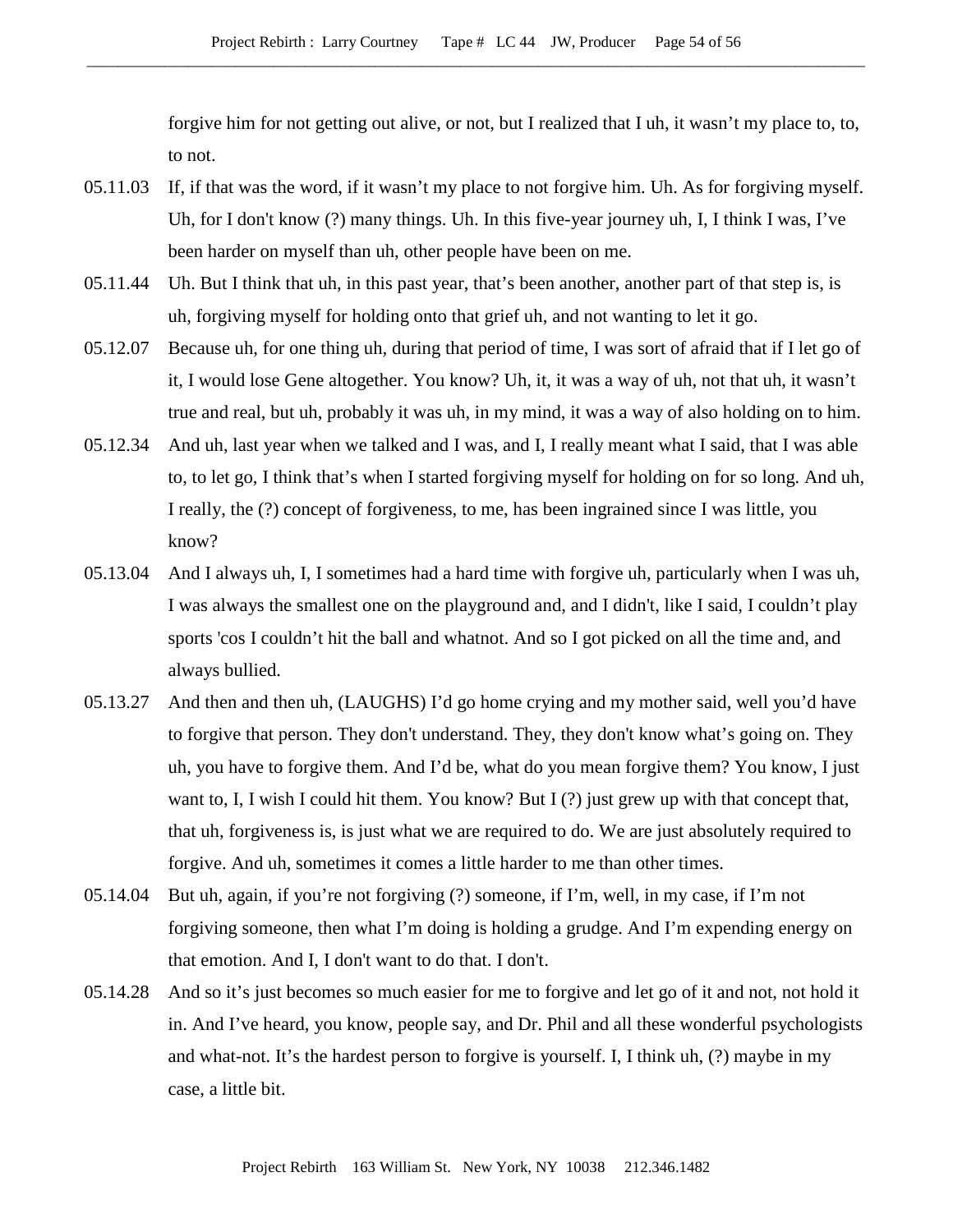forgive him for not getting out alive, or not, but I realized that I uh, it wasn't my place to, to, to not.

05.11.03 If, if that was the word, if it wasn't my place to not forgive him. Uh. As for forgiving myself. Uh, for I don't know (?) many things. Uh. In this five-year journey uh, I, I think I was, I've been harder on myself than uh, other people have been on me.

05.11.44 Uh. But I think that uh, in this past year, that's been another, another part of that step is, is uh, forgiving myself for holding onto that grief uh, and not wanting to let it go.

05.12.07 Because uh, for one thing uh, during that period of time, I was sort of afraid that if I let go of it, I would lose Gene altogether. You know? Uh, it, it was a way of uh, not that uh, it wasn't true and real, but uh, probably it was uh, in my mind, it was a way of also holding on to him.

05.12.34 And uh, last year when we talked and I was, and I, I really meant what I said, that I was able to, to let go, I think that's when I started forgiving myself for holding on for so long. And uh, I really, the (?) concept of forgiveness, to me, has been ingrained since I was little, you know?

05.13.04 And I always uh, I, I sometimes had a hard time with forgive uh, particularly when I was uh, I was always the smallest one on the playground and, and I didn't, like I said, I couldn't play sports 'cos I couldn't hit the ball and whatnot. And so I got picked on all the time and, and always bullied.

05.13.27 And then and then uh, (LAUGHS) I'd go home crying and my mother said, well you'd have to forgive that person. They don't understand. They, they don't know what's going on. They uh, you have to forgive them. And I'd be, what do you mean forgive them? You know, I just want to, I, I wish I could hit them. You know? But I (?) just grew up with that concept that, that uh, forgiveness is, is just what we are required to do. We are just absolutely required to forgive. And uh, sometimes it comes a little harder to me than other times.

05.14.04 But uh, again, if you're not forgiving (?) someone, if I'm, well, in my case, if I'm not forgiving someone, then what I'm doing is holding a grudge. And I'm expending energy on that emotion. And I, I don't want to do that. I don't.

05.14.28 And so it's just becomes so much easier for me to forgive and let go of it and not, not hold it in. And I've heard, you know, people say, and Dr. Phil and all these wonderful psychologists and what-not. It's the hardest person to forgive is yourself. I, I think uh, (?) maybe in my case, a little bit.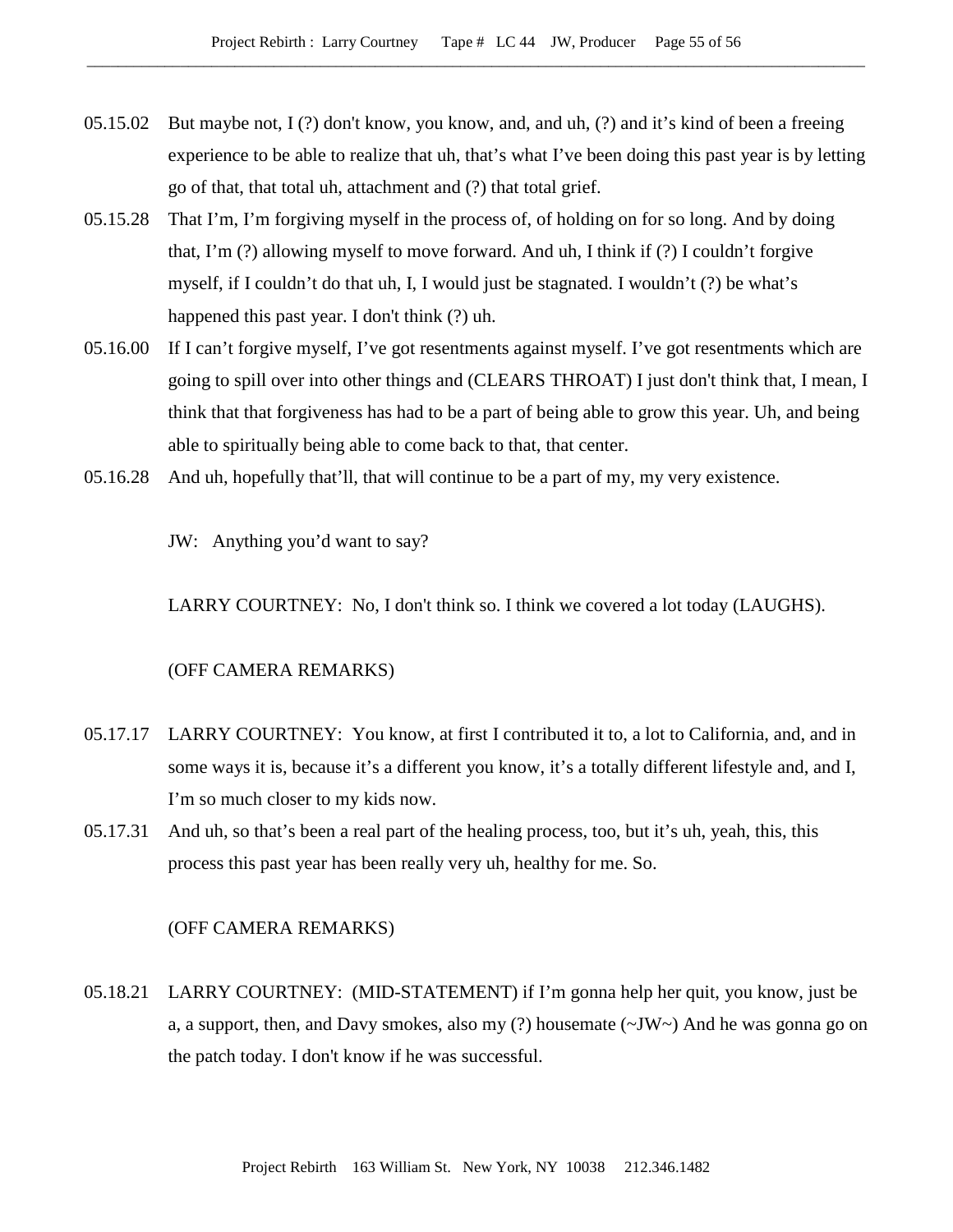05.15.02 But maybe not, I (?) don't know, you know, and, and uh, (?) and it's kind of been a freeing experience to be able to realize that uh, that's what I've been doing this past year is by letting go of that, that total uh, attachment and (?) that total grief.

05.15.28 That I'm, I'm forgiving myself in the process of, of holding on for so long. And by doing that, I'm (?) allowing myself to move forward. And uh, I think if (?) I couldn't forgive myself, if I couldn't do that uh, I, I would just be stagnated. I wouldn't (?) be what's happened this past year. I don't think (?) uh.

05.16.00 If I can't forgive myself, I've got resentments against myself. I've got resentments which are going to spill over into other things and (CLEARS THROAT) I just don't think that, I mean, I think that that forgiveness has had to be a part of being able to grow this year. Uh, and being able to spiritually being able to come back to that, that center.

05.16.28 And uh, hopefully that'll, that will continue to be a part of my, my very existence.

JW: Anything you'd want to say?

LARRY COURTNEY: No, I don't think so. I think we covered a lot today (LAUGHS).

(OFF CAMERA REMARKS)

05.17.17 LARRY COURTNEY: You know, at first I contributed it to, a lot to California, and, and in some ways it is, because it's a different you know, it's a totally different lifestyle and, and I, I'm so much closer to my kids now.

05.17.31 And uh, so that's been a real part of the healing process, too, but it's uh, yeah, this, this process this past year has been really very uh, healthy for me. So.

(OFF CAMERA REMARKS)

05.18.21 LARRY COURTNEY: (MID-STATEMENT) if I'm gonna help her quit, you know, just be a, a support, then, and Davy smokes, also my (?) housemate (~JW~) And he was gonna go on the patch today. I don't know if he was successful.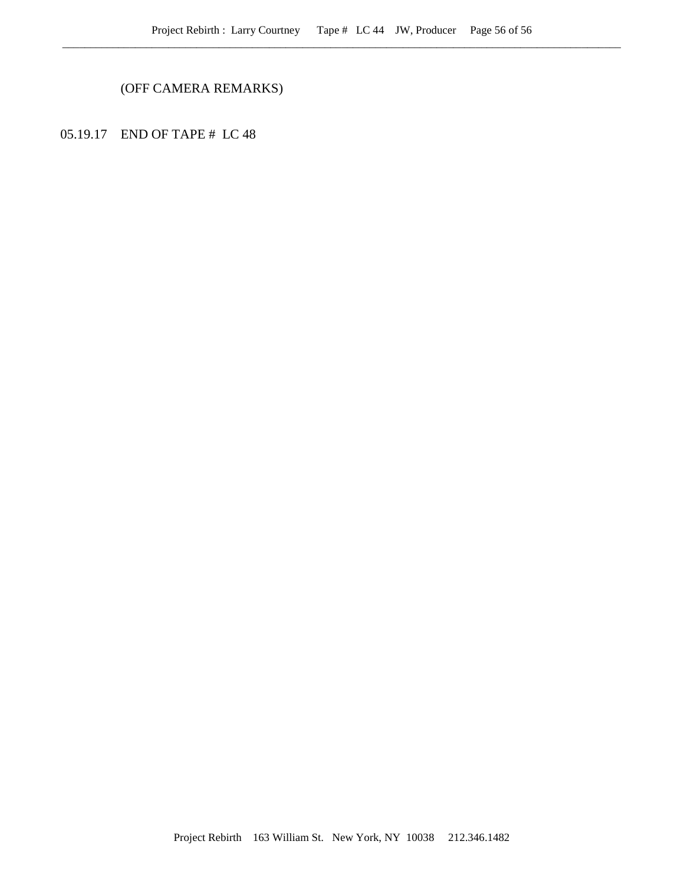(OFF CAMERA REMARKS)

05.19.17 END OF TAPE # LC 48